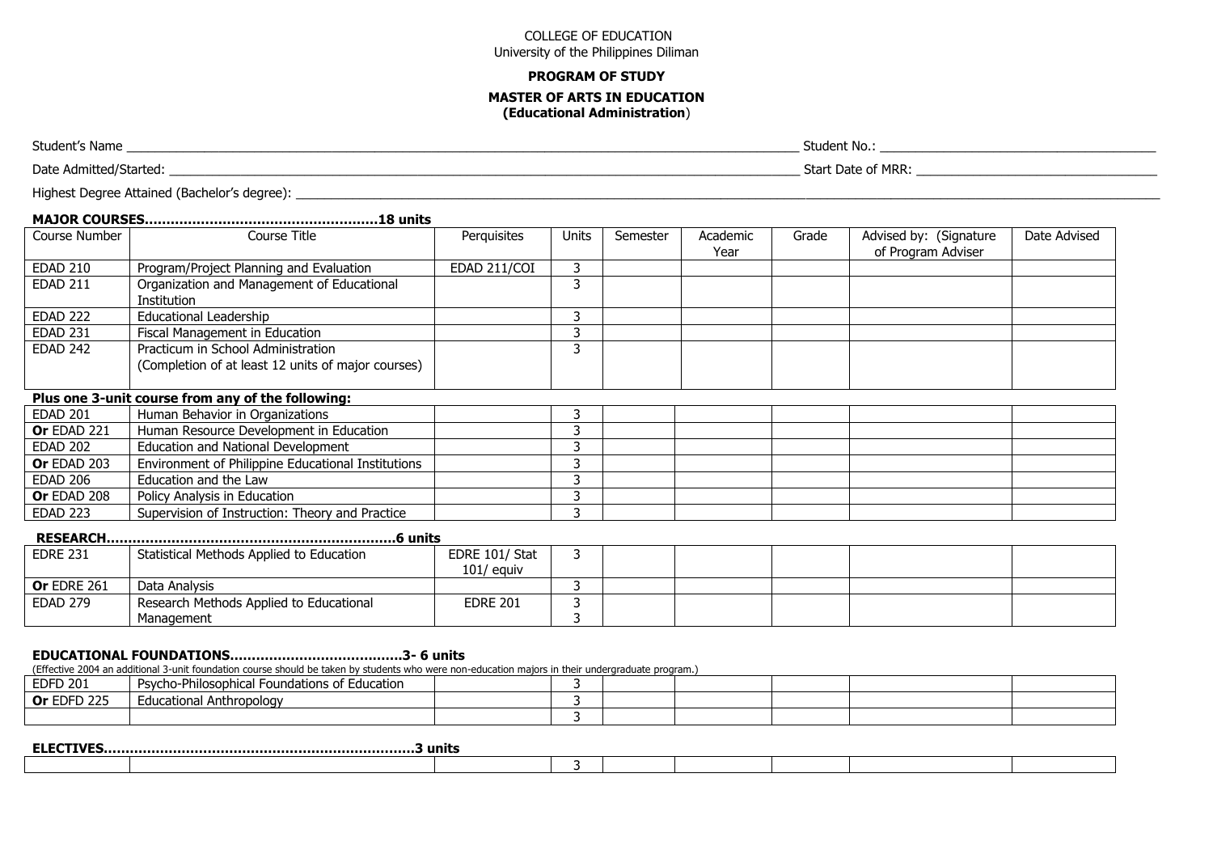COLLEGE OF EDUCATION
University of the Philippines Diliman

**PROGRAM OF STUDY**

**MASTER OF ARTS IN EDUCATION**
**(Educational Administration)**

Student's Name ____________________ Student No.: ____________________

Date Admitted/Started: ____________________ Start Date of MRR: ____________________

Highest Degree Attained (Bachelor's degree): ____________________

**MAJOR COURSES……………………………………………18 units**

| Course Number | Course Title | Perquisites | Units | Semester | Academic Year | Grade | Advised by: (Signature of Program Adviser | Date Advised |
|---|---|---|---|---|---|---|---|---|
| EDAD 210 | Program/Project Planning and Evaluation | EDAD 211/COI | 3 | | | | | |
| EDAD 211 | Organization and Management of Educational Institution | | 3 | | | | | |
| EDAD 222 | Educational Leadership | | 3 | | | | | |
| EDAD 231 | Fiscal Management in Education | | 3 | | | | | |
| EDAD 242 | Practicum in School Administration (Completion of at least 12 units of major courses) | | 3 | | | | | |
| **Plus one 3-unit course from any of the following:** | | | | | | | | |
| EDAD 201 | Human Behavior in Organizations | | 3 | | | | | |
| **Or** EDAD 221 | Human Resource Development in Education | | 3 | | | | | |
| EDAD 202 | Education and National Development | | 3 | | | | | |
| **Or** EDAD 203 | Environment of Philippine Educational Institutions | | 3 | | | | | |
| EDAD 206 | Education and the Law | | 3 | | | | | |
| **Or** EDAD 208 | Policy Analysis in Education | | 3 | | | | | |
| EDAD 223 | Supervision of Instruction: Theory and Practice | | 3 | | | | | |

**RESEARCH…………………………………………………………6 units**

| Course Number | Course Title | Perquisites | Units | Semester | Academic Year | Grade | Advised by | Date Advised |
|---|---|---|---|---|---|---|---|---|
| EDRE 231 | Statistical Methods Applied to Education | EDRE 101/ Stat 101/ equiv | 3 | | | | | |
| **Or** EDRE 261 | Data Analysis | | 3 | | | | | |
| EDAD 279 | Research Methods Applied to Educational Management | EDRE 201 | 3<br>3 | | | | | |

**EDUCATIONAL FOUNDATIONS…………………………………3- 6 units**

(Effective 2004 an additional 3-unit foundation course should be taken by students who were non-education majors in their undergraduate program.)

| Course Number | Course Title | Perquisites | Units | Semester | Academic Year | Grade | Advised by | Date Advised |
|---|---|---|---|---|---|---|---|---|
| EDFD 201 | Psycho-Philosophical Foundations of Education | | 3 | | | | | |
| **Or** EDFD 225 | Educational Anthropology | | 3 | | | | | |
| | | | 3 | | | | | |

**ELECTIVES……………………………………………………………3 units**

| Course Number | Course Title | Perquisites | Units | Semester | Academic Year | Grade | Advised by | Date Advised |
|---|---|---|---|---|---|---|---|---|
| | | | 3 | | | | | |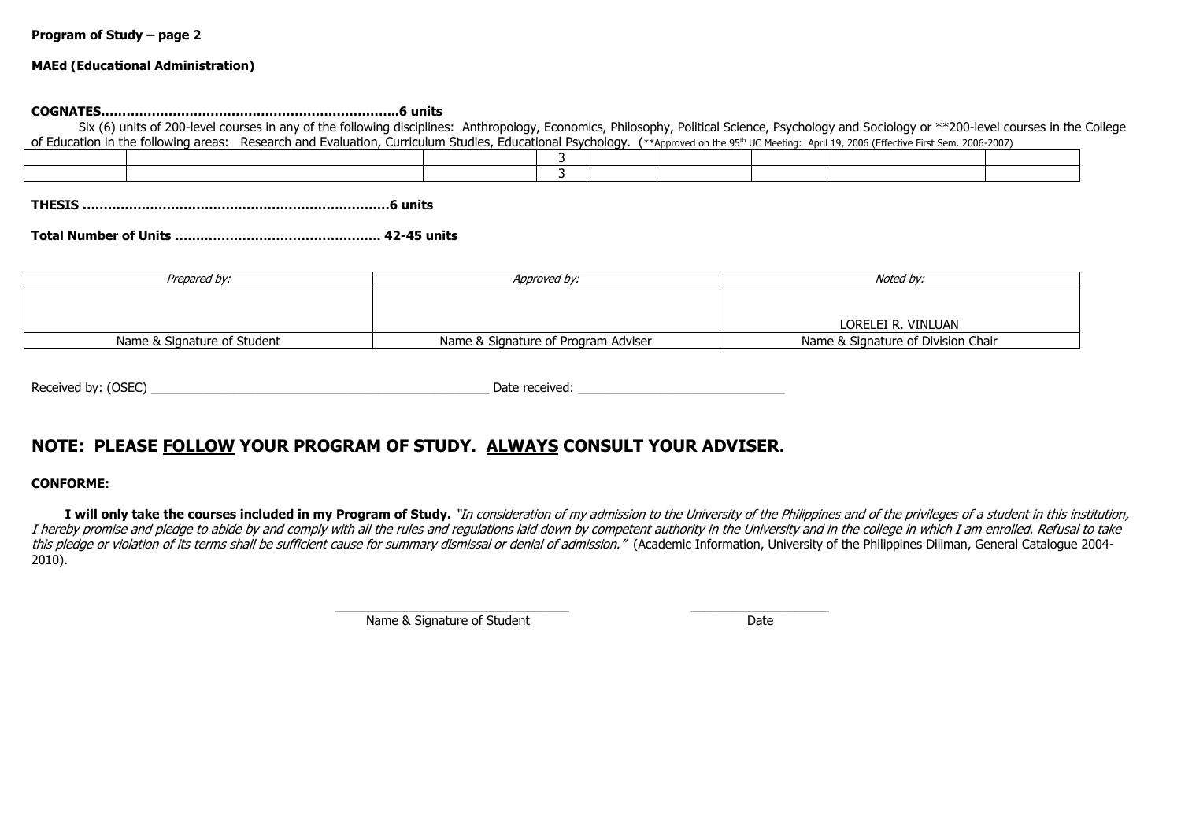**Program of Study – page 2**

**MAEd (Educational Administration)**

**COGNATES……………………………………………………………..6 units**

Six (6) units of 200-level courses in any of the following disciplines: Anthropology, Economics, Philosophy, Political Science, Psychology and Sociology or **200-level courses in the College of Education in the following areas: Research and Evaluation, Curriculum Studies, Educational Psychology. (**Approved on the 95th UC Meeting: April 19, 2006 (Effective First Sem. 2006-2007)

| | | | | | | | | |
|---|---|---|---|---|---|---|---|---|
| | | | 3 | | | | | |
| | | | 3 | | | | | |

**THESIS ………………………………………………………………6 units**

**Total Number of Units ………………………………………… 42-45 units**

| *Prepared by:* | *Approved by:* | *Noted by:* |
|---|---|---|
| | | LORELEI R. VINLUAN |
| Name & Signature of Student | Name & Signature of Program Adviser | Name & Signature of Division Chair |

Received by: (OSEC) ______________________________________________ Date received: ____________________________

## NOTE: PLEASE FOLLOW YOUR PROGRAM OF STUDY. ALWAYS CONSULT YOUR ADVISER.

**CONFORME:**

**I will only take the courses included in my Program of Study.** *"In consideration of my admission to the University of the Philippines and of the privileges of a student in this institution, I hereby promise and pledge to abide by and comply with all the rules and regulations laid down by competent authority in the University and in the college in which I am enrolled. Refusal to take this pledge or violation of its terms shall be sufficient cause for summary dismissal or denial of admission."* (Academic Information, University of the Philippines Diliman, General Catalogue 2004-2010).

______________________________ Name & Signature of Student

____________________ Date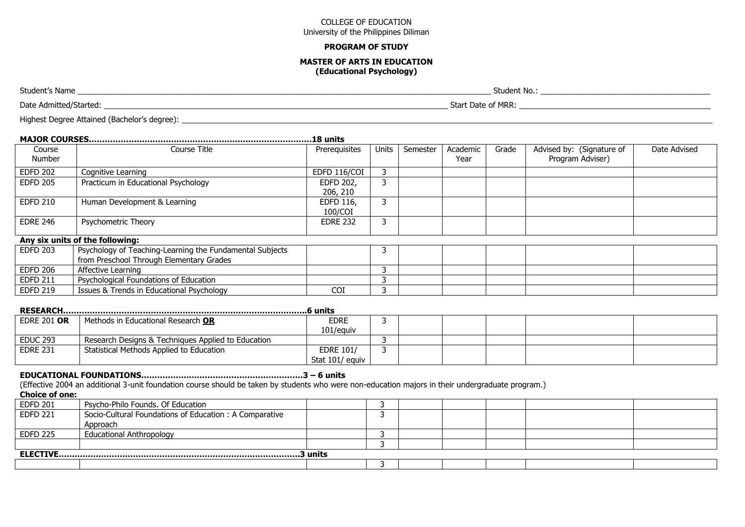COLLEGE OF EDUCATION
University of the Philippines Diliman

**PROGRAM OF STUDY**

**MASTER OF ARTS IN EDUCATION**
**(Educational Psychology)**

Student's Name ______________________________ Student No.: ______________________________

Date Admitted/Started: ______________________________ Start Date of MRR: ______________________________

Highest Degree Attained (Bachelor's degree): ______________________________

**MAJOR COURSES……………………………………………………………………………18 units**

| Course Number | Course Title | Prerequisites | Units | Semester | Academic Year | Grade | Advised by: (Signature of Program Adviser) | Date Advised |
|---|---|---|---|---|---|---|---|---|
| EDFD 202 | Cognitive Learning | EDFD 116/COI | 3 | | | | | |
| EDFD 205 | Practicum in Educational Psychology | EDFD 202, 206, 210 | 3 | | | | | |
| EDFD 210 | Human Development & Learning | EDFD 116, 100/COI | 3 | | | | | |
| EDRE 246 | Psychometric Theory | EDRE 232 | 3 | | | | | |
| **Any six units of the following:** | | | | | | | | |
| EDFD 203 | Psychology of Teaching-Learning the Fundamental Subjects from Preschool Through Elementary Grades | | 3 | | | | | |
| EDFD 206 | Affective Learning | | 3 | | | | | |
| EDFD 211 | Psychological Foundations of Education | | 3 | | | | | |
| EDFD 219 | Issues & Trends in Educational Psychology | COI | 3 | | | | | |

**RESEARCH……………………………………………………………………………………6 units**

| Course Number | Course Title | Prerequisites | Units | Semester | Academic Year | Grade | Advised by: (Signature of Program Adviser) | Date Advised |
|---|---|---|---|---|---|---|---|---|
| EDRE 201 **OR** | Methods in Educational Research **OR** | EDRE 101/equiv | 3 | | | | | |
| EDUC 293 | Research Designs & Techniques Applied to Education | | 3 | | | | | |
| EDRE 231 | Statistical Methods Applied to Education | EDRE 101/ Stat 101/ equiv | 3 | | | | | |

**EDUCATIONAL FOUNDATIONS……………………………………………………3 – 6 units**

(Effective 2004 an additional 3-unit foundation course should be taken by students who were non-education majors in their undergraduate program.)

**Choice of one:**

| Course Number | Course Title | Prerequisites | Units | Semester | Academic Year | Grade | Advised by: (Signature of Program Adviser) | Date Advised |
|---|---|---|---|---|---|---|---|---|
| EDFD 201 | Psycho-Philo Founds. Of Education | | 3 | | | | | |
| EDFD 221 | Socio-Cultural Foundations of Education : A Comparative Approach | | 3 | | | | | |
| EDFD 225 | Educational Anthropology | | 3 | | | | | |
| | | | 3 | | | | | |

**ELECTIVE…………………………………………………………………………………3 units**

| Course Number | Course Title | Prerequisites | Units | Semester | Academic Year | Grade | Advised by: (Signature of Program Adviser) | Date Advised |
|---|---|---|---|---|---|---|---|---|
| | | | 3 | | | | | |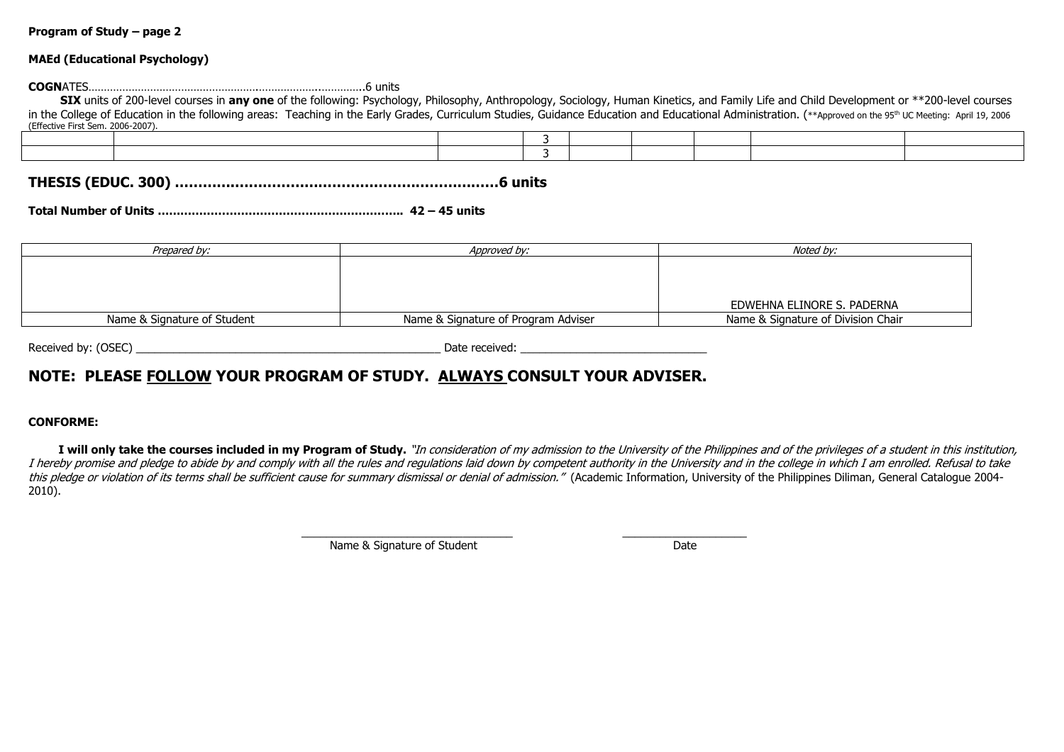**Program of Study – page 2**

**MAEd (Educational Psychology)**

**COGN**ATES…………………………………………………………………………….6 units

**SIX** units of 200-level courses in **any one** of the following: Psychology, Philosophy, Anthropology, Sociology, Human Kinetics, and Family Life and Child Development or **200-level courses in the College of Education in the following areas: Teaching in the Early Grades, Curriculum Studies, Guidance Education and Educational Administration. (**Approved on the 95th UC Meeting: April 19, 2006 (Effective First Sem. 2006-2007).

| | | | | | | | | |
|---|---|---|---|---|---|---|---|---|
| | | | 3 | | | | | |
| | | | 3 | | | | | |

**THESIS (EDUC. 300) ……………………………………………………………6 units**

**Total Number of Units ……………………………………………………….. 42 – 45 units**

| *Prepared by:* | *Approved by:* | *Noted by:* |
|---|---|---|
| | | EDWEHNA ELINORE S. PADERNA |
| Name & Signature of Student | Name & Signature of Program Adviser | Name & Signature of Division Chair |

Received by: (OSEC) ________________________________________________ Date received: ______________________________

## NOTE: PLEASE FOLLOW YOUR PROGRAM OF STUDY. ALWAYS CONSULT YOUR ADVISER.

**CONFORME:**

**I will only take the courses included in my Program of Study.** *"In consideration of my admission to the University of the Philippines and of the privileges of a student in this institution, I hereby promise and pledge to abide by and comply with all the rules and regulations laid down by competent authority in the University and in the college in which I am enrolled. Refusal to take this pledge or violation of its terms shall be sufficient cause for summary dismissal or denial of admission."* (Academic Information, University of the Philippines Diliman, General Catalogue 2004-2010).

__________________________________ ____________________

Name & Signature of Student Date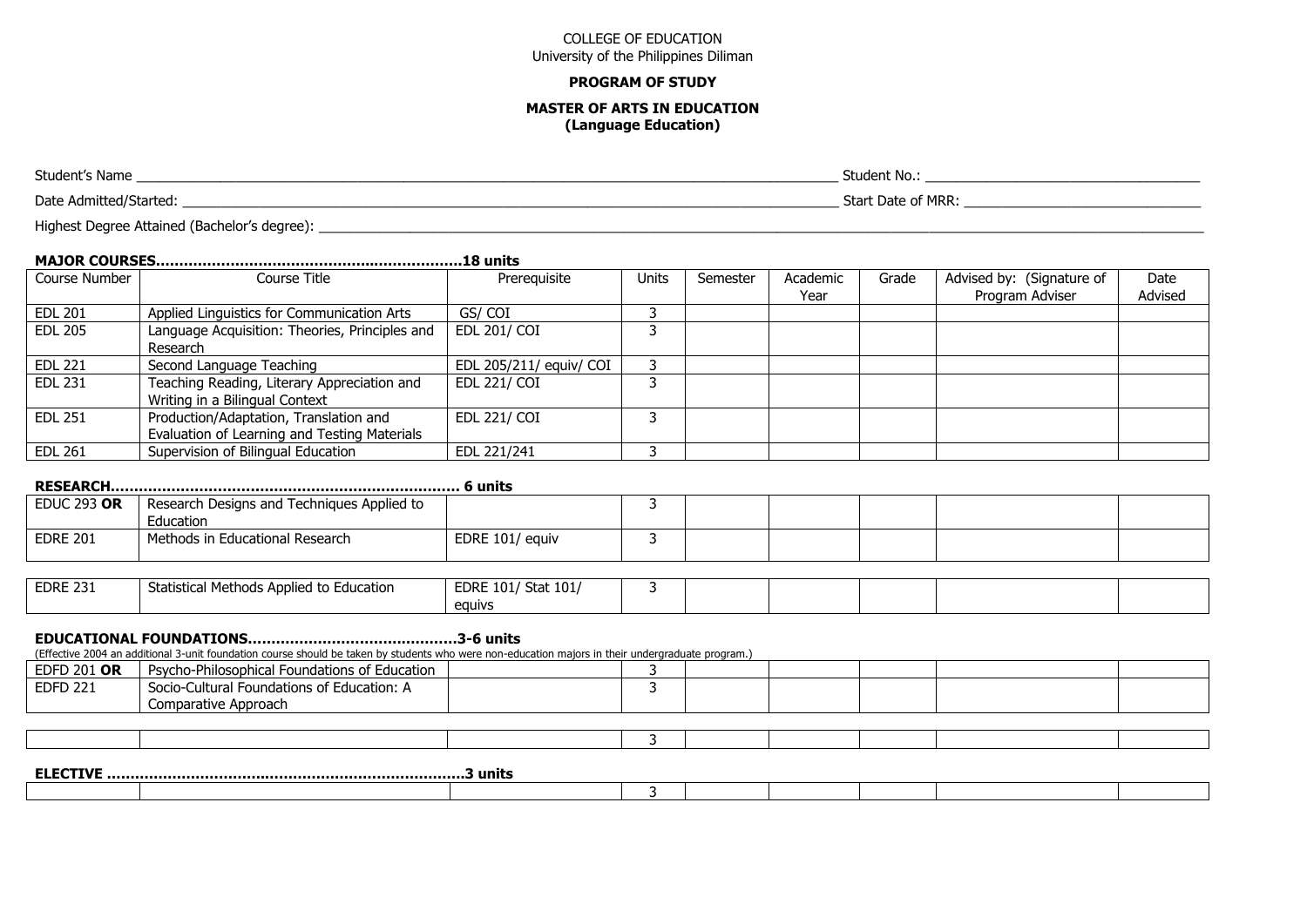COLLEGE OF EDUCATION
University of the Philippines Diliman

**PROGRAM OF STUDY**

**MASTER OF ARTS IN EDUCATION**
**(Language Education)**

Student's Name ______________________________ Student No.: ______________________________

Date Admitted/Started: ______________________________ Start Date of MRR: ______________________________

Highest Degree Attained (Bachelor's degree): ______________________________

**MAJOR COURSES……………………………………………………18 units**

| Course Number | Course Title | Prerequisite | Units | Semester | Academic Year | Grade | Advised by: (Signature of Program Adviser | Date Advised |
|---|---|---|---|---|---|---|---|---|
| EDL 201 | Applied Linguistics for Communication Arts | GS/ COI | 3 | | | | | |
| EDL 205 | Language Acquisition: Theories, Principles and Research | EDL 201/ COI | 3 | | | | | |
| EDL 221 | Second Language Teaching | EDL 205/211/ equiv/ COI | 3 | | | | | |
| EDL 231 | Teaching Reading, Literary Appreciation and Writing in a Bilingual Context | EDL 221/ COI | 3 | | | | | |
| EDL 251 | Production/Adaptation, Translation and Evaluation of Learning and Testing Materials | EDL 221/ COI | 3 | | | | | |
| EDL 261 | Supervision of Bilingual Education | EDL 221/241 | 3 | | | | | |

**RESEARCH………………………………………………………………… 6 units**

| Course Number | Course Title | Prerequisite | Units | Semester | Academic Year | Grade | Advised by: (Signature of Program Adviser | Date Advised |
|---|---|---|---|---|---|---|---|---|
| EDUC 293 **OR** | Research Designs and Techniques Applied to Education | | 3 | | | | | |
| EDRE 201 | Methods in Educational Research | EDRE 101/ equiv | 3 | | | | | |
| EDRE 231 | Statistical Methods Applied to Education | EDRE 101/ Stat 101/ equivs | 3 | | | | | |

**EDUCATIONAL FOUNDATIONS………………………………………3-6 units**

(Effective 2004 an additional 3-unit foundation course should be taken by students who were non-education majors in their undergraduate program.)

| Course Number | Course Title | Prerequisite | Units | Semester | Academic Year | Grade | Advised by: (Signature of Program Adviser | Date Advised |
|---|---|---|---|---|---|---|---|---|
| EDFD 201 **OR** | Psycho-Philosophical Foundations of Education | | 3 | | | | | |
| EDFD 221 | Socio-Cultural Foundations of Education: A Comparative Approach | | 3 | | | | | |
| | | | 3 | | | | | |

**ELECTIVE ………………………………………………………………3 units**

| Course Number | Course Title | Prerequisite | Units | Semester | Academic Year | Grade | Advised by: (Signature of Program Adviser | Date Advised |
|---|---|---|---|---|---|---|---|---|
| | | | 3 | | | | | |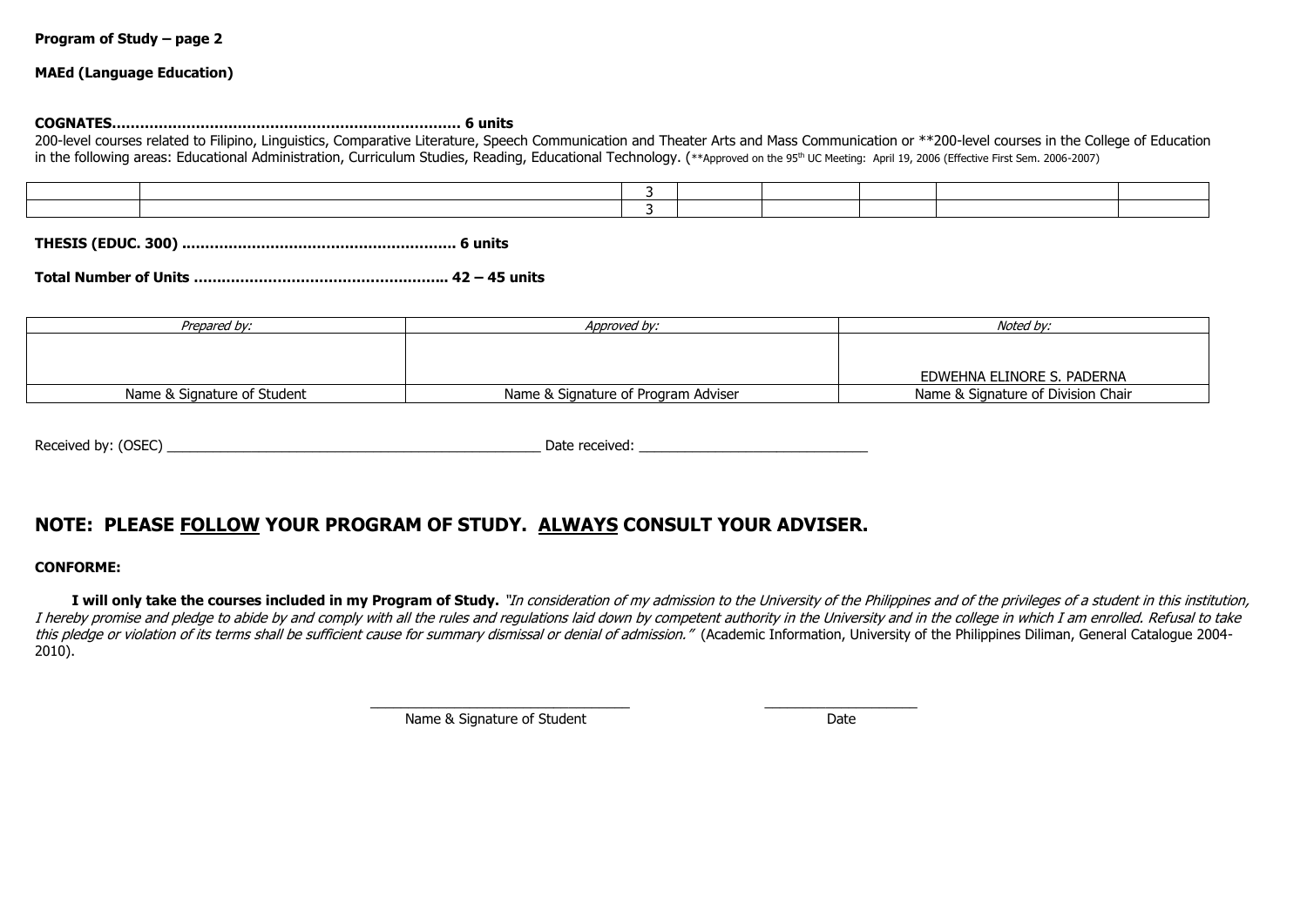**Program of Study – page 2**

**MAEd (Language Education)**

**COGNATES………………………………………………………………. 6 units**

200-level courses related to Filipino, Linguistics, Comparative Literature, Speech Communication and Theater Arts and Mass Communication or **200-level courses in the College of Education in the following areas: Educational Administration, Curriculum Studies, Reading, Educational Technology. (**Approved on the 95th UC Meeting: April 19, 2006 (Effective First Sem. 2006-2007)

| | | | | | | | |
|---|---|---|---|---|---|---|---|
| | | 3 | | | | | |
| | | 3 | | | | | |

**THESIS (EDUC. 300) …………………………………………………. 6 units**

**Total Number of Units ……………………………………………... 42 – 45 units**

| *Prepared by:* | *Approved by:* | *Noted by:* |
|---|---|---|
| | | EDWEHNA ELINORE S. PADERNA |
| Name & Signature of Student | Name & Signature of Program Adviser | Name & Signature of Division Chair |

Received by: (OSEC) ____________________________________________ Date received: ____________________________

## NOTE: PLEASE <u>FOLLOW</u> YOUR PROGRAM OF STUDY. <u>ALWAYS</u> CONSULT YOUR ADVISER.

**CONFORME:**

**I will only take the courses included in my Program of Study.** *"In consideration of my admission to the University of the Philippines and of the privileges of a student in this institution, I hereby promise and pledge to abide by and comply with all the rules and regulations laid down by competent authority in the University and in the college in which I am enrolled. Refusal to take this pledge or violation of its terms shall be sufficient cause for summary dismissal or denial of admission."* (Academic Information, University of the Philippines Diliman, General Catalogue 2004-2010).

______________________________ Name & Signature of Student

____________________ Date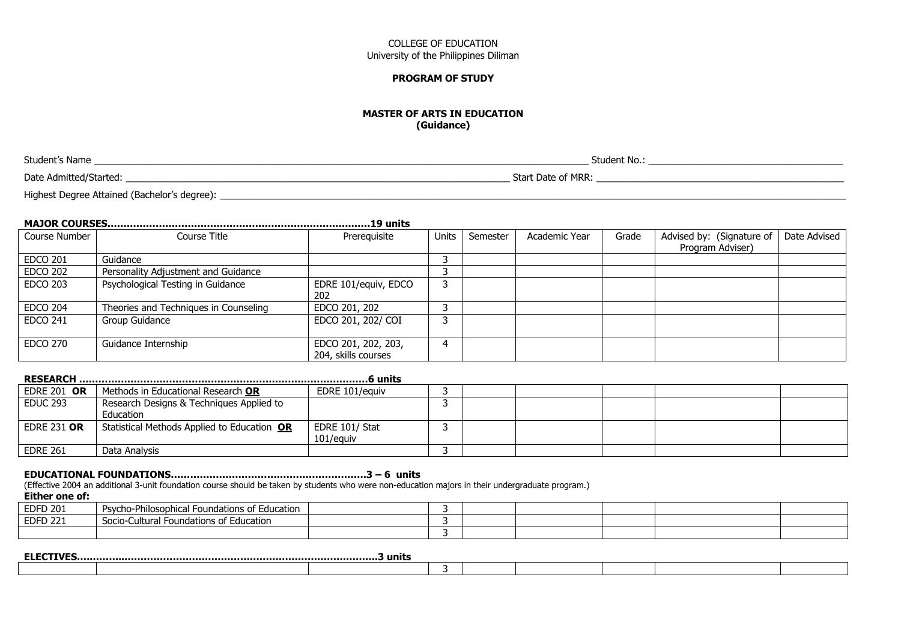COLLEGE OF EDUCATION
University of the Philippines Diliman

**PROGRAM OF STUDY**

**MASTER OF ARTS IN EDUCATION**
**(Guidance)**

Student's Name ______________________________________________ Student No.: ______________________

Date Admitted/Started: ______________________________________ Start Date of MRR: ______________________

Highest Degree Attained (Bachelor's degree): ______________________________________________

**MAJOR COURSES……………………………………………………………………..19 units**

| Course Number | Course Title | Prerequisite | Units | Semester | Academic Year | Grade | Advised by: (Signature of Program Adviser) | Date Advised |
|---|---|---|---|---|---|---|---|---|
| EDCO 201 | Guidance | | 3 | | | | | |
| EDCO 202 | Personality Adjustment and Guidance | | 3 | | | | | |
| EDCO 203 | Psychological Testing in Guidance | EDRE 101/equiv, EDCO 202 | 3 | | | | | |
| EDCO 204 | Theories and Techniques in Counseling | EDCO 201, 202 | 3 | | | | | |
| EDCO 241 | Group Guidance | EDCO 201, 202/ COI | 3 | | | | | |
| EDCO 270 | Guidance Internship | EDCO 201, 202, 203, 204, skills courses | 4 | | | | | |

**RESEARCH ……………………………………………………………………………..6 units**

| | | | | | | | | |
|---|---|---|---|---|---|---|---|---|
| EDRE 201 **OR** | Methods in Educational Research **OR** | EDRE 101/equiv | 3 | | | | | |
| EDUC 293 | Research Designs & Techniques Applied to Education | | 3 | | | | | |
| EDRE 231 **OR** | Statistical Methods Applied to Education **OR** | EDRE 101/ Stat 101/equiv | 3 | | | | | |
| EDRE 261 | Data Analysis | | 3 | | | | | |

**EDUCATIONAL FOUNDATIONS……………………………………………………3 – 6 units**

(Effective 2004 an additional 3-unit foundation course should be taken by students who were non-education majors in their undergraduate program.)

**Either one of:**

| | | | | | | | | |
|---|---|---|---|---|---|---|---|---|
| EDFD 201 | Psycho-Philosophical Foundations of Education | | 3 | | | | | |
| EDFD 221 | Socio-Cultural Foundations of Education | | 3 | | | | | |
| | | | 3 | | | | | |

**ELECTIVES……………………………………………………………………………..3 units**

| | | | | | | | | |
|---|---|---|---|---|---|---|---|---|
| | | | 3 | | | | | |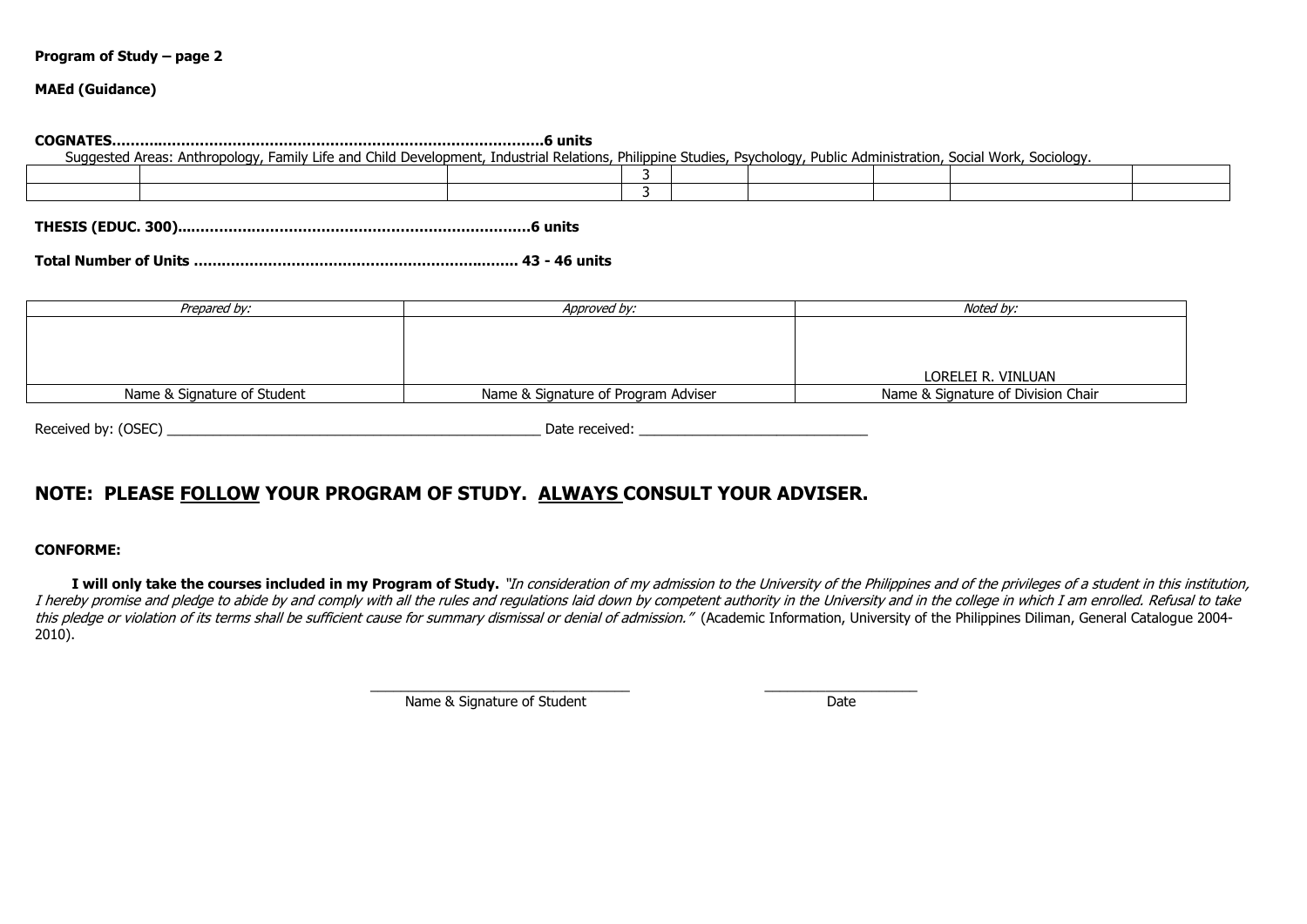**Program of Study – page 2**

**MAEd (Guidance)**

**COGNATES…………………………………………………………………………………6 units**

Suggested Areas: Anthropology, Family Life and Child Development, Industrial Relations, Philippine Studies, Psychology, Public Administration, Social Work, Sociology.

| | | | | | | | | |
|---|---|---|---|---|---|---|---|---|
| | | | 3 | | | | | |
| | | | 3 | | | | | |

**THESIS (EDUC. 300)…………………………………………………………………6 units**

**Total Number of Units ……………………………………………………………. 43 - 46 units**

| *Prepared by:* | *Approved by:* | *Noted by:* |
|---|---|---|
| | | LORELEI R. VINLUAN |
| Name & Signature of Student | Name & Signature of Program Adviser | Name & Signature of Division Chair |

Received by: (OSEC) ________________________________________________ Date received: _____________________________

## NOTE: PLEASE FOLLOW YOUR PROGRAM OF STUDY. ALWAYS CONSULT YOUR ADVISER.

**CONFORME:**

**I will only take the courses included in my Program of Study.** *"In consideration of my admission to the University of the Philippines and of the privileges of a student in this institution, I hereby promise and pledge to abide by and comply with all the rules and regulations laid down by competent authority in the University and in the college in which I am enrolled. Refusal to take this pledge or violation of its terms shall be sufficient cause for summary dismissal or denial of admission."* (Academic Information, University of the Philippines Diliman, General Catalogue 2004-2010).

__________________________________ ____________________

Name & Signature of Student Date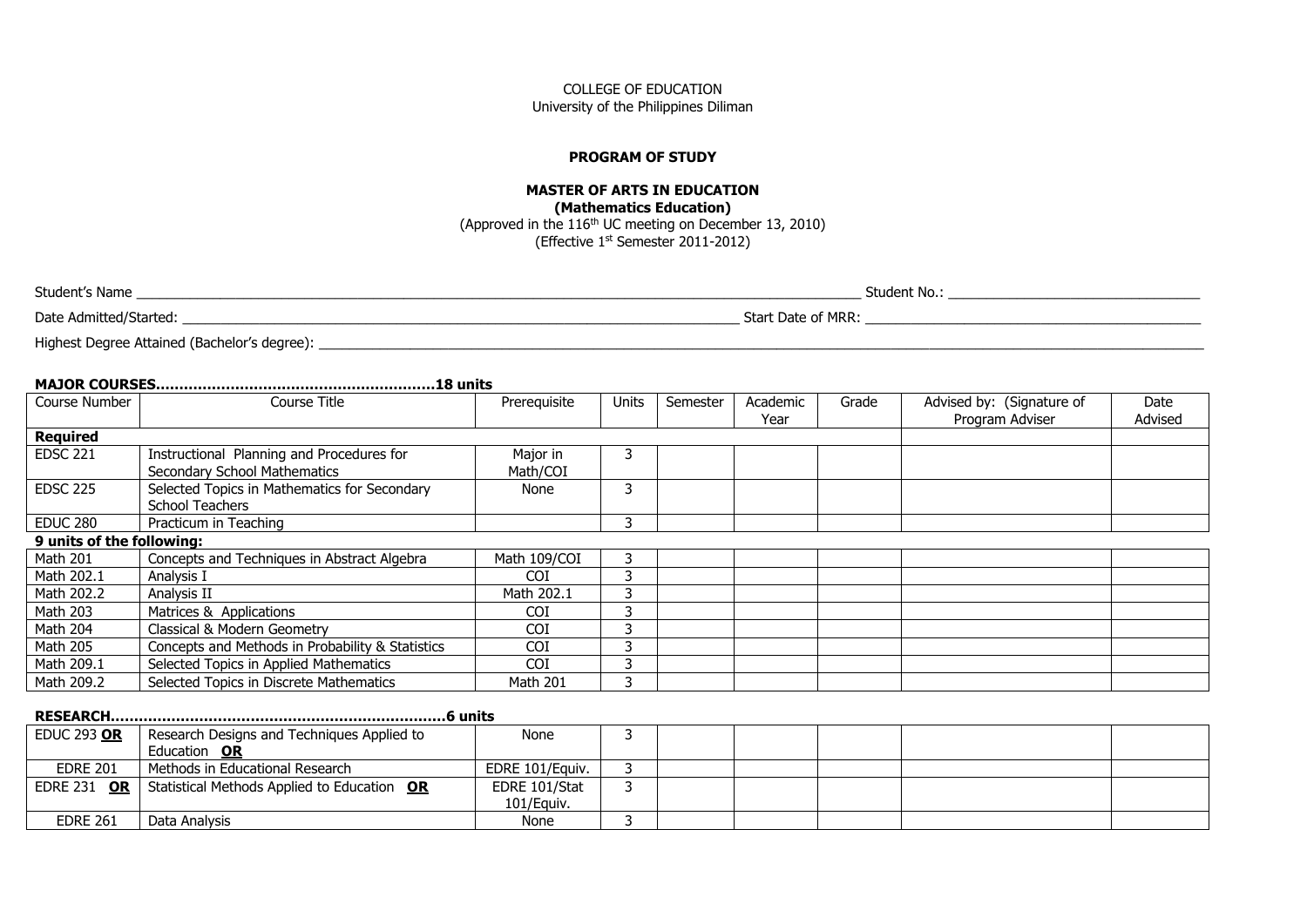COLLEGE OF EDUCATION
University of the Philippines Diliman

**PROGRAM OF STUDY**

**MASTER OF ARTS IN EDUCATION**
**(Mathematics Education)**
(Approved in the 116th UC meeting on December 13, 2010)
(Effective 1st Semester 2011-2012)

Student's Name ______________________________ Student No.: ______________________________

Date Admitted/Started: ______________________________ Start Date of MRR: ______________________________

Highest Degree Attained (Bachelor's degree): ______________________________

**MAJOR COURSES……………………………………………………18 units**

| Course Number | Course Title | Prerequisite | Units | Semester | Academic Year | Grade | Advised by: (Signature of Program Adviser | Date Advised |
|---|---|---|---|---|---|---|---|---|
| **Required** | | | | | | | | |
| EDSC 221 | Instructional Planning and Procedures for Secondary School Mathematics | Major in Math/COI | 3 | | | | | |
| EDSC 225 | Selected Topics in Mathematics for Secondary School Teachers | None | 3 | | | | | |
| EDUC 280 | Practicum in Teaching | | 3 | | | | | |
| **9 units of the following:** | | | | | | | | |
| Math 201 | Concepts and Techniques in Abstract Algebra | Math 109/COI | 3 | | | | | |
| Math 202.1 | Analysis I | COI | 3 | | | | | |
| Math 202.2 | Analysis II | Math 202.1 | 3 | | | | | |
| Math 203 | Matrices & Applications | COI | 3 | | | | | |
| Math 204 | Classical & Modern Geometry | COI | 3 | | | | | |
| Math 205 | Concepts and Methods in Probability & Statistics | COI | 3 | | | | | |
| Math 209.1 | Selected Topics in Applied Mathematics | COI | 3 | | | | | |
| Math 209.2 | Selected Topics in Discrete Mathematics | Math 201 | 3 | | | | | |

**RESEARCH………………………………………………………………6 units**

| Course Number | Course Title | Prerequisite | Units | Semester | Academic Year | Grade | Advised by: (Signature of Program Adviser | Date Advised |
|---|---|---|---|---|---|---|---|---|
| EDUC 293 **OR** | Research Designs and Techniques Applied to Education **OR** | None | 3 | | | | | |
| EDRE 201 | Methods in Educational Research | EDRE 101/Equiv. | 3 | | | | | |
| EDRE 231 **OR** | Statistical Methods Applied to Education **OR** | EDRE 101/Stat 101/Equiv. | 3 | | | | | |
| EDRE 261 | Data Analysis | None | 3 | | | | | |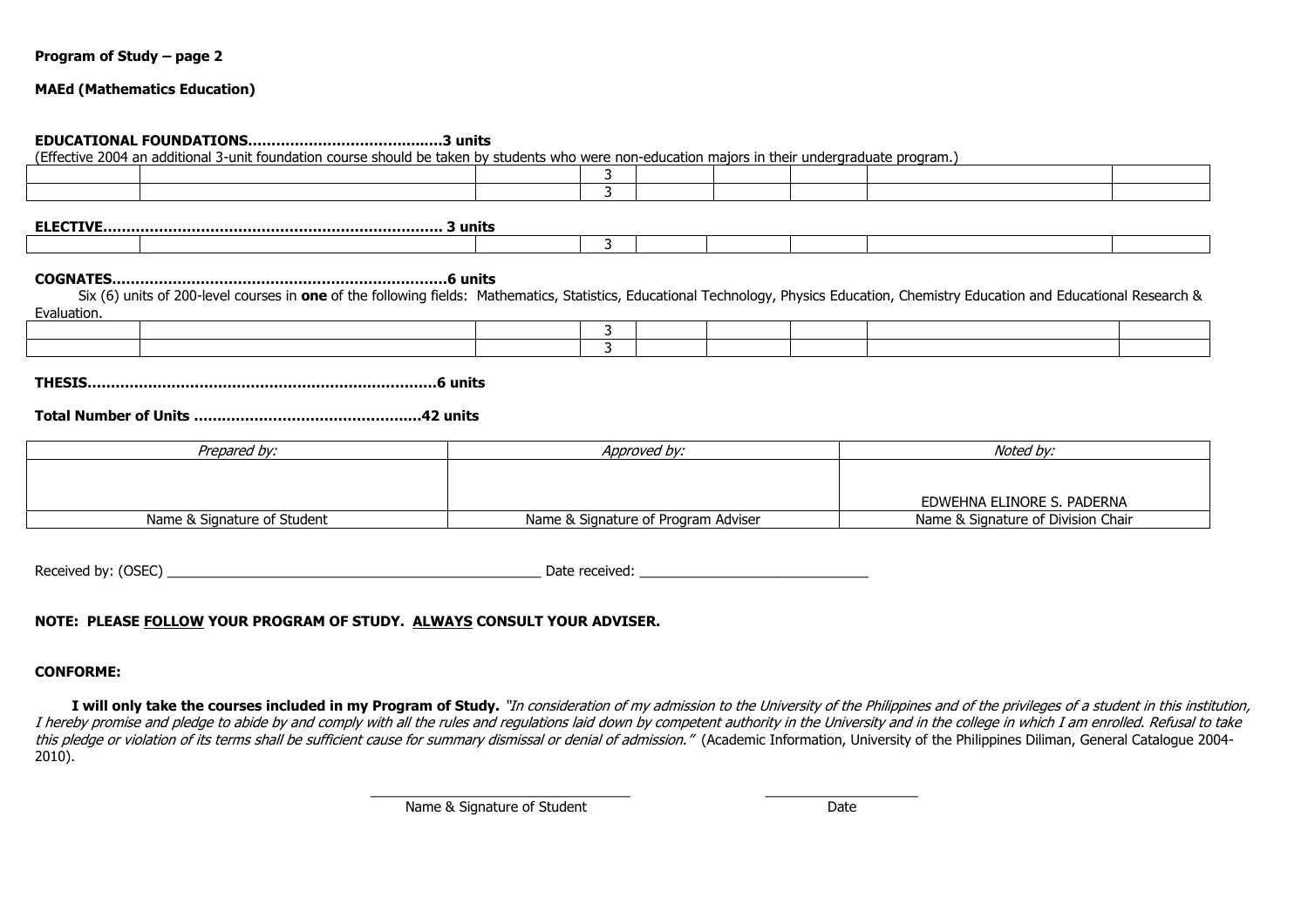**Program of Study – page 2**

**MAEd (Mathematics Education)**

**EDUCATIONAL FOUNDATIONS……………………………….…..3 units**

(Effective 2004 an additional 3-unit foundation course should be taken by students who were non-education majors in their undergraduate program.)

| | | | | | | | | |
|---|---|---|---|---|---|---|---|---|
| | | | 3 | | | | | |
| | | | 3 | | | | | |

**ELECTIVE…………………………………………………………….. 3 units**

| | | | | | | | | |
|---|---|---|---|---|---|---|---|---|
| | | | 3 | | | | | |

**COGNATES…………………………………………………………….6 units**

Six (6) units of 200-level courses in **one** of the following fields: Mathematics, Statistics, Educational Technology, Physics Education, Chemistry Education and Educational Research & Evaluation.

| | | | | | | | | |
|---|---|---|---|---|---|---|---|---|
| | | | 3 | | | | | |
| | | | 3 | | | | | |

**THESIS………………………………………………………………….6 units**

**Total Number of Units ………………………………………….42 units**

| *Prepared by:* | *Approved by:* | *Noted by:* |
|---|---|---|
| | | EDWEHNA ELINORE S. PADERNA |
| Name & Signature of Student | Name & Signature of Program Adviser | Name & Signature of Division Chair |

Received by: (OSEC) ______________________________ Date received: ______________________________

**NOTE: PLEASE FOLLOW YOUR PROGRAM OF STUDY. ALWAYS CONSULT YOUR ADVISER.**

**CONFORME:**

**I will only take the courses included in my Program of Study.** *"In consideration of my admission to the University of the Philippines and of the privileges of a student in this institution, I hereby promise and pledge to abide by and comply with all the rules and regulations laid down by competent authority in the University and in the college in which I am enrolled. Refusal to take this pledge or violation of its terms shall be sufficient cause for summary dismissal or denial of admission."* (Academic Information, University of the Philippines Diliman, General Catalogue 2004-2010).

______________________________ ____________________

Name & Signature of Student Date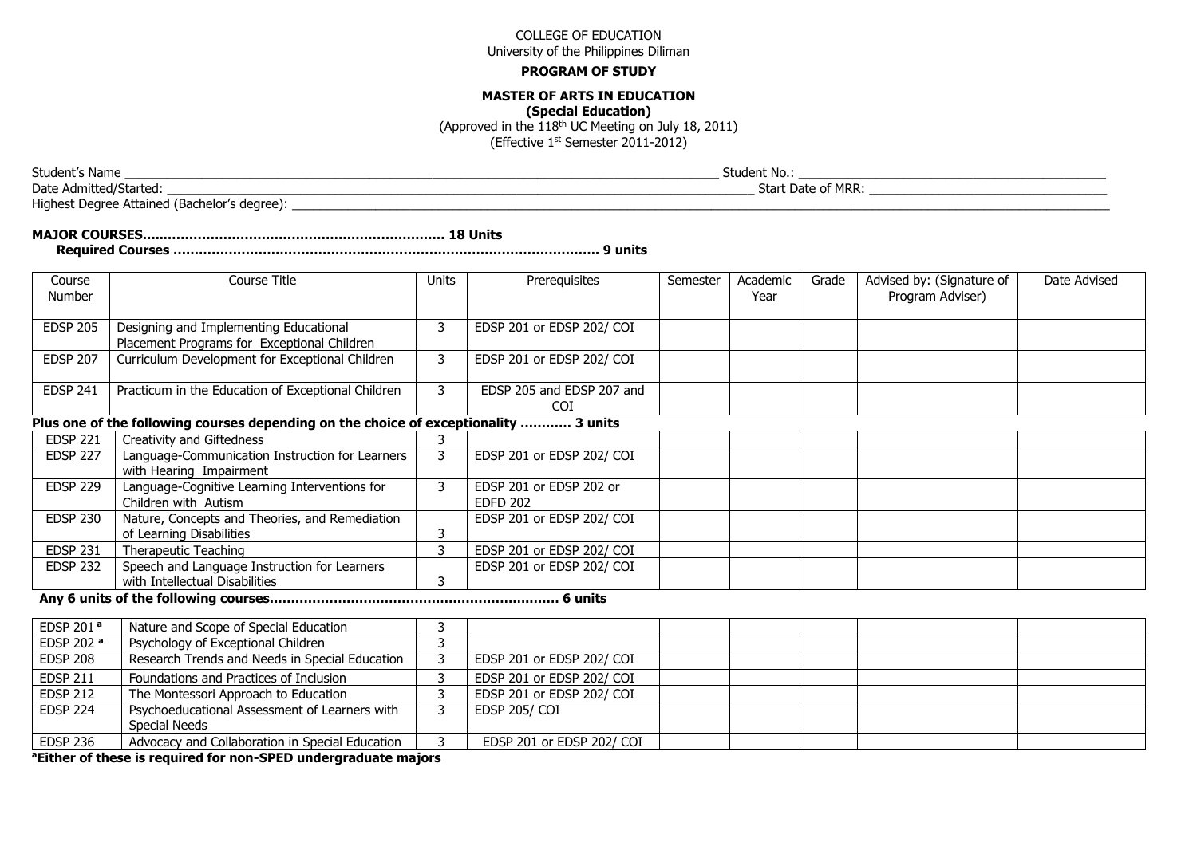COLLEGE OF EDUCATION
University of the Philippines Diliman

**PROGRAM OF STUDY**

**MASTER OF ARTS IN EDUCATION**
**(Special Education)**
(Approved in the 118th UC Meeting on July 18, 2011)
(Effective 1st Semester 2011-2012)

Student's Name ______________________________ Student No.: ______________________________
Date Admitted/Started: ______________________________ Start Date of MRR: ______________________________
Highest Degree Attained (Bachelor's degree): ______________________________

**MAJOR COURSES..................................................................... 18 Units**
**Required Courses .................................................................................................. 9 units**

| Course Number | Course Title | Units | Prerequisites | Semester | Academic Year | Grade | Advised by: (Signature of Program Adviser) | Date Advised |
|---|---|---|---|---|---|---|---|---|
| EDSP 205 | Designing and Implementing Educational Placement Programs for Exceptional Children | 3 | EDSP 201 or EDSP 202/ COI | | | | | |
| EDSP 207 | Curriculum Development for Exceptional Children | 3 | EDSP 201 or EDSP 202/ COI | | | | | |
| EDSP 241 | Practicum in the Education of Exceptional Children | 3 | EDSP 205 and EDSP 207 and COI | | | | | |
| **Plus one of the following courses depending on the choice of exceptionality ............ 3 units** | | | | | | | | |
| EDSP 221 | Creativity and Giftedness | 3 | | | | | | |
| EDSP 227 | Language-Communication Instruction for Learners with Hearing Impairment | 3 | EDSP 201 or EDSP 202/ COI | | | | | |
| EDSP 229 | Language-Cognitive Learning Interventions for Children with Autism | 3 | EDSP 201 or EDSP 202 or EDFD 202 | | | | | |
| EDSP 230 | Nature, Concepts and Theories, and Remediation of Learning Disabilities | 3 | EDSP 201 or EDSP 202/ COI | | | | | |
| EDSP 231 | Therapeutic Teaching | 3 | EDSP 201 or EDSP 202/ COI | | | | | |
| EDSP 232 | Speech and Language Instruction for Learners with Intellectual Disabilities | 3 | EDSP 201 or EDSP 202/ COI | | | | | |

**Any 6 units of the following courses.................................................................... 6 units**

| Course Number | Course Title | Units | Prerequisites | Semester | Academic Year | Grade | Advised by: (Signature of Program Adviser) | Date Advised |
|---|---|---|---|---|---|---|---|---|
| EDSP 201 [a] | Nature and Scope of Special Education | 3 | | | | | | |
| EDSP 202 [a] | Psychology of Exceptional Children | 3 | | | | | | |
| EDSP 208 | Research Trends and Needs in Special Education | 3 | EDSP 201 or EDSP 202/ COI | | | | | |
| EDSP 211 | Foundations and Practices of Inclusion | 3 | EDSP 201 or EDSP 202/ COI | | | | | |
| EDSP 212 | The Montessori Approach to Education | 3 | EDSP 201 or EDSP 202/ COI | | | | | |
| EDSP 224 | Psychoeducational Assessment of Learners with Special Needs | 3 | EDSP 205/ COI | | | | | |
| EDSP 236 | Advocacy and Collaboration in Special Education | 3 | EDSP 201 or EDSP 202/ COI | | | | | |

**[a]Either of these is required for non-SPED undergraduate majors**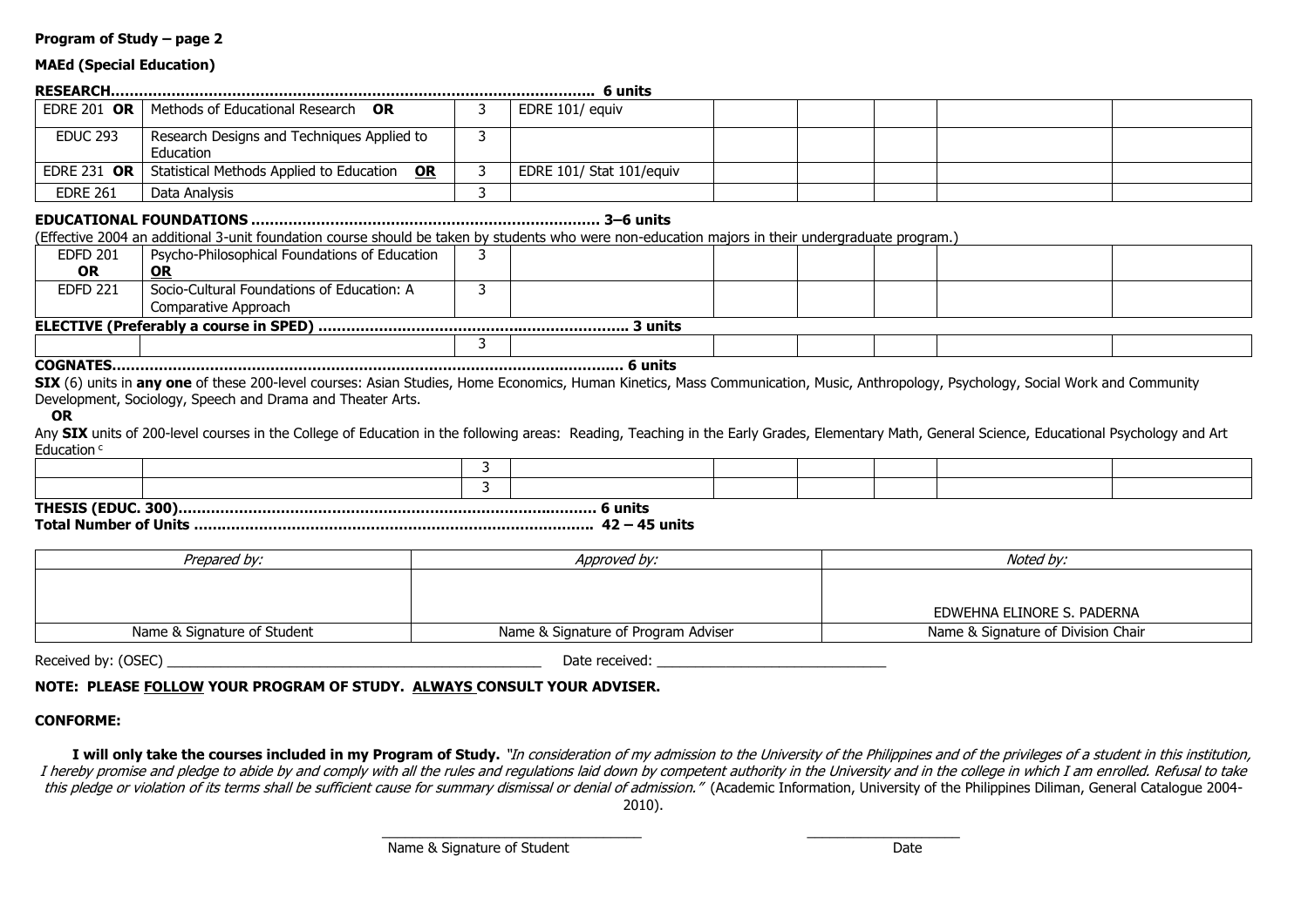**Program of Study – page 2**

**MAEd (Special Education)**

**RESEARCH.......................................................................................................... 6 units**

| | | | | | | | | |
|---|---|---|---|---|---|---|---|---|
| EDRE 201 **OR** | Methods of Educational Research **OR** | 3 | EDRE 101/ equiv | | | | | |
| EDUC 293 | Research Designs and Techniques Applied to Education | 3 | | | | | | |
| EDRE 231 **OR** | Statistical Methods Applied to Education **OR** | 3 | EDRE 101/ Stat 101/equiv | | | | | |
| EDRE 261 | Data Analysis | 3 | | | | | | |

**EDUCATIONAL FOUNDATIONS ........................................................................... 3–6 units**

(Effective 2004 an additional 3-unit foundation course should be taken by students who were non-education majors in their undergraduate program.)

| | | | | | | | | |
|---|---|---|---|---|---|---|---|---|
| EDFD 201 **OR** | Psycho-Philosophical Foundations of Education **OR** | 3 | | | | | | |
| EDFD 221 | Socio-Cultural Foundations of Education: A Comparative Approach | 3 | | | | | | |

**ELECTIVE (Preferably a course in SPED) .................................................................. 3 units**

| | | | | | | | | |
|---|---|---|---|---|---|---|---|---|
| | | 3 | | | | | | |

**COGNATES............................................................................................................ 6 units**

**SIX** (6) units in **any one** of these 200-level courses: Asian Studies, Home Economics, Human Kinetics, Mass Communication, Music, Anthropology, Psychology, Social Work and Community Development, Sociology, Speech and Drama and Theater Arts.

**OR**

Any **SIX** units of 200-level courses in the College of Education in the following areas: Reading, Teaching in the Early Grades, Elementary Math, General Science, Educational Psychology and Art Education [c]

| | | | | | | | | |
|---|---|---|---|---|---|---|---|---|
| | | 3 | | | | | | |
| | | 3 | | | | | | |

**THESIS (EDUC. 300)........................................................................................ 6 units**

**Total Number of Units .................................................................................... 42 – 45 units**

| *Prepared by:* | *Approved by:* | *Noted by:* |
|---|---|---|
| | | EDWEHNA ELINORE S. PADERNA |
| Name & Signature of Student | Name & Signature of Program Adviser | Name & Signature of Division Chair |

Received by: (OSEC) ________________________________________________ Date received: ____________________________

**NOTE: PLEASE FOLLOW YOUR PROGRAM OF STUDY. ALWAYS CONSULT YOUR ADVISER.**

**CONFORME:**

**I will only take the courses included in my Program of Study.** *"In consideration of my admission to the University of the Philippines and of the privileges of a student in this institution, I hereby promise and pledge to abide by and comply with all the rules and regulations laid down by competent authority in the University and in the college in which I am enrolled. Refusal to take this pledge or violation of its terms shall be sufficient cause for summary dismissal or denial of admission."* (Academic Information, University of the Philippines Diliman, General Catalogue 2004-2010).

_________________________________ ____________________

Name & Signature of Student Date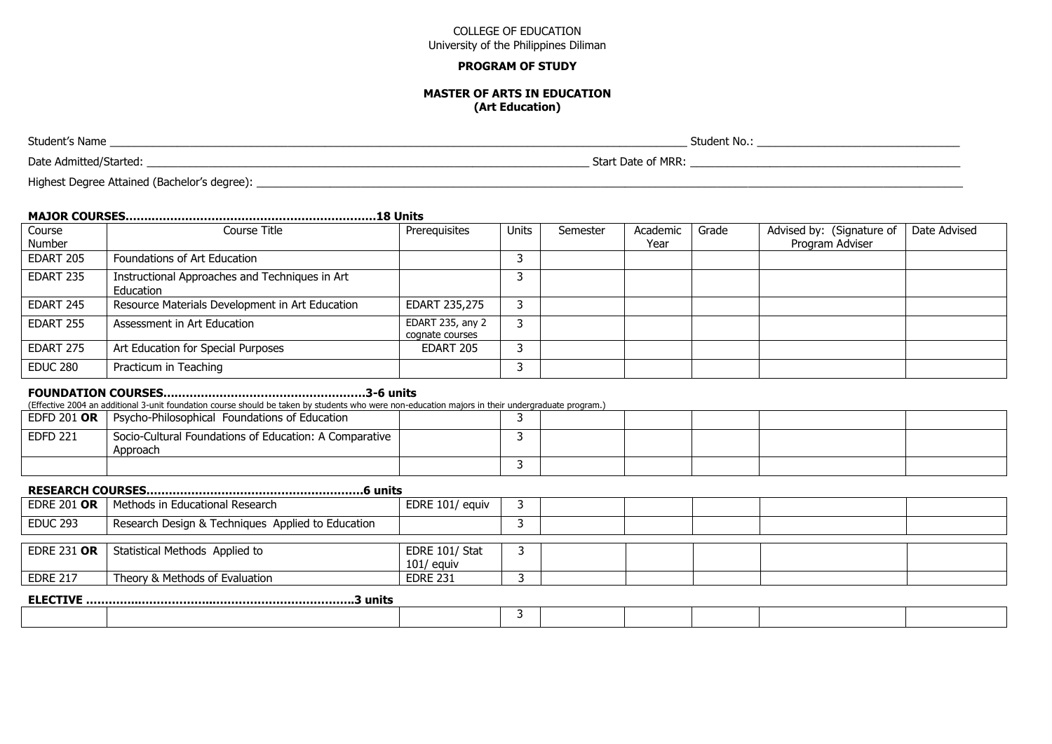COLLEGE OF EDUCATION
University of the Philippines Diliman

**PROGRAM OF STUDY**

**MASTER OF ARTS IN EDUCATION**
**(Art Education)**

Student's Name ________________________________________ Student No.: ______________________

Date Admitted/Started: ________________________________ Start Date of MRR: __________________

Highest Degree Attained (Bachelor's degree): ________________________________________________

**MAJOR COURSES………………………………………………………18 Units**

| Course Number | Course Title | Prerequisites | Units | Semester | Academic Year | Grade | Advised by: (Signature of Program Adviser | Date Advised |
|---|---|---|---|---|---|---|---|---|
| EDART 205 | Foundations of Art Education | | 3 | | | | | |
| EDART 235 | Instructional Approaches and Techniques in Art Education | | 3 | | | | | |
| EDART 245 | Resource Materials Development in Art Education | EDART 235,275 | 3 | | | | | |
| EDART 255 | Assessment in Art Education | EDART 235, any 2 cognate courses | 3 | | | | | |
| EDART 275 | Art Education for Special Purposes | EDART 205 | 3 | | | | | |
| EDUC 280 | Practicum in Teaching | | 3 | | | | | |

**FOUNDATION COURSES………………………………………………3-6 units**

(Effective 2004 an additional 3-unit foundation course should be taken by students who were non-education majors in their undergraduate program.)

| Course Number | Course Title | Prerequisites | Units | Semester | Academic Year | Grade | Advised by: (Signature of Program Adviser | Date Advised |
|---|---|---|---|---|---|---|---|---|
| EDFD 201 **OR** | Psycho-Philosophical Foundations of Education | | 3 | | | | | |
| EDFD 221 | Socio-Cultural Foundations of Education: A Comparative Approach | | 3 | | | | | |
| | | | 3 | | | | | |

**RESEARCH COURSES…………………………………………………6 units**

| Course Number | Course Title | Prerequisites | Units | Semester | Academic Year | Grade | Advised by: (Signature of Program Adviser | Date Advised |
|---|---|---|---|---|---|---|---|---|
| EDRE 201 **OR** | Methods in Educational Research | EDRE 101/ equiv | 3 | | | | | |
| EDUC 293 | Research Design & Techniques Applied to Education | | 3 | | | | | |
| EDRE 231 **OR** | Statistical Methods Applied to | EDRE 101/ Stat 101/ equiv | 3 | | | | | |
| EDRE 217 | Theory & Methods of Evaluation | EDRE 231 | 3 | | | | | |

**ELECTIVE ……………………………………………………………3 units**

| Course Number | Course Title | Prerequisites | Units | Semester | Academic Year | Grade | Advised by: (Signature of Program Adviser | Date Advised |
|---|---|---|---|---|---|---|---|---|
| | | | 3 | | | | | |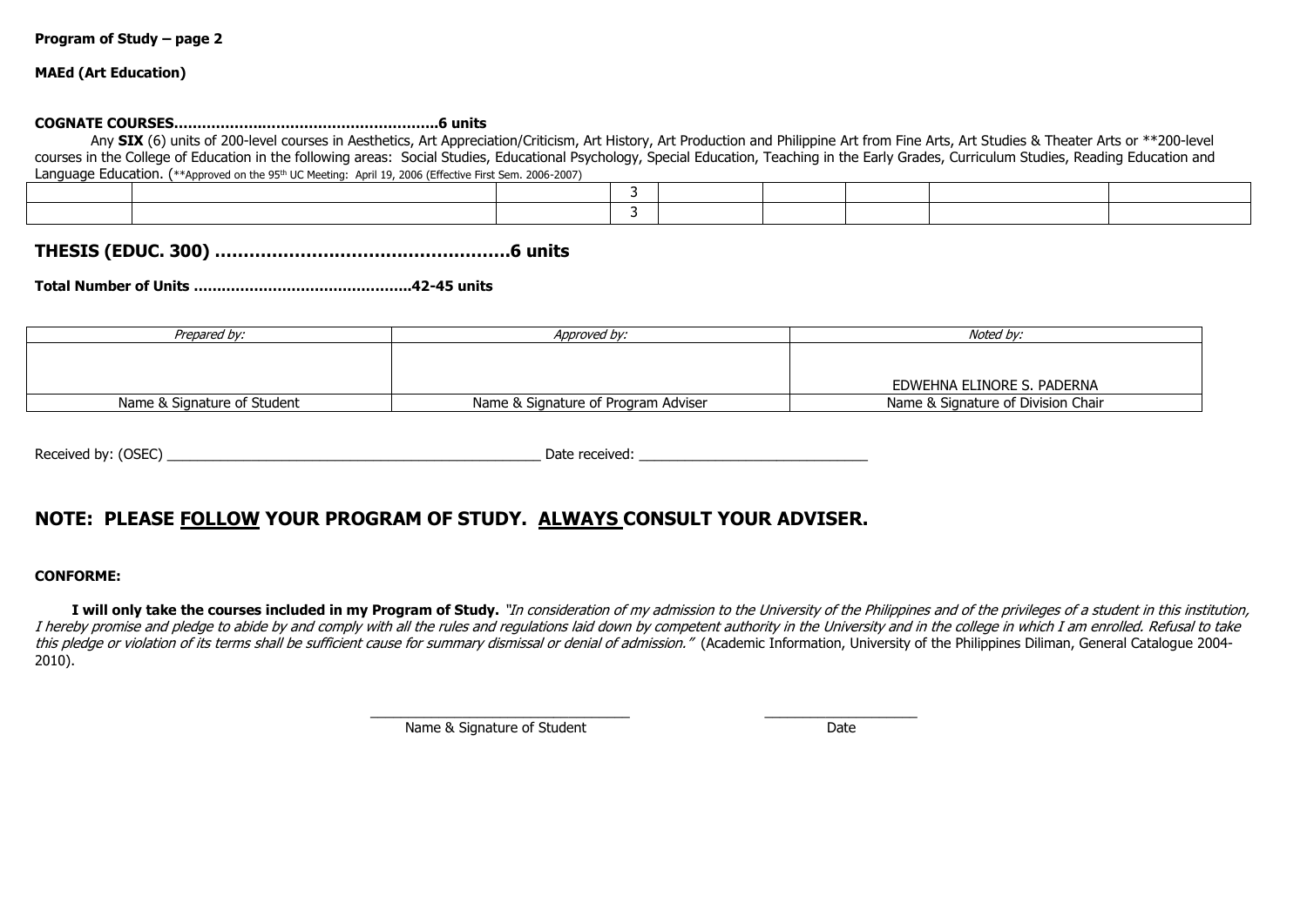**Program of Study – page 2**

**MAEd (Art Education)**

**COGNATE COURSES………………………………………………..6 units**

Any **SIX** (6) units of 200-level courses in Aesthetics, Art Appreciation/Criticism, Art History, Art Production and Philippine Art from Fine Arts, Art Studies & Theater Arts or **200-level courses in the College of Education in the following areas: Social Studies, Educational Psychology, Special Education, Teaching in the Early Grades, Curriculum Studies, Reading Education and Language Education. (**Approved on the 95th UC Meeting: April 19, 2006 (Effective First Sem. 2006-2007)

| | | | | | | | | |
|---|---|---|---|---|---|---|---|---|
| | | | 3 | | | | | |
| | | | 3 | | | | | |

## THESIS (EDUC. 300) ……………………………………………6 units

**Total Number of Units ………………………………………..42-45 units**

| *Prepared by:* | *Approved by:* | *Noted by:* |
|---|---|---|
| | | EDWEHNA ELINORE S. PADERNA |
| Name & Signature of Student | Name & Signature of Program Adviser | Name & Signature of Division Chair |

Received by: (OSEC) ______________________________________________ Date received: ____________________________

## NOTE: PLEASE FOLLOW YOUR PROGRAM OF STUDY. ALWAYS CONSULT YOUR ADVISER.

**CONFORME:**

**I will only take the courses included in my Program of Study.** *"In consideration of my admission to the University of the Philippines and of the privileges of a student in this institution, I hereby promise and pledge to abide by and comply with all the rules and regulations laid down by competent authority in the University and in the college in which I am enrolled. Refusal to take this pledge or violation of its terms shall be sufficient cause for summary dismissal or denial of admission."* (Academic Information, University of the Philippines Diliman, General Catalogue 2004-2010).

_________________________________ Name & Signature of Student

____________________ Date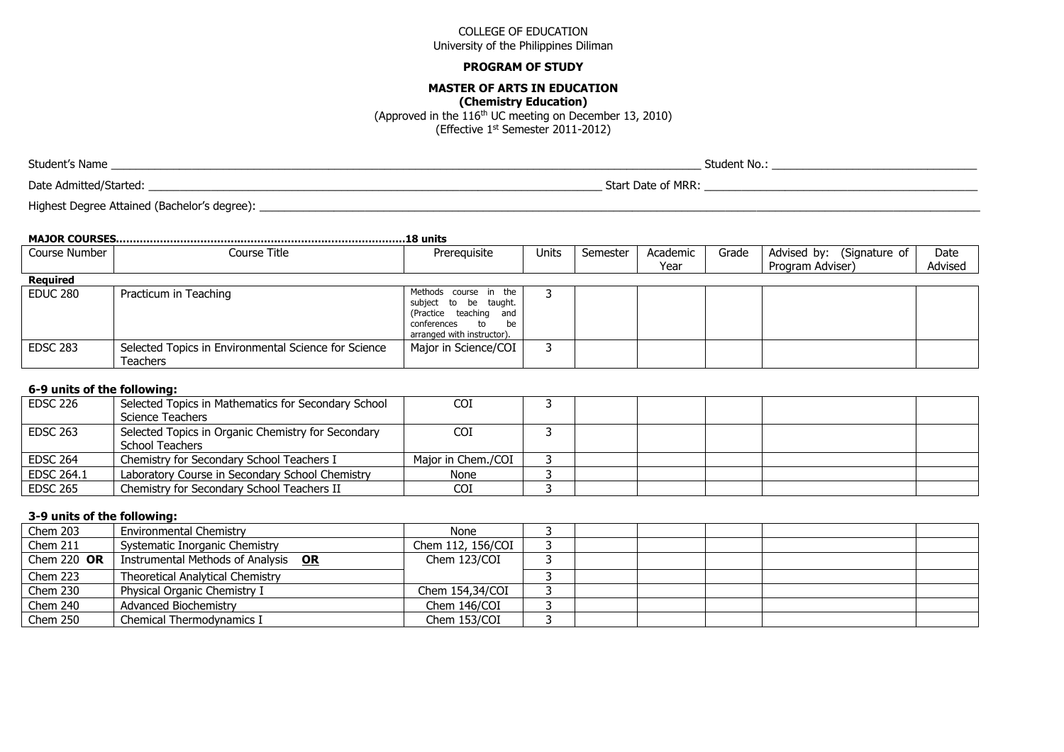COLLEGE OF EDUCATION
University of the Philippines Diliman

**PROGRAM OF STUDY**

**MASTER OF ARTS IN EDUCATION**
**(Chemistry Education)**
(Approved in the 116th UC meeting on December 13, 2010)
(Effective 1st Semester 2011-2012)

Student's Name ______________________________ Student No.: ______________________________

Date Admitted/Started: ______________________________ Start Date of MRR: ______________________________

Highest Degree Attained (Bachelor's degree): ______________________________

**MAJOR COURSES…………………………………………………………………………18 units**

| Course Number | Course Title | Prerequisite | Units | Semester | Academic Year | Grade | Advised by: (Signature of Program Adviser) | Date Advised |
|---|---|---|---|---|---|---|---|---|
| **Required** | | | | | | | | |
| EDUC 280 | Practicum in Teaching | Methods course in the subject to be taught. (Practice teaching and conferences to be arranged with instructor). | 3 | | | | | |
| EDSC 283 | Selected Topics in Environmental Science for Science Teachers | Major in Science/COI | 3 | | | | | |

**6-9 units of the following:**

| Course Number | Course Title | Prerequisite | Units | Semester | Academic Year | Grade | Advised by: (Signature of Program Adviser) | Date Advised |
|---|---|---|---|---|---|---|---|---|
| EDSC 226 | Selected Topics in Mathematics for Secondary School Science Teachers | COI | 3 | | | | | |
| EDSC 263 | Selected Topics in Organic Chemistry for Secondary School Teachers | COI | 3 | | | | | |
| EDSC 264 | Chemistry for Secondary School Teachers I | Major in Chem./COI | 3 | | | | | |
| EDSC 264.1 | Laboratory Course in Secondary School Chemistry | None | 3 | | | | | |
| EDSC 265 | Chemistry for Secondary School Teachers II | COI | 3 | | | | | |

**3-9 units of the following:**

| Course Number | Course Title | Prerequisite | Units | Semester | Academic Year | Grade | Advised by: (Signature of Program Adviser) | Date Advised |
|---|---|---|---|---|---|---|---|---|
| Chem 203 | Environmental Chemistry | None | 3 | | | | | |
| Chem 211 | Systematic Inorganic Chemistry | Chem 112, 156/COI | 3 | | | | | |
| Chem 220 **OR** | Instrumental Methods of Analysis **OR** | Chem 123/COI | 3 | | | | | |
| Chem 223 | Theoretical Analytical Chemistry | | 3 | | | | | |
| Chem 230 | Physical Organic Chemistry I | Chem 154,34/COI | 3 | | | | | |
| Chem 240 | Advanced Biochemistry | Chem 146/COI | 3 | | | | | |
| Chem 250 | Chemical Thermodynamics I | Chem 153/COI | 3 | | | | | |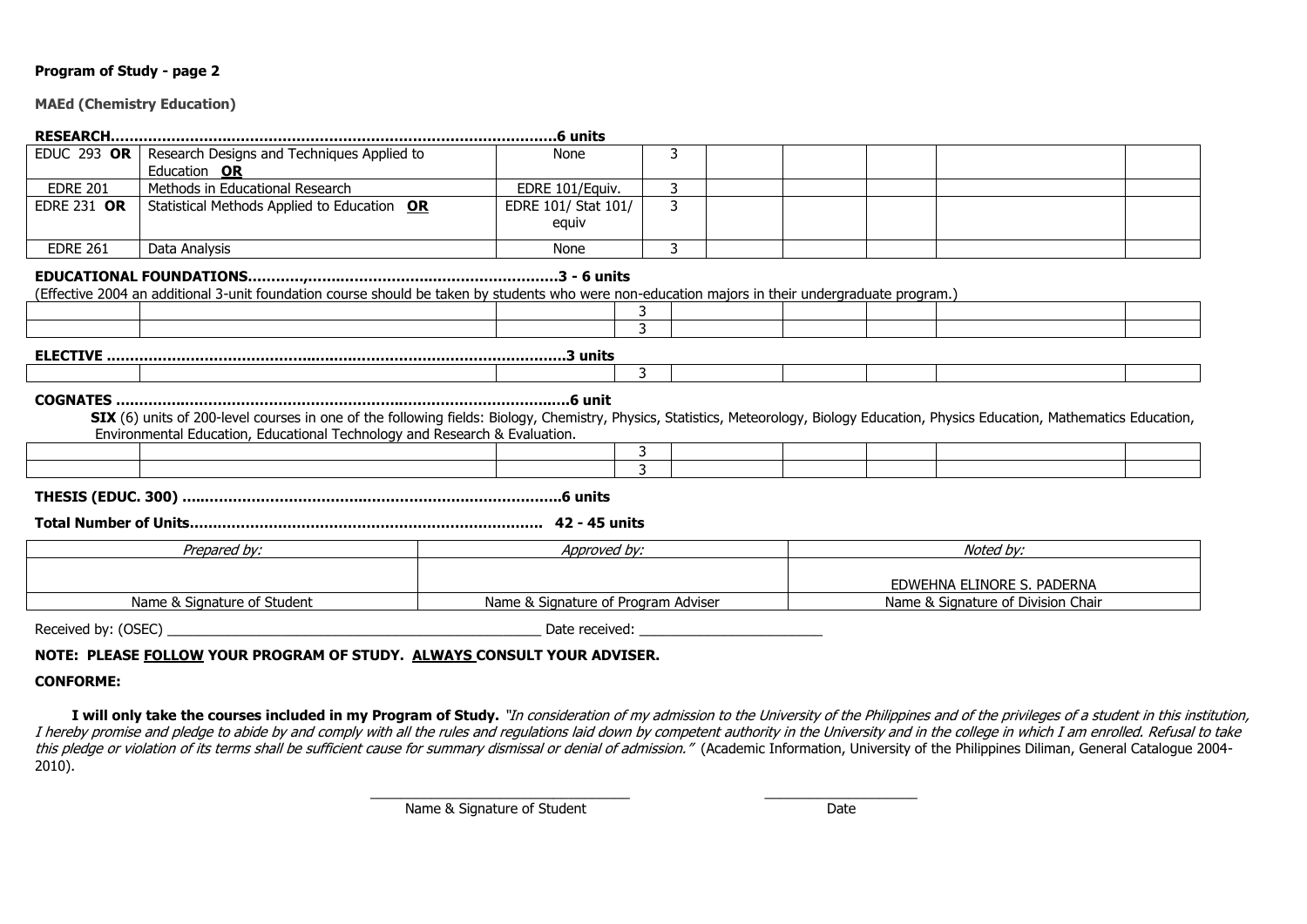**Program of Study - page 2**

**MAEd (Chemistry Education)**

**RESEARCH………………………………………………………………………………6 units**

| | | | | | | | | |
|---|---|---|---|---|---|---|---|---|
| EDUC 293 **OR** | Research Designs and Techniques Applied to Education **OR** | None | 3 | | | | | |
| EDRE 201 | Methods in Educational Research | EDRE 101/Equiv. | 3 | | | | | |
| EDRE 231 **OR** | Statistical Methods Applied to Education **OR** | EDRE 101/ Stat 101/ equiv | 3 | | | | | |
| EDRE 261 | Data Analysis | None | 3 | | | | | |

**EDUCATIONAL FOUNDATIONS……………………………………………………………3 - 6 units**

(Effective 2004 an additional 3-unit foundation course should be taken by students who were non-education majors in their undergraduate program.)

| | | | | | | | | |
|---|---|---|---|---|---|---|---|---|
| | | | 3 | | | | | |
| | | | 3 | | | | | |

**ELECTIVE ………………………………………………………………………………3 units**

| | | | | | | | | |
|---|---|---|---|---|---|---|---|---|
| | | | 3 | | | | | |

**COGNATES ……………………………………………………………………………6 unit**

**SIX** (6) units of 200-level courses in one of the following fields: Biology, Chemistry, Physics, Statistics, Meteorology, Biology Education, Physics Education, Mathematics Education, Environmental Education, Educational Technology and Research & Evaluation.

| | | | | | | | | |
|---|---|---|---|---|---|---|---|---|
| | | | 3 | | | | | |
| | | | 3 | | | | | |

**THESIS (EDUC. 300) ……………………………………………………………………6 units**

**Total Number of Units…………………………………………………………………… 42 - 45 units**

| *Prepared by:* | *Approved by:* | *Noted by:* |
|---|---|---|
| | | EDWEHNA ELINORE S. PADERNA |
| Name & Signature of Student | Name & Signature of Program Adviser | Name & Signature of Division Chair |

Received by: (OSEC) ______________________________ Date received: ____________________

**NOTE: PLEASE FOLLOW YOUR PROGRAM OF STUDY. ALWAYS CONSULT YOUR ADVISER.**

**CONFORME:**

**I will only take the courses included in my Program of Study.** *"In consideration of my admission to the University of the Philippines and of the privileges of a student in this institution, I hereby promise and pledge to abide by and comply with all the rules and regulations laid down by competent authority in the University and in the college in which I am enrolled. Refusal to take this pledge or violation of its terms shall be sufficient cause for summary dismissal or denial of admission."* (Academic Information, University of the Philippines Diliman, General Catalogue 2004-2010).

______________________________ ____________________

Name & Signature of Student Date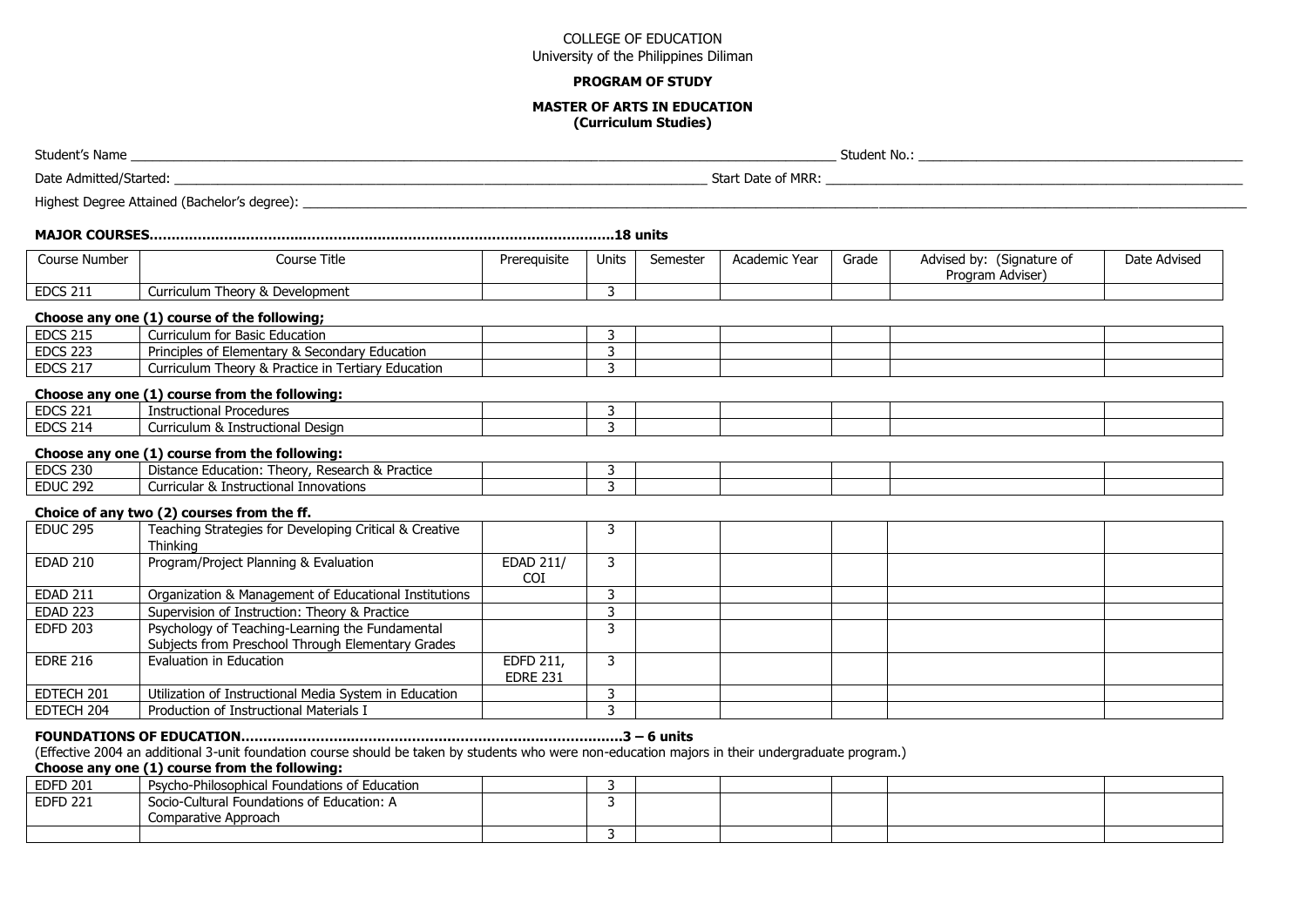COLLEGE OF EDUCATION
University of the Philippines Diliman

**PROGRAM OF STUDY**

**MASTER OF ARTS IN EDUCATION**
**(Curriculum Studies)**

Student's Name ____________________ Student No.: ____________________

Date Admitted/Started: ____________________ Start Date of MRR: ____________________

Highest Degree Attained (Bachelor's degree): ____________________

**MAJOR COURSES…………………………………………………………………………………………18 units**

| Course Number | Course Title | Prerequisite | Units | Semester | Academic Year | Grade | Advised by: (Signature of Program Adviser) | Date Advised |
|---|---|---|---|---|---|---|---|---|
| EDCS 211 | Curriculum Theory & Development | | 3 | | | | | |
| **Choose any one (1) course of the following;** | | | | | | | | |
| EDCS 215 | Curriculum for Basic Education | | 3 | | | | | |
| EDCS 223 | Principles of Elementary & Secondary Education | | 3 | | | | | |
| EDCS 217 | Curriculum Theory & Practice in Tertiary Education | | 3 | | | | | |
| **Choose any one (1) course from the following:** | | | | | | | | |
| EDCS 221 | Instructional Procedures | | 3 | | | | | |
| EDCS 214 | Curriculum & Instructional Design | | 3 | | | | | |
| **Choose any one (1) course from the following:** | | | | | | | | |
| EDCS 230 | Distance Education: Theory, Research & Practice | | 3 | | | | | |
| EDUC 292 | Curricular & Instructional Innovations | | 3 | | | | | |
| **Choice of any two (2) courses from the ff.** | | | | | | | | |
| EDUC 295 | Teaching Strategies for Developing Critical & Creative Thinking | | 3 | | | | | |
| EDAD 210 | Program/Project Planning & Evaluation | EDAD 211/ COI | 3 | | | | | |
| EDAD 211 | Organization & Management of Educational Institutions | | 3 | | | | | |
| EDAD 223 | Supervision of Instruction: Theory & Practice | | 3 | | | | | |
| EDFD 203 | Psychology of Teaching-Learning the Fundamental Subjects from Preschool Through Elementary Grades | | 3 | | | | | |
| EDRE 216 | Evaluation in Education | EDFD 211, EDRE 231 | 3 | | | | | |
| EDTECH 201 | Utilization of Instructional Media System in Education | | 3 | | | | | |
| EDTECH 204 | Production of Instructional Materials I | | 3 | | | | | |

**FOUNDATIONS OF EDUCATION……………………………………………………………………………3 – 6 units**

(Effective 2004 an additional 3-unit foundation course should be taken by students who were non-education majors in their undergraduate program.)

**Choose any one (1) course from the following:**

| Course Number | Course Title | Prerequisite | Units | Semester | Academic Year | Grade | Advised by: (Signature of Program Adviser) | Date Advised |
|---|---|---|---|---|---|---|---|---|
| EDFD 201 | Psycho-Philosophical Foundations of Education | | 3 | | | | | |
| EDFD 221 | Socio-Cultural Foundations of Education: A Comparative Approach | | 3 | | | | | |
| | | | 3 | | | | | |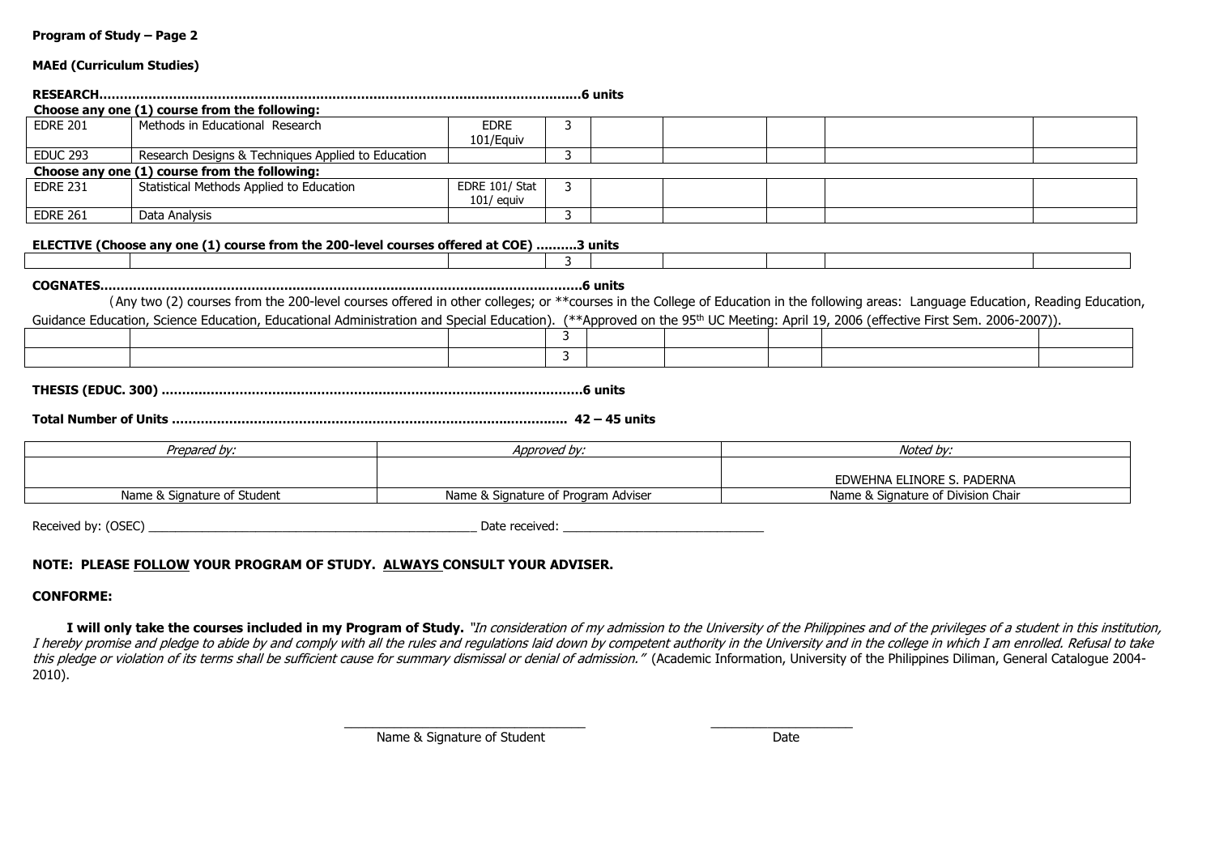**Program of Study – Page 2**

**MAEd (Curriculum Studies)**

**RESEARCH……………………………………………………………………………………………………6 units**

**Choose any one (1) course from the following:**

| | | | | | | | | |
|---|---|---|---|---|---|---|---|---|
| EDRE 201 | Methods in Educational Research | EDRE 101/Equiv | 3 | | | | | |
| EDUC 293 | Research Designs & Techniques Applied to Education | | 3 | | | | | |
| **Choose any one (1) course from the following:** | | | | | | | | |
| EDRE 231 | Statistical Methods Applied to Education | EDRE 101/ Stat 101/ equiv | 3 | | | | | |
| EDRE 261 | Data Analysis | | 3 | | | | | |

**ELECTIVE (Choose any one (1) course from the 200-level courses offered at COE) ……….3 units**

| | | | | | | | | |
|---|---|---|---|---|---|---|---|---|
| | | | 3 | | | | | |

**COGNATES………………………………………………………………………………………………….6 units**

(Any two (2) courses from the 200-level courses offered in other colleges; or **courses in the College of Education in the following areas: Language Education, Reading Education, Guidance Education, Science Education, Educational Administration and Special Education). (**Approved on the 95th UC Meeting: April 19, 2006 (effective First Sem. 2006-2007)).

| | | | | | | | | |
|---|---|---|---|---|---|---|---|---|
| | | | 3 | | | | | |
| | | | 3 | | | | | |

**THESIS (EDUC. 300) ………………………………………………………………………………………6 units**

**Total Number of Units …………………………………………………………………………….. 42 – 45 units**

| *Prepared by:* | *Approved by:* | *Noted by:* |
|---|---|---|
| | | EDWEHNA ELINORE S. PADERNA |
| Name & Signature of Student | Name & Signature of Program Adviser | Name & Signature of Division Chair |

Received by: (OSEC) ______________________________ Date received: ______________________

**NOTE: PLEASE FOLLOW YOUR PROGRAM OF STUDY. ALWAYS CONSULT YOUR ADVISER.**

**CONFORME:**

**I will only take the courses included in my Program of Study.** *"In consideration of my admission to the University of the Philippines and of the privileges of a student in this institution, I hereby promise and pledge to abide by and comply with all the rules and regulations laid down by competent authority in the University and in the college in which I am enrolled. Refusal to take this pledge or violation of its terms shall be sufficient cause for summary dismissal or denial of admission."* (Academic Information, University of the Philippines Diliman, General Catalogue 2004-2010).

______________________________ ____________________

Name & Signature of Student Date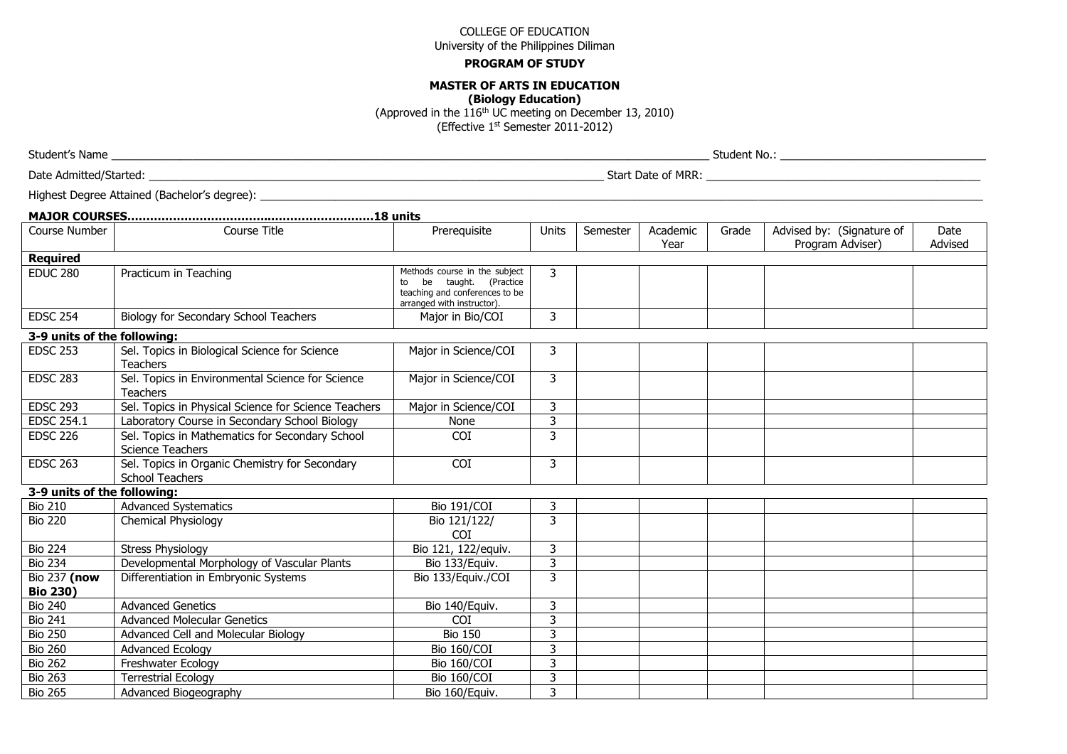COLLEGE OF EDUCATION
University of the Philippines Diliman

**PROGRAM OF STUDY**

**MASTER OF ARTS IN EDUCATION**
**(Biology Education)**
(Approved in the 116th UC meeting on December 13, 2010)
(Effective 1st Semester 2011-2012)

Student's Name ______________________________ Student No.: ______________________________

Date Admitted/Started: ______________________________ Start Date of MRR: ______________________________

Highest Degree Attained (Bachelor's degree): ______________________________

**MAJOR COURSES……………………………………………………….18 units**

| Course Number | Course Title | Prerequisite | Units | Semester | Academic Year | Grade | Advised by: (Signature of Program Adviser) | Date Advised |
|---|---|---|---|---|---|---|---|---|
| **Required** | | | | | | | | |
| EDUC 280 | Practicum in Teaching | Methods course in the subject to be taught. (Practice teaching and conferences to be arranged with instructor). | 3 | | | | | |
| EDSC 254 | Biology for Secondary School Teachers | Major in Bio/COI | 3 | | | | | |
| **3-9 units of the following:** | | | | | | | | |
| EDSC 253 | Sel. Topics in Biological Science for Science Teachers | Major in Science/COI | 3 | | | | | |
| EDSC 283 | Sel. Topics in Environmental Science for Science Teachers | Major in Science/COI | 3 | | | | | |
| EDSC 293 | Sel. Topics in Physical Science for Science Teachers | Major in Science/COI | 3 | | | | | |
| EDSC 254.1 | Laboratory Course in Secondary School Biology | None | 3 | | | | | |
| EDSC 226 | Sel. Topics in Mathematics for Secondary School Science Teachers | COI | 3 | | | | | |
| EDSC 263 | Sel. Topics in Organic Chemistry for Secondary School Teachers | COI | 3 | | | | | |
| **3-9 units of the following:** | | | | | | | | |
| Bio 210 | Advanced Systematics | Bio 191/COI | 3 | | | | | |
| Bio 220 | Chemical Physiology | Bio 121/122/ COI | 3 | | | | | |
| Bio 224 | Stress Physiology | Bio 121, 122/equiv. | 3 | | | | | |
| Bio 234 | Developmental Morphology of Vascular Plants | Bio 133/Equiv. | 3 | | | | | |
| Bio 237 **(now Bio 230)** | Differentiation in Embryonic Systems | Bio 133/Equiv./COI | 3 | | | | | |
| Bio 240 | Advanced Genetics | Bio 140/Equiv. | 3 | | | | | |
| Bio 241 | Advanced Molecular Genetics | COI | 3 | | | | | |
| Bio 250 | Advanced Cell and Molecular Biology | Bio 150 | 3 | | | | | |
| Bio 260 | Advanced Ecology | Bio 160/COI | 3 | | | | | |
| Bio 262 | Freshwater Ecology | Bio 160/COI | 3 | | | | | |
| Bio 263 | Terrestrial Ecology | Bio 160/COI | 3 | | | | | |
| Bio 265 | Advanced Biogeography | Bio 160/Equiv. | 3 | | | | | |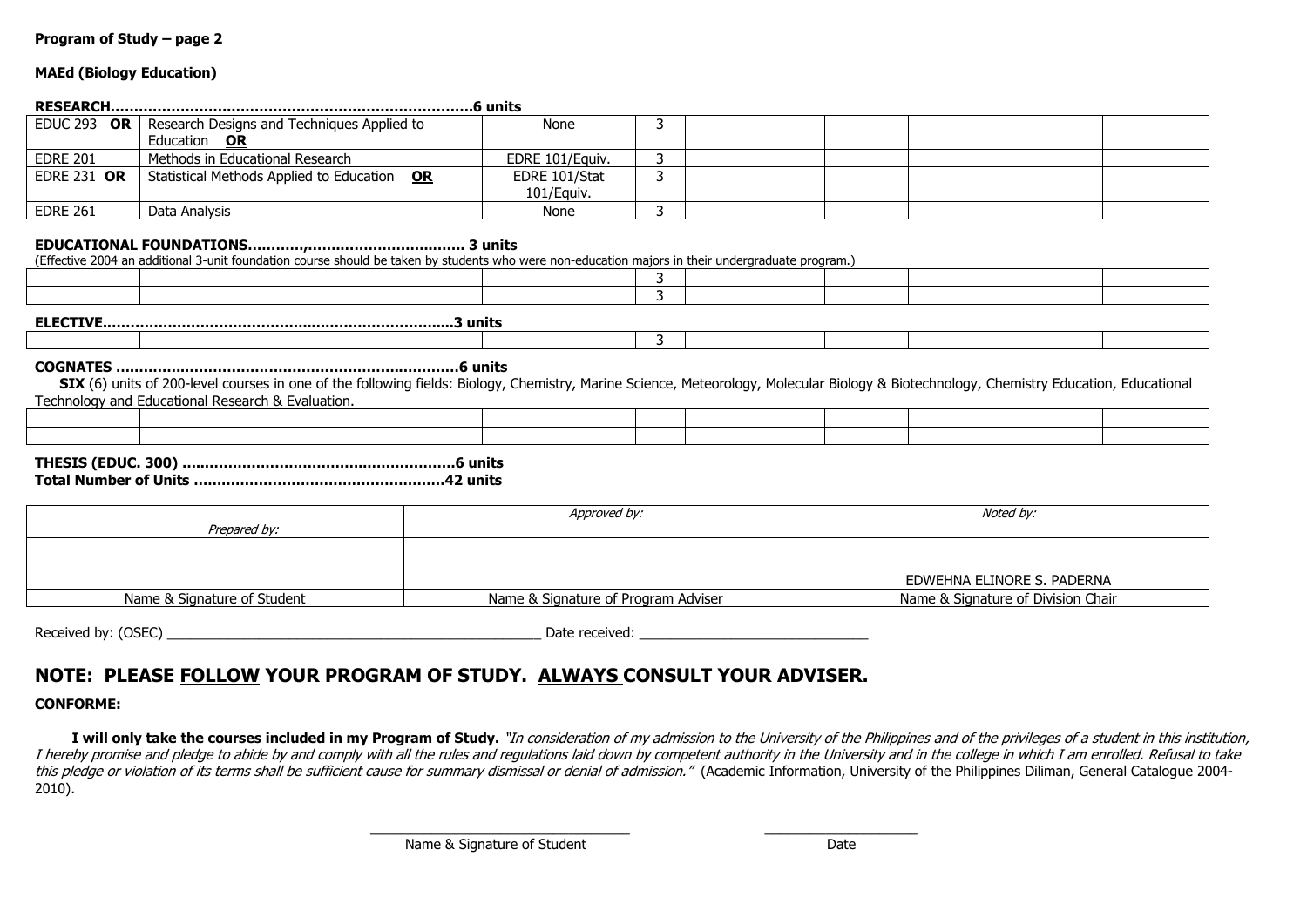**Program of Study – page 2**

**MAEd (Biology Education)**

**RESEARCH……………………………………………………………………6 units**

| | | | | | | | | |
|---|---|---|---|---|---|---|---|---|
| EDUC 293 **OR** | Research Designs and Techniques Applied to Education **OR** | None | 3 | | | | | |
| EDRE 201 | Methods in Educational Research | EDRE 101/Equiv. | 3 | | | | | |
| EDRE 231 **OR** | Statistical Methods Applied to Education **OR** | EDRE 101/Stat 101/Equiv. | 3 | | | | | |
| EDRE 261 | Data Analysis | None | 3 | | | | | |

**EDUCATIONAL FOUNDATIONS…………,…………………………… 3 units**

(Effective 2004 an additional 3-unit foundation course should be taken by students who were non-education majors in their undergraduate program.)

| | | | | | | | | |
|---|---|---|---|---|---|---|---|---|
| | | | 3 | | | | | |
| | | | 3 | | | | | |

**ELECTIVE…………………………………………………………………3 units**

| | | | | | | | | |
|---|---|---|---|---|---|---|---|---|
| | | | 3 | | | | | |

**COGNATES ………………………………………………………………6 units**

**SIX** (6) units of 200-level courses in one of the following fields: Biology, Chemistry, Marine Science, Meteorology, Molecular Biology & Biotechnology, Chemistry Education, Educational Technology and Educational Research & Evaluation.

| | | | | | | | | |
|---|---|---|---|---|---|---|---|---|
| | | | | | | | | |
| | | | | | | | | |

**THESIS (EDUC. 300) …………………………………………………6 units**
**Total Number of Units ………………………………………………42 units**

| *Prepared by:* | *Approved by:* | *Noted by:* |
|---|---|---|
| | | EDWEHNA ELINORE S. PADERNA |
| Name & Signature of Student | Name & Signature of Program Adviser | Name & Signature of Division Chair |

Received by: (OSEC) ________________________________________ Date received: ________________________

## NOTE: PLEASE FOLLOW YOUR PROGRAM OF STUDY. ALWAYS CONSULT YOUR ADVISER.

**CONFORME:**

**I will only take the courses included in my Program of Study.** *"In consideration of my admission to the University of the Philippines and of the privileges of a student in this institution, I hereby promise and pledge to abide by and comply with all the rules and regulations laid down by competent authority in the University and in the college in which I am enrolled. Refusal to take this pledge or violation of its terms shall be sufficient cause for summary dismissal or denial of admission."* (Academic Information, University of the Philippines Diliman, General Catalogue 2004-2010).

______________________________ ____________________

Name & Signature of Student Date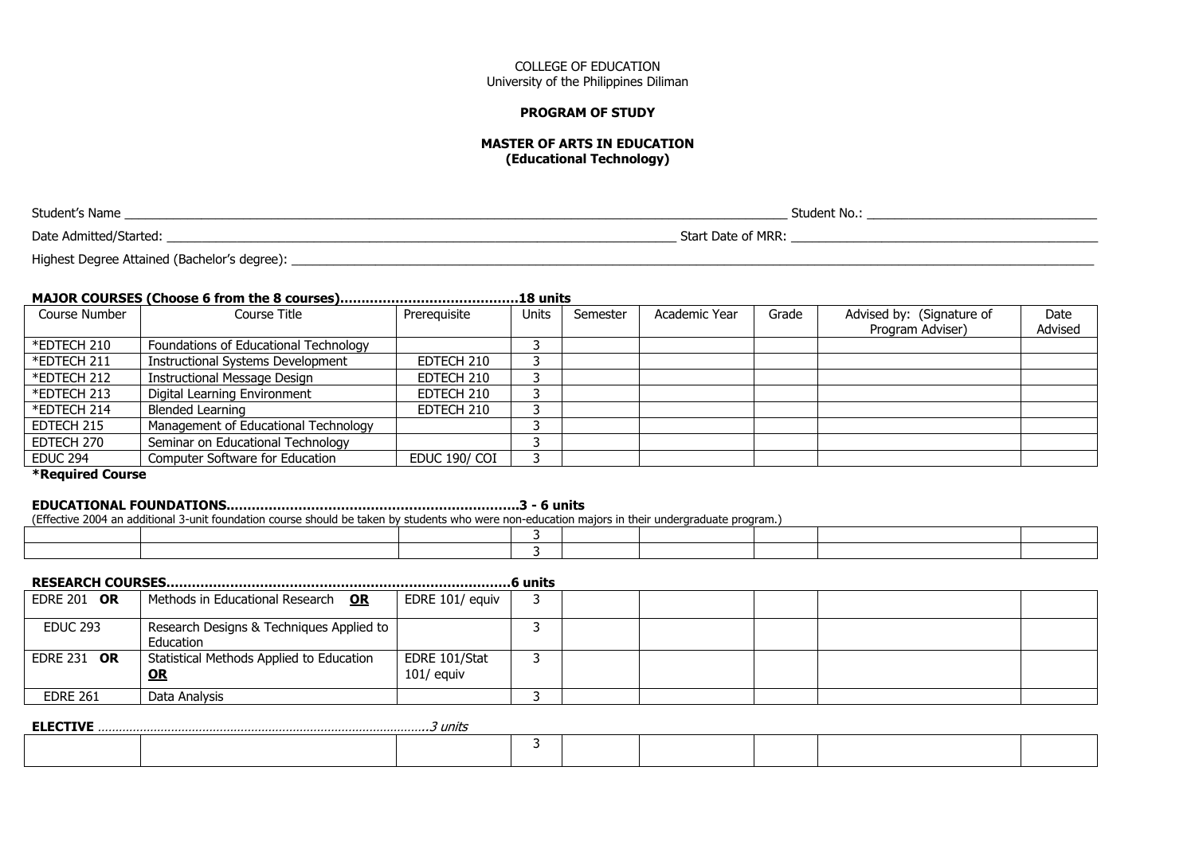COLLEGE OF EDUCATION
University of the Philippines Diliman

**PROGRAM OF STUDY**

**MASTER OF ARTS IN EDUCATION**
**(Educational Technology)**

Student's Name ______________________________ Student No.: ______________________________

Date Admitted/Started: ______________________________ Start Date of MRR: ______________________________

Highest Degree Attained (Bachelor's degree): ______________________________

**MAJOR COURSES (Choose 6 from the 8 courses)……………………………………18 units**

| Course Number | Course Title | Prerequisite | Units | Semester | Academic Year | Grade | Advised by: (Signature of Program Adviser) | Date Advised |
|---|---|---|---|---|---|---|---|---|
| *EDTECH 210 | Foundations of Educational Technology | | 3 | | | | | |
| *EDTECH 211 | Instructional Systems Development | EDTECH 210 | 3 | | | | | |
| *EDTECH 212 | Instructional Message Design | EDTECH 210 | 3 | | | | | |
| *EDTECH 213 | Digital Learning Environment | EDTECH 210 | 3 | | | | | |
| *EDTECH 214 | Blended Learning | EDTECH 210 | 3 | | | | | |
| EDTECH 215 | Management of Educational Technology | | 3 | | | | | |
| EDTECH 270 | Seminar on Educational Technology | | 3 | | | | | |
| EDUC 294 | Computer Software for Education | EDUC 190/ COI | 3 | | | | | |

**\*Required Course**

**EDUCATIONAL FOUNDATIONS……………………………………………………………3 - 6 units**
(Effective 2004 an additional 3-unit foundation course should be taken by students who were non-education majors in their undergraduate program.)

| | | | | | | | | |
|---|---|---|---|---|---|---|---|---|
| | | | 3 | | | | | |
| | | | 3 | | | | | |

**RESEARCH COURSES………………………………………………………………………6 units**

| | | | | | | | | |
|---|---|---|---|---|---|---|---|---|
| EDRE 201 **OR** | Methods in Educational Research **OR** | EDRE 101/ equiv | 3 | | | | | |
| EDUC 293 | Research Designs & Techniques Applied to Education | | 3 | | | | | |
| EDRE 231 **OR** | Statistical Methods Applied to Education **OR** | EDRE 101/Stat 101/ equiv | 3 | | | | | |
| EDRE 261 | Data Analysis | | 3 | | | | | |

**ELECTIVE** *……………………………………………………………………………3 units*

| | | | | | | | | |
|---|---|---|---|---|---|---|---|---|
| | | | 3 | | | | | |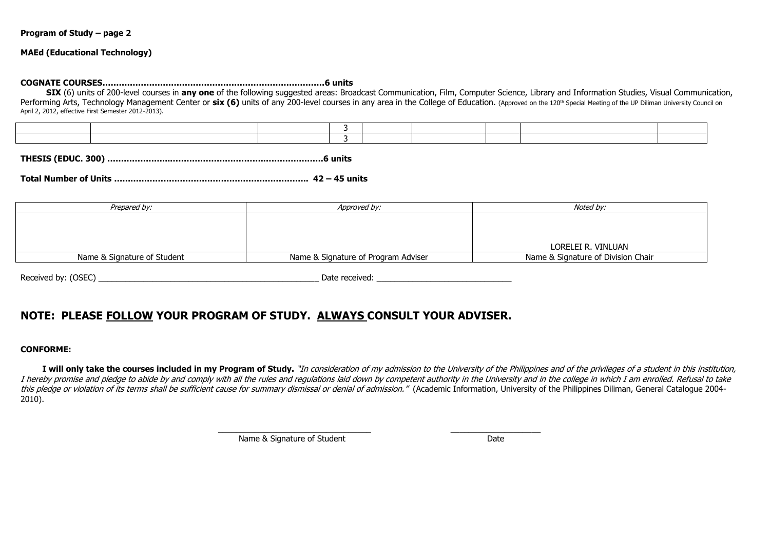**Program of Study – page 2**

**MAEd (Educational Technology)**

**COGNATE COURSES……………………………………………………………………6 units**

**SIX** (6) units of 200-level courses in **any one** of the following suggested areas: Broadcast Communication, Film, Computer Science, Library and Information Studies, Visual Communication, Performing Arts, Technology Management Center or **six (6)** units of any 200-level courses in any area in the College of Education. (Approved on the 120th Special Meeting of the UP Diliman University Council on April 2, 2012, effective First Semester 2012-2013).

| | | | | | | | | |
|---|---|---|---|---|---|---|---|---|
| | | | 3 | | | | | |
| | | | 3 | | | | | |

**THESIS (EDUC. 300) …………………………………………………………………6 units**

**Total Number of Units …………………………………………………………… 42 – 45 units**

| *Prepared by:* | *Approved by:* | *Noted by:* |
|---|---|---|
| | | LORELEI R. VINLUAN |
| Name & Signature of Student | Name & Signature of Program Adviser | Name & Signature of Division Chair |

Received by: (OSEC) ________________________________________________ Date received: ____________________________

## NOTE: PLEASE FOLLOW YOUR PROGRAM OF STUDY. ALWAYS CONSULT YOUR ADVISER.

**CONFORME:**

**I will only take the courses included in my Program of Study.** *"In consideration of my admission to the University of the Philippines and of the privileges of a student in this institution, I hereby promise and pledge to abide by and comply with all the rules and regulations laid down by competent authority in the University and in the college in which I am enrolled. Refusal to take this pledge or violation of its terms shall be sufficient cause for summary dismissal or denial of admission."* (Academic Information, University of the Philippines Diliman, General Catalogue 2004-2010).

________________________________ ____________________

Name & Signature of Student Date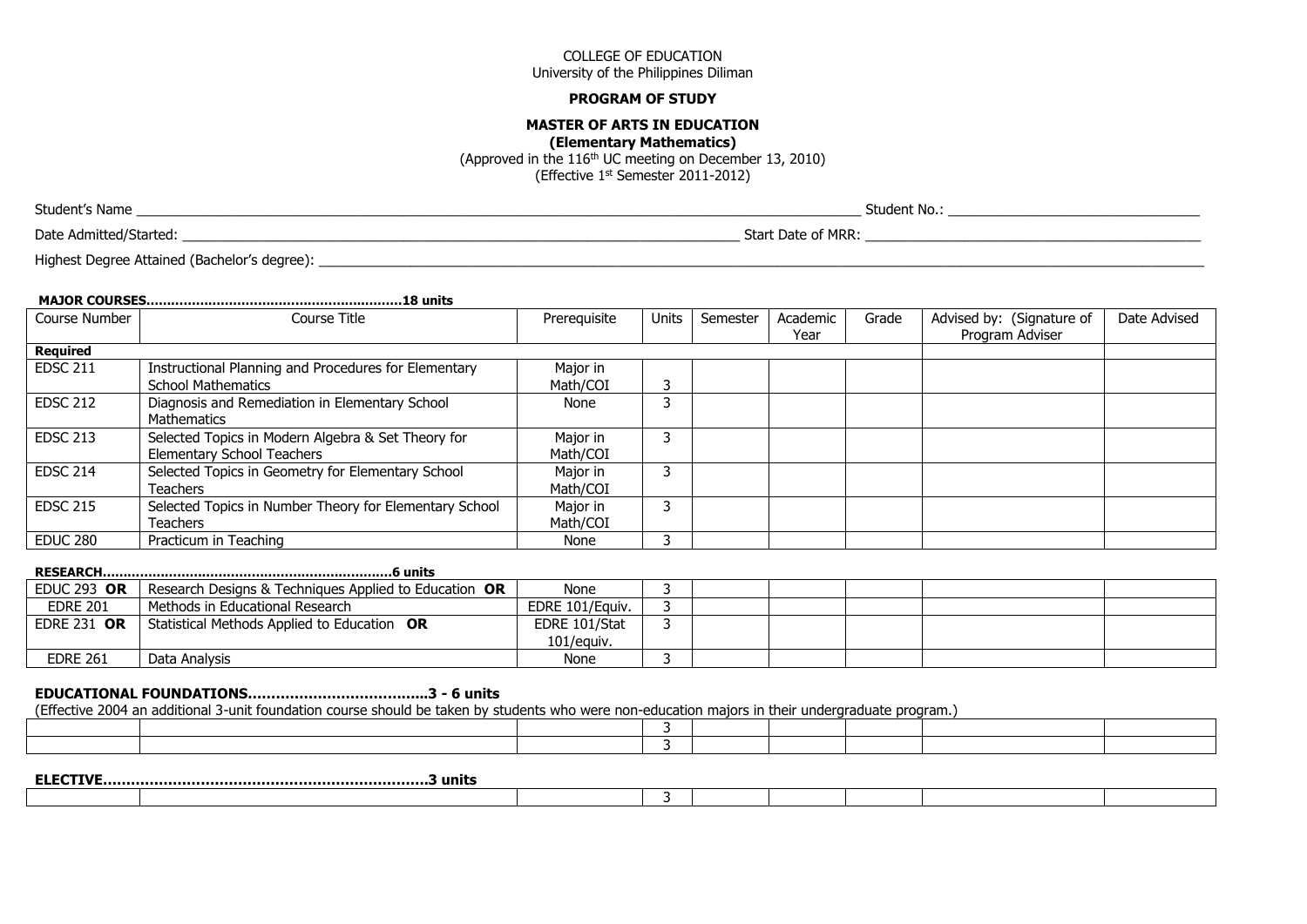COLLEGE OF EDUCATION
University of the Philippines Diliman

**PROGRAM OF STUDY**

**MASTER OF ARTS IN EDUCATION**
**(Elementary Mathematics)**
(Approved in the 116th UC meeting on December 13, 2010)
(Effective 1st Semester 2011-2012)

Student's Name ____________________ Student No.: ____________________

Date Admitted/Started: ____________________ Start Date of MRR: ____________________

Highest Degree Attained (Bachelor's degree): ____________________

**MAJOR COURSES……………………………………………………18 units**

| Course Number | Course Title | Prerequisite | Units | Semester | Academic Year | Grade | Advised by: (Signature of Program Adviser | Date Advised |
|---|---|---|---|---|---|---|---|---|
| **Required** | | | | | | | | |
| EDSC 211 | Instructional Planning and Procedures for Elementary School Mathematics | Major in Math/COI | 3 | | | | | |
| EDSC 212 | Diagnosis and Remediation in Elementary School Mathematics | None | 3 | | | | | |
| EDSC 213 | Selected Topics in Modern Algebra & Set Theory for Elementary School Teachers | Major in Math/COI | 3 | | | | | |
| EDSC 214 | Selected Topics in Geometry for Elementary School Teachers | Major in Math/COI | 3 | | | | | |
| EDSC 215 | Selected Topics in Number Theory for Elementary School Teachers | Major in Math/COI | 3 | | | | | |
| EDUC 280 | Practicum in Teaching | None | 3 | | | | | |

**RESEARCH……………………………………………………………6 units**

| Course Number | Course Title | Prerequisite | Units | Semester | Academic Year | Grade | Advised by: (Signature of Program Adviser | Date Advised |
|---|---|---|---|---|---|---|---|---|
| EDUC 293 **OR** | Research Designs & Techniques Applied to Education **OR** | None | 3 | | | | | |
| EDRE 201 | Methods in Educational Research | EDRE 101/Equiv. | 3 | | | | | |
| EDRE 231 **OR** | Statistical Methods Applied to Education **OR** | EDRE 101/Stat 101/equiv. | 3 | | | | | |
| EDRE 261 | Data Analysis | None | 3 | | | | | |

**EDUCATIONAL FOUNDATIONS………………………………..3 - 6 units**

(Effective 2004 an additional 3-unit foundation course should be taken by students who were non-education majors in their undergraduate program.)

| Course Number | Course Title | Prerequisite | Units | Semester | Academic Year | Grade | Advised by: (Signature of Program Adviser | Date Advised |
|---|---|---|---|---|---|---|---|---|
| | | | 3 | | | | | |
| | | | 3 | | | | | |

**ELECTIVE……………………………………………………………3 units**

| Course Number | Course Title | Prerequisite | Units | Semester | Academic Year | Grade | Advised by: (Signature of Program Adviser | Date Advised |
|---|---|---|---|---|---|---|---|---|
| | | | 3 | | | | | |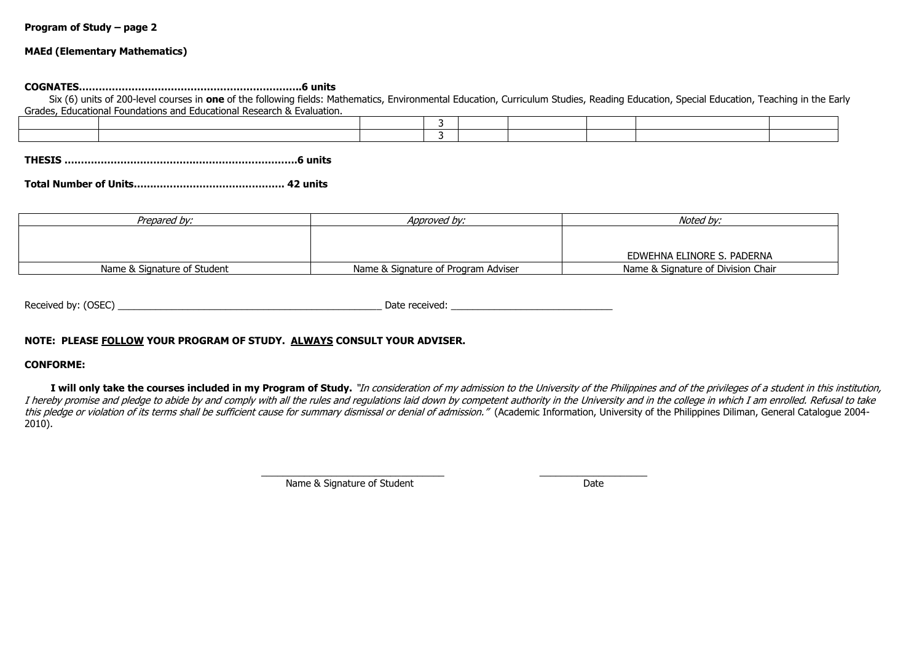**Program of Study – page 2**

**MAEd (Elementary Mathematics)**

**COGNATES…………………………………………………………..6 units**

Six (6) units of 200-level courses in **one** of the following fields: Mathematics, Environmental Education, Curriculum Studies, Reading Education, Special Education, Teaching in the Early Grades, Educational Foundations and Educational Research & Evaluation.

| | | | | | | | | |
|---|---|---|---|---|---|---|---|---|
| | | | 3 | | | | | |
| | | | 3 | | | | | |

**THESIS ……………………………………………………………..6 units**

**Total Number of Units……………………………………… 42 units**

| *Prepared by:* | *Approved by:* | *Noted by:* |
|---|---|---|
| | | EDWEHNA ELINORE S. PADERNA |
| Name & Signature of Student | Name & Signature of Program Adviser | Name & Signature of Division Chair |

Received by: (OSEC) _________________________________________________ Date received: ______________________________

**NOTE: PLEASE <u>FOLLOW</u> YOUR PROGRAM OF STUDY. <u>ALWAYS</u> CONSULT YOUR ADVISER.**

**CONFORME:**

**I will only take the courses included in my Program of Study.** *"In consideration of my admission to the University of the Philippines and of the privileges of a student in this institution, I hereby promise and pledge to abide by and comply with all the rules and regulations laid down by competent authority in the University and in the college in which I am enrolled. Refusal to take this pledge or violation of its terms shall be sufficient cause for summary dismissal or denial of admission."* (Academic Information, University of the Philippines Diliman, General Catalogue 2004-2010).

__________________________________ ____________________

Name & Signature of Student Date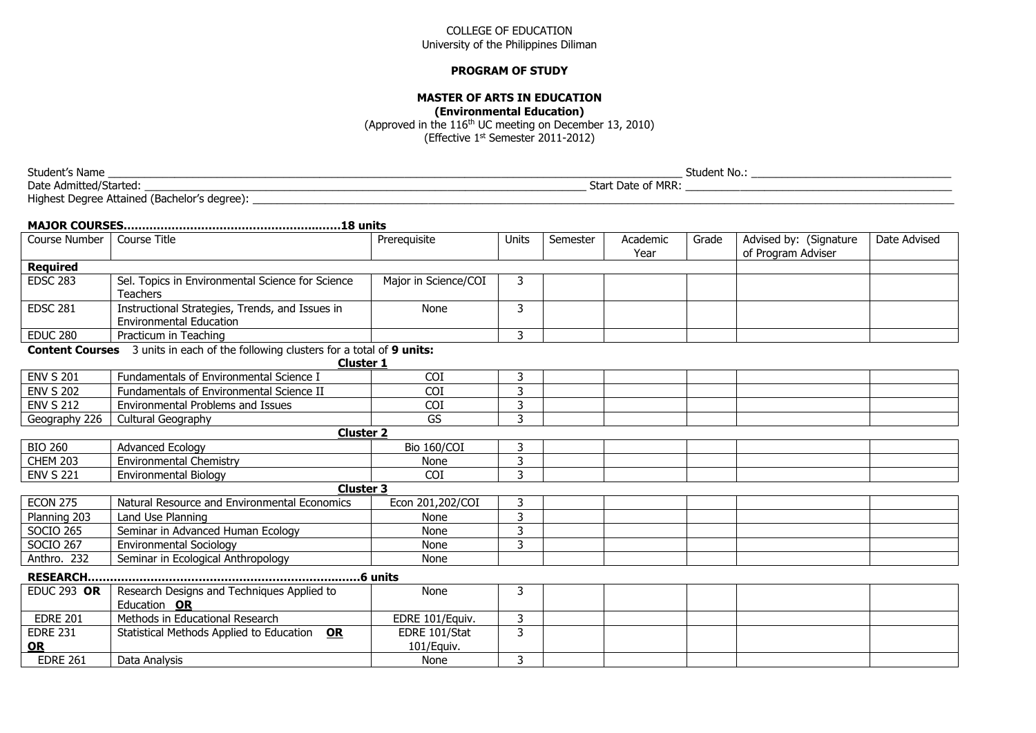COLLEGE OF EDUCATION
University of the Philippines Diliman

**PROGRAM OF STUDY**

**MASTER OF ARTS IN EDUCATION**
**(Environmental Education)**
(Approved in the 116th UC meeting on December 13, 2010)
(Effective 1st Semester 2011-2012)

Student's Name ____________________ Student No.: ____________________
Date Admitted/Started: ____________________ Start Date of MRR: ____________________
Highest Degree Attained (Bachelor's degree): ____________________

**MAJOR COURSES…………………………………………………18 units**

| Course Number | Course Title | Prerequisite | Units | Semester | Academic Year | Grade | Advised by: (Signature of Program Adviser | Date Advised |
|---|---|---|---|---|---|---|---|---|
| **Required** | | | | | | | | |
| EDSC 283 | Sel. Topics in Environmental Science for Science Teachers | Major in Science/COI | 3 | | | | | |
| EDSC 281 | Instructional Strategies, Trends, and Issues in Environmental Education | None | 3 | | | | | |
| EDUC 280 | Practicum in Teaching | | 3 | | | | | |
| **Content Courses** 3 units in each of the following clusters for a total of **9 units:** | | | | | | | | |
| | **Cluster 1** | | | | | | | |
| ENV S 201 | Fundamentals of Environmental Science I | COI | 3 | | | | | |
| ENV S 202 | Fundamentals of Environmental Science II | COI | 3 | | | | | |
| ENV S 212 | Environmental Problems and Issues | COI | 3 | | | | | |
| Geography 226 | Cultural Geography | GS | 3 | | | | | |
| | **Cluster 2** | | | | | | | |
| BIO 260 | Advanced Ecology | Bio 160/COI | 3 | | | | | |
| CHEM 203 | Environmental Chemistry | None | 3 | | | | | |
| ENV S 221 | Environmental Biology | COI | 3 | | | | | |
| | **Cluster 3** | | | | | | | |
| ECON 275 | Natural Resource and Environmental Economics | Econ 201,202/COI | 3 | | | | | |
| Planning 203 | Land Use Planning | None | 3 | | | | | |
| SOCIO 265 | Seminar in Advanced Human Ecology | None | 3 | | | | | |
| SOCIO 267 | Environmental Sociology | None | 3 | | | | | |
| Anthro. 232 | Seminar in Ecological Anthropology | None | | | | | | |

**RESEARCH…………………………………………………………………6 units**

| Course Number | Course Title | Prerequisite | Units | Semester | Academic Year | Grade | Advised by: (Signature of Program Adviser | Date Advised |
|---|---|---|---|---|---|---|---|---|
| EDUC 293 **OR** | Research Designs and Techniques Applied to Education **OR** | None | 3 | | | | | |
| EDRE 201 | Methods in Educational Research | EDRE 101/Equiv. | 3 | | | | | |
| EDRE 231 **OR** | Statistical Methods Applied to Education **OR** | EDRE 101/Stat 101/Equiv. | 3 | | | | | |
| EDRE 261 | Data Analysis | None | 3 | | | | | |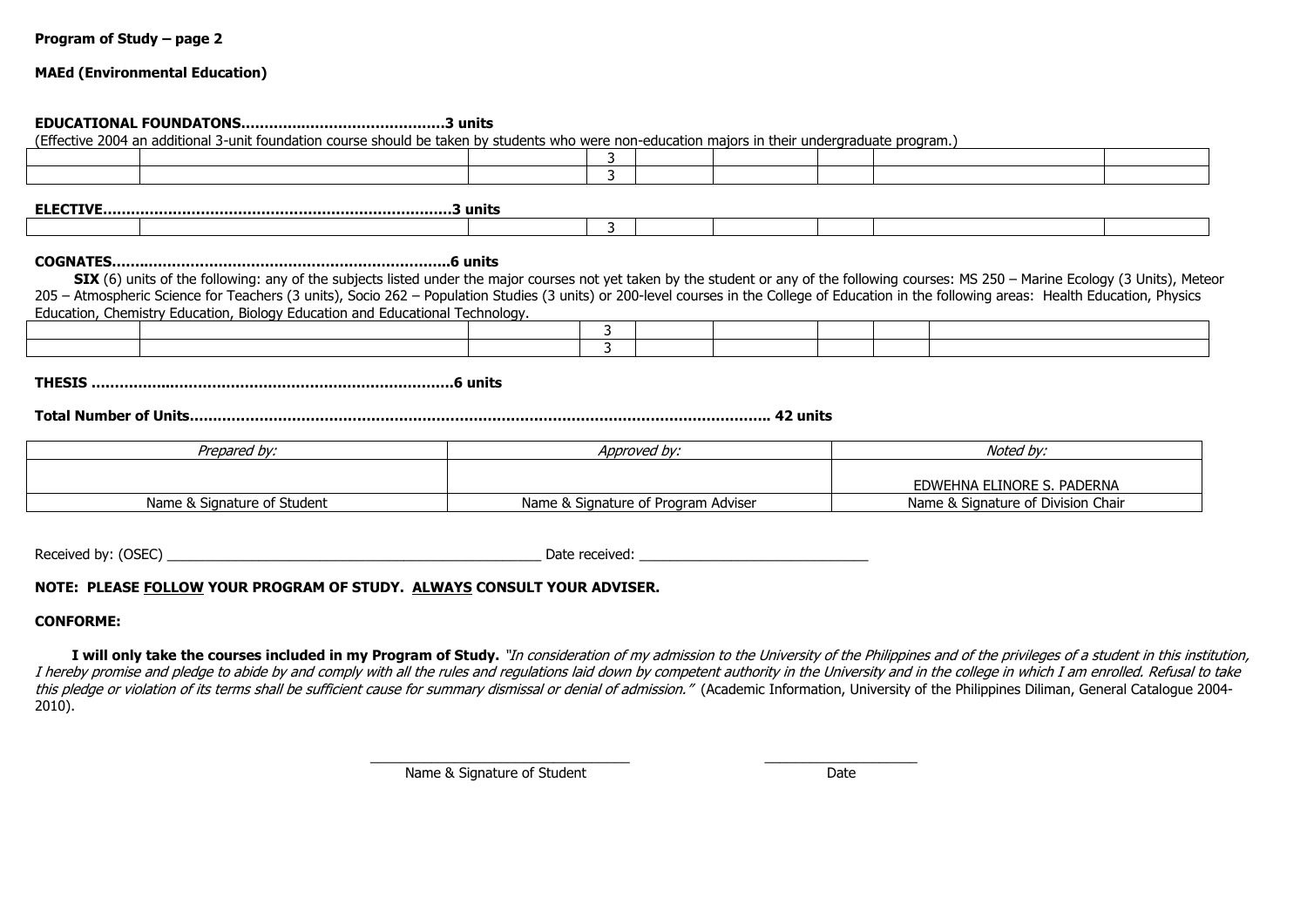**Program of Study – page 2**

**MAEd (Environmental Education)**

**EDUCATIONAL FOUNDATONS……………………………………3 units**

(Effective 2004 an additional 3-unit foundation course should be taken by students who were non-education majors in their undergraduate program.)

| | | | | | | | | |
|---|---|---|---|---|---|---|---|---|
| | | | 3 | | | | | |
| | | | 3 | | | | | |

**ELECTIVE…………………………………………………………………3 units**

| | | | | | | | | |
|---|---|---|---|---|---|---|---|---|
| | | | 3 | | | | | |

**COGNATES………………………………………………………………6 units**

**SIX** (6) units of the following: any of the subjects listed under the major courses not yet taken by the student or any of the following courses: MS 250 – Marine Ecology (3 Units), Meteor 205 – Atmospheric Science for Teachers (3 units), Socio 262 – Population Studies (3 units) or 200-level courses in the College of Education in the following areas: Health Education, Physics Education, Chemistry Education, Biology Education and Educational Technology.

| | | | | | | | |
|---|---|---|---|---|---|---|---|
| | | | 3 | | | | |
| | | | 3 | | | | |

**THESIS ………………………………………………………………….6 units**

**Total Number of Units…………………………………………………………………………………………………. 42 units**

| *Prepared by:* | *Approved by:* | *Noted by:* |
|---|---|---|
| | | EDWEHNA ELINORE S. PADERNA |
| Name & Signature of Student | Name & Signature of Program Adviser | Name & Signature of Division Chair |

Received by: (OSEC) ________________________________________________ Date received: ______________________________

**NOTE: PLEASE FOLLOW YOUR PROGRAM OF STUDY. ALWAYS CONSULT YOUR ADVISER.**

**CONFORME:**

**I will only take the courses included in my Program of Study.** *"In consideration of my admission to the University of the Philippines and of the privileges of a student in this institution, I hereby promise and pledge to abide by and comply with all the rules and regulations laid down by competent authority in the University and in the college in which I am enrolled. Refusal to take this pledge or violation of its terms shall be sufficient cause for summary dismissal or denial of admission."* (Academic Information, University of the Philippines Diliman, General Catalogue 2004-2010).

_________________________________ Name & Signature of Student

____________________ Date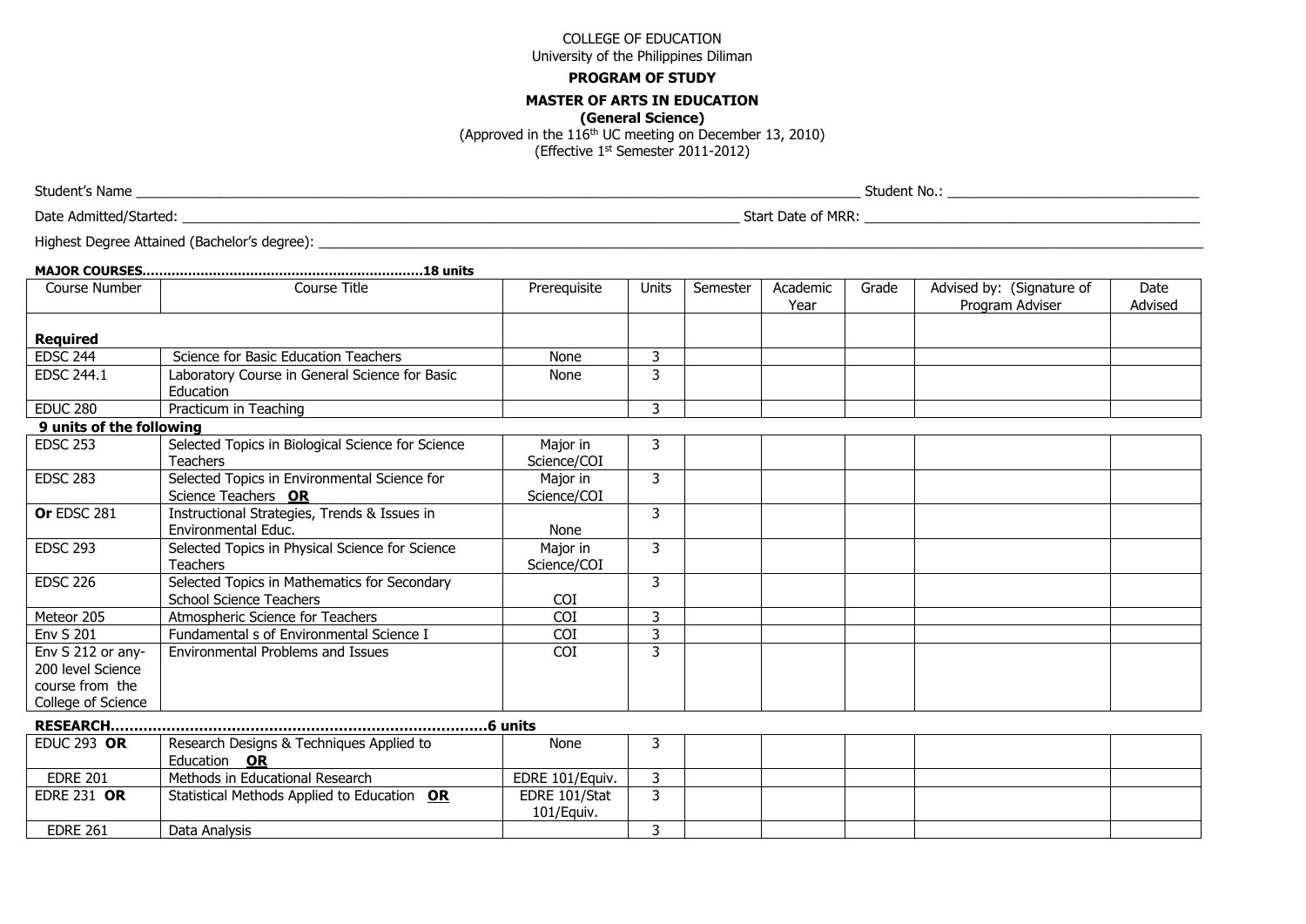COLLEGE OF EDUCATION
University of the Philippines Diliman

**PROGRAM OF STUDY**

**MASTER OF ARTS IN EDUCATION**
**(General Science)**
(Approved in the 116th UC meeting on December 13, 2010)
(Effective 1st Semester 2011-2012)

Student's Name ____________________ Student No.: ____________________

Date Admitted/Started: ____________________ Start Date of MRR: ____________________

Highest Degree Attained (Bachelor's degree): ____________________

**MAJOR COURSES.................................................................18 units**

| Course Number | Course Title | Prerequisite | Units | Semester | Academic Year | Grade | Advised by: (Signature of Program Adviser | Date Advised |
|---|---|---|---|---|---|---|---|---|
| **Required** | | | | | | | | |
| EDSC 244 | Science for Basic Education Teachers | None | 3 | | | | | |
| EDSC 244.1 | Laboratory Course in General Science for Basic Education | None | 3 | | | | | |
| EDUC 280 | Practicum in Teaching | | 3 | | | | | |
| **9 units of the following** | | | | | | | | |
| EDSC 253 | Selected Topics in Biological Science for Science Teachers | Major in Science/COI | 3 | | | | | |
| EDSC 283 | Selected Topics in Environmental Science for Science Teachers **OR** | Major in Science/COI | 3 | | | | | |
| **Or** EDSC 281 | Instructional Strategies, Trends & Issues in Environmental Educ. | None | 3 | | | | | |
| EDSC 293 | Selected Topics in Physical Science for Science Teachers | Major in Science/COI | 3 | | | | | |
| EDSC 226 | Selected Topics in Mathematics for Secondary School Science Teachers | COI | 3 | | | | | |
| Meteor 205 | Atmospheric Science for Teachers | COI | 3 | | | | | |
| Env S 201 | Fundamental s of Environmental Science I | COI | 3 | | | | | |
| Env S 212 or any-200 level Science course from the College of Science | Environmental Problems and Issues | COI | 3 | | | | | |

**RESEARCH.................................................................................6 units**

| Course Number | Course Title | Prerequisite | Units | Semester | Academic Year | Grade | Advised by: (Signature of Program Adviser | Date Advised |
|---|---|---|---|---|---|---|---|---|
| EDUC 293 **OR** | Research Designs & Techniques Applied to Education **OR** | None | 3 | | | | | |
| EDRE 201 | Methods in Educational Research | EDRE 101/Equiv. | 3 | | | | | |
| EDRE 231 **OR** | Statistical Methods Applied to Education **OR** | EDRE 101/Stat 101/Equiv. | 3 | | | | | |
| EDRE 261 | Data Analysis | | 3 | | | | | |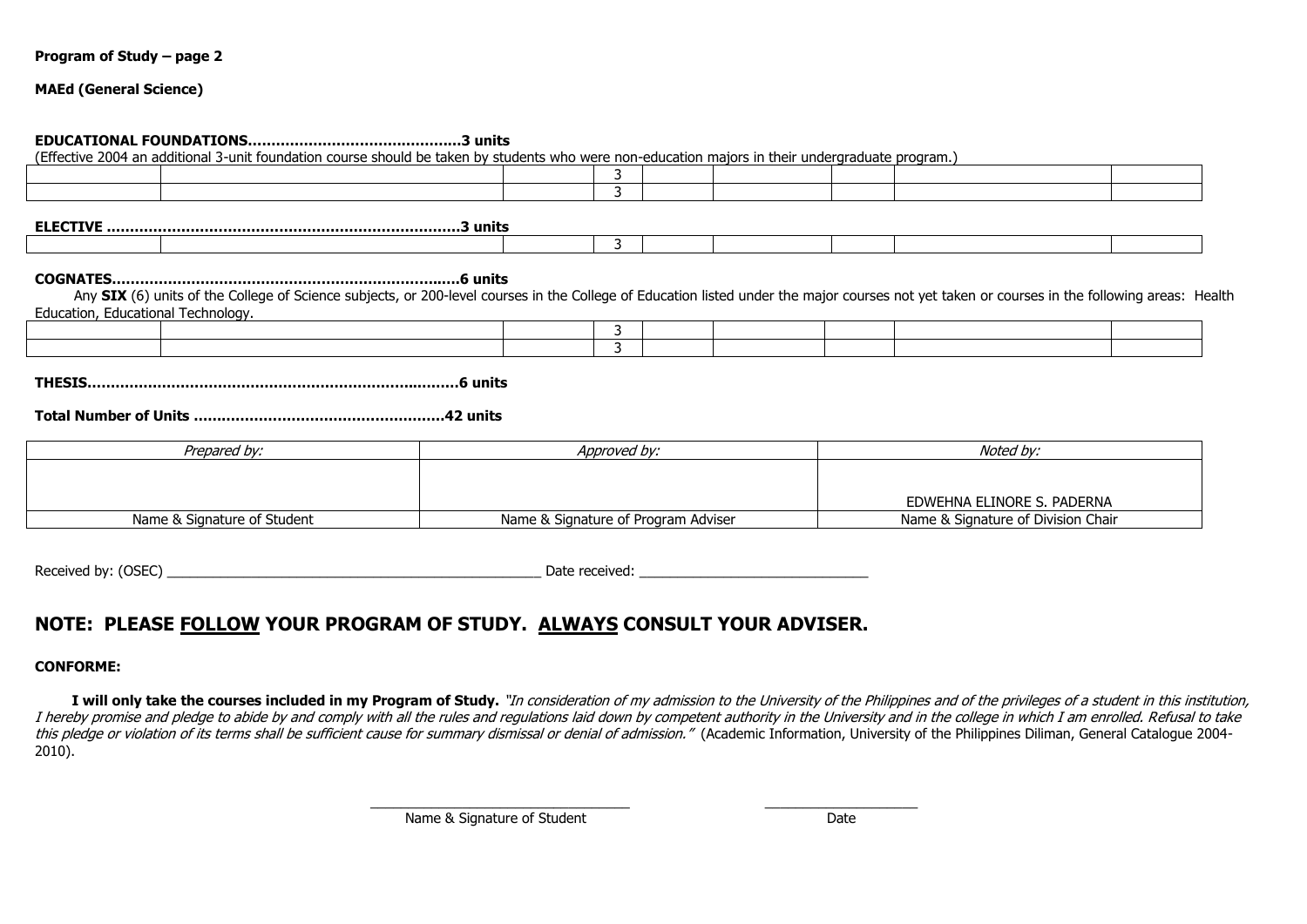**Program of Study – page 2**

**MAEd (General Science)**

**EDUCATIONAL FOUNDATIONS……………………………………….3 units**

(Effective 2004 an additional 3-unit foundation course should be taken by students who were non-education majors in their undergraduate program.)

| | | | | | | | | |
|---|---|---|---|---|---|---|---|---|
| | | | 3 | | | | | |
| | | | 3 | | | | | |

**ELECTIVE ……………………………………………………………….3 units**

| | | | | | | | | |
|---|---|---|---|---|---|---|---|---|
| | | | 3 | | | | | |

**COGNATES……………………………………………………………….6 units**

Any **SIX** (6) units of the College of Science subjects, or 200-level courses in the College of Education listed under the major courses not yet taken or courses in the following areas: Health Education, Educational Technology.

| | | | | | | | | |
|---|---|---|---|---|---|---|---|---|
| | | | 3 | | | | | |
| | | | 3 | | | | | |

**THESIS…………………………………………………………………….6 units**

**Total Number of Units ……………………………………………….42 units**

| *Prepared by:* | *Approved by:* | *Noted by:* |
|---|---|---|
| | | EDWEHNA ELINORE S. PADERNA |
| Name & Signature of Student | Name & Signature of Program Adviser | Name & Signature of Division Chair |

Received by: (OSEC) ________________________________________________ Date received: ____________________________

## NOTE: PLEASE <u>FOLLOW</u> YOUR PROGRAM OF STUDY. <u>ALWAYS</u> CONSULT YOUR ADVISER.

**CONFORME:**

**I will only take the courses included in my Program of Study.** *"In consideration of my admission to the University of the Philippines and of the privileges of a student in this institution, I hereby promise and pledge to abide by and comply with all the rules and regulations laid down by competent authority in the University and in the college in which I am enrolled. Refusal to take this pledge or violation of its terms shall be sufficient cause for summary dismissal or denial of admission."* (Academic Information, University of the Philippines Diliman, General Catalogue 2004-2010).

________________________________ ____________________

Name & Signature of Student Date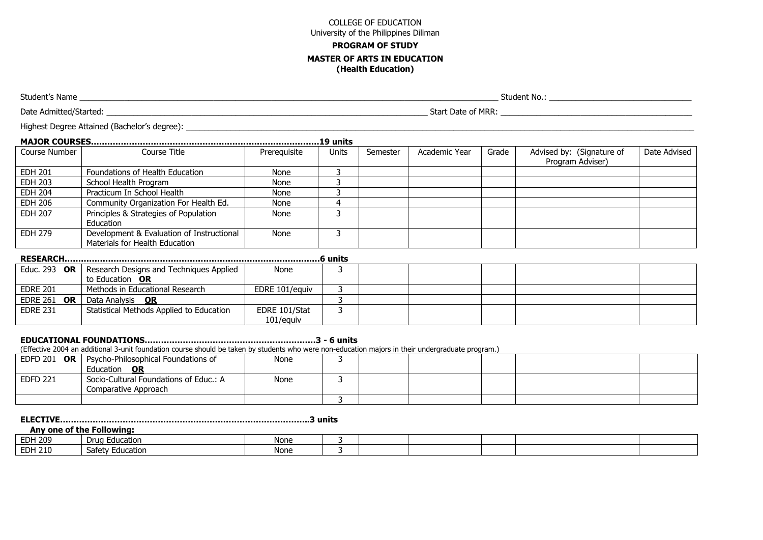COLLEGE OF EDUCATION
University of the Philippines Diliman

**PROGRAM OF STUDY**

**MASTER OF ARTS IN EDUCATION**
**(Health Education)**

Student's Name ______________________________ Student No.: ______________________________

Date Admitted/Started: ______________________________ Start Date of MRR: ______________________________

Highest Degree Attained (Bachelor's degree): ______________________________

**MAJOR COURSES.....................................................................................19 units**

| Course Number | Course Title | Prerequisite | Units | Semester | Academic Year | Grade | Advised by: (Signature of Program Adviser) | Date Advised |
|---|---|---|---|---|---|---|---|---|
| EDH 201 | Foundations of Health Education | None | 3 | | | | | |
| EDH 203 | School Health Program | None | 3 | | | | | |
| EDH 204 | Practicum In School Health | None | 3 | | | | | |
| EDH 206 | Community Organization For Health Ed. | None | 4 | | | | | |
| EDH 207 | Principles & Strategies of Population Education | None | 3 | | | | | |
| EDH 279 | Development & Evaluation of Instructional Materials for Health Education | None | 3 | | | | | |

**RESEARCH..............................................................................................6 units**

| | | | | | | | | |
|---|---|---|---|---|---|---|---|---|
| Educ. 293 **OR** | Research Designs and Techniques Applied to Education **OR** | None | 3 | | | | | |
| EDRE 201 | Methods in Educational Research | EDRE 101/equiv | 3 | | | | | |
| EDRE 261 **OR** | Data Analysis **OR** | | 3 | | | | | |
| EDRE 231 | Statistical Methods Applied to Education | EDRE 101/Stat 101/equiv | 3 | | | | | |

**EDUCATIONAL FOUNDATIONS..............................................................3 - 6 units**

(Effective 2004 an additional 3-unit foundation course should be taken by students who were non-education majors in their undergraduate program.)

| | | | | | | | | |
|---|---|---|---|---|---|---|---|---|
| EDFD 201 **OR** | Psycho-Philosophical Foundations of Education **OR** | None | 3 | | | | | |
| EDFD 221 | Socio-Cultural Foundations of Educ.: A Comparative Approach | None | 3 | | | | | |
| | | | 3 | | | | | |

**ELECTIVE...........................................................................................3 units**

**Any one of the Following:**

| | | | | | | | | |
|---|---|---|---|---|---|---|---|---|
| EDH 209 | Drug Education | None | 3 | | | | | |
| EDH 210 | Safety Education | None | 3 | | | | | |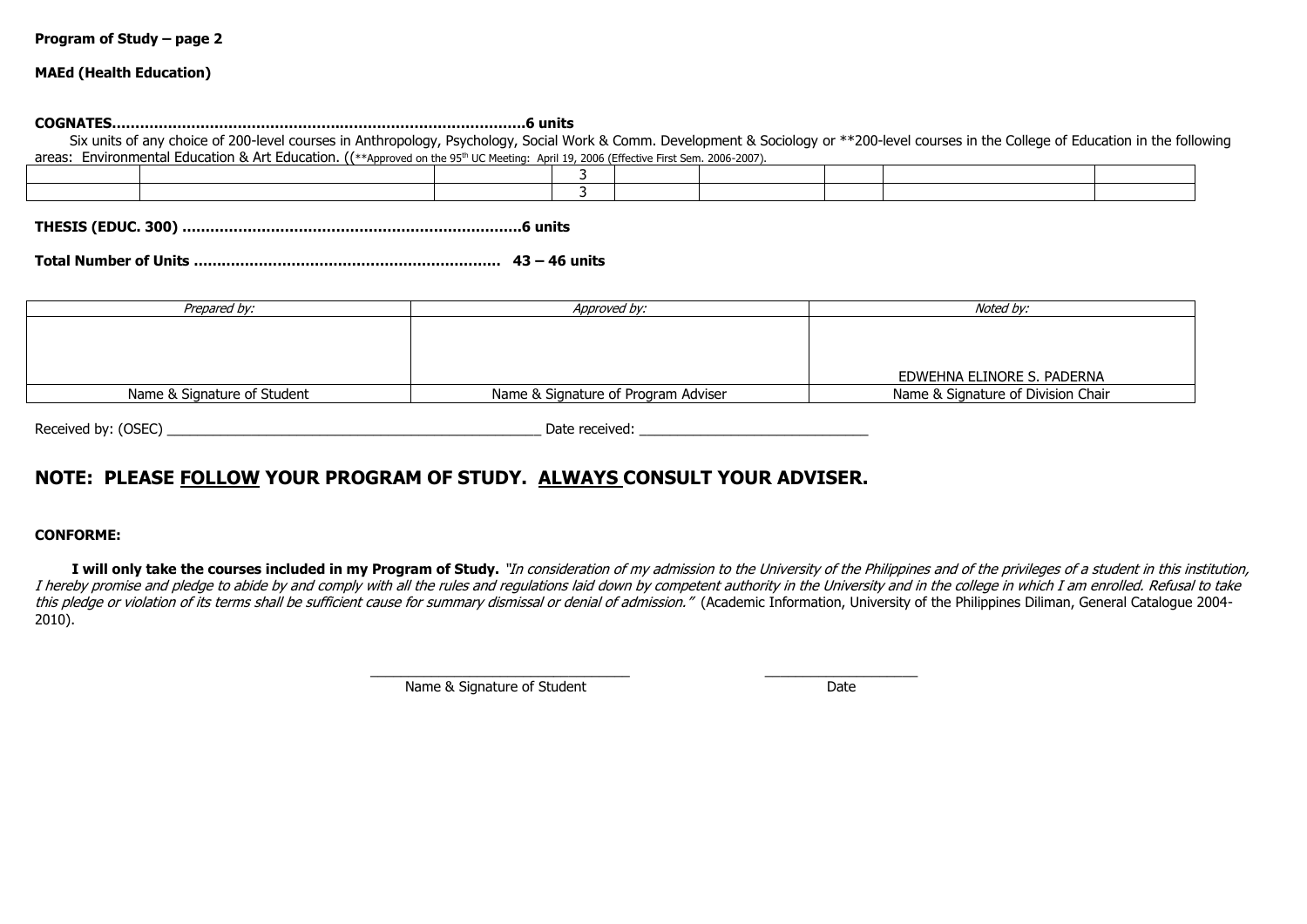**Program of Study – page 2**

**MAEd (Health Education)**

**COGNATES………………………………………………………………………………6 units**

Six units of any choice of 200-level courses in Anthropology, Psychology, Social Work & Comm. Development & Sociology or **200-level courses in the College of Education in the following areas: Environmental Education & Art Education. ((**Approved on the 95th UC Meeting: April 19, 2006 (Effective First Sem. 2006-2007).

| | | | | | | | | |
|---|---|---|---|---|---|---|---|---|
| | | | 3 | | | | | |
| | | | 3 | | | | | |

**THESIS (EDUC. 300) ………………………………………………………………6 units**

**Total Number of Units ………………………………………………………… 43 – 46 units**

| *Prepared by:* | *Approved by:* | *Noted by:* |
|---|---|---|
| | | EDWEHNA ELINORE S. PADERNA |
| Name & Signature of Student | Name & Signature of Program Adviser | Name & Signature of Division Chair |

Received by: (OSEC) ________________________________________________ Date received: _____________________________

## NOTE: PLEASE FOLLOW YOUR PROGRAM OF STUDY. ALWAYS CONSULT YOUR ADVISER.

**CONFORME:**

**I will only take the courses included in my Program of Study.** *"In consideration of my admission to the University of the Philippines and of the privileges of a student in this institution, I hereby promise and pledge to abide by and comply with all the rules and regulations laid down by competent authority in the University and in the college in which I am enrolled. Refusal to take this pledge or violation of its terms shall be sufficient cause for summary dismissal or denial of admission."* (Academic Information, University of the Philippines Diliman, General Catalogue 2004-2010).

_________________________________ ____________________

Name & Signature of Student Date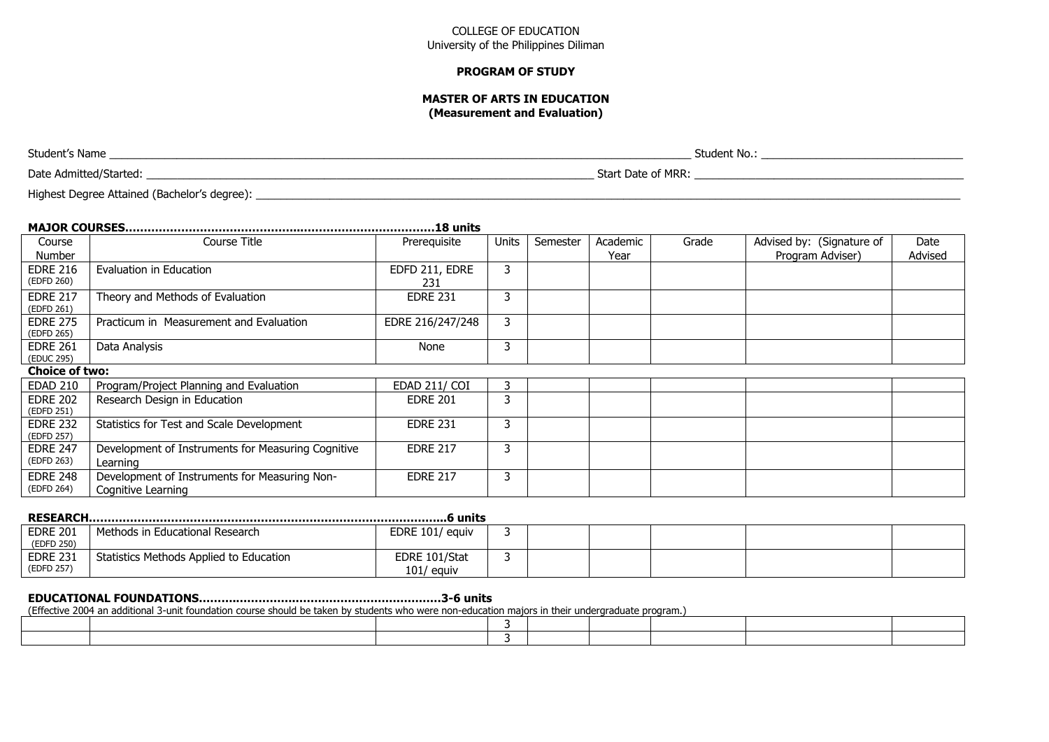COLLEGE OF EDUCATION
University of the Philippines Diliman

**PROGRAM OF STUDY**

**MASTER OF ARTS IN EDUCATION**
**(Measurement and Evaluation)**

Student's Name ______________________________ Student No.: ______________________________

Date Admitted/Started: ______________________________ Start Date of MRR: ______________________________

Highest Degree Attained (Bachelor's degree): ______________________________

**MAJOR COURSES……………………………………………………………………18 units**

| Course Number | Course Title | Prerequisite | Units | Semester | Academic Year | Grade | Advised by: (Signature of Program Adviser) | Date Advised |
|---|---|---|---|---|---|---|---|---|
| EDRE 216 (EDFD 260) | Evaluation in Education | EDFD 211, EDRE 231 | 3 | | | | | |
| EDRE 217 (EDFD 261) | Theory and Methods of Evaluation | EDRE 231 | 3 | | | | | |
| EDRE 275 (EDFD 265) | Practicum in Measurement and Evaluation | EDRE 216/247/248 | 3 | | | | | |
| EDRE 261 (EDUC 295) | Data Analysis | None | 3 | | | | | |
| **Choice of two:** | | | | | | | | |
| EDAD 210 | Program/Project Planning and Evaluation | EDAD 211/ COI | 3 | | | | | |
| EDRE 202 (EDFD 251) | Research Design in Education | EDRE 201 | 3 | | | | | |
| EDRE 232 (EDFD 257) | Statistics for Test and Scale Development | EDRE 231 | 3 | | | | | |
| EDRE 247 (EDFD 263) | Development of Instruments for Measuring Cognitive Learning | EDRE 217 | 3 | | | | | |
| EDRE 248 (EDFD 264) | Development of Instruments for Measuring Non-Cognitive Learning | EDRE 217 | 3 | | | | | |

**RESEARCH……………………………………………………………………………………6 units**

| Course Number | Course Title | Prerequisite | Units | Semester | Academic Year | Grade | Advised by: (Signature of Program Adviser) | Date Advised |
|---|---|---|---|---|---|---|---|---|
| EDRE 201 (EDFD 250) | Methods in Educational Research | EDRE 101/ equiv | 3 | | | | | |
| EDRE 231 (EDFD 257) | Statistics Methods Applied to Education | EDRE 101/Stat 101/ equiv | 3 | | | | | |

**EDUCATIONAL FOUNDATIONS………………………………………………………3-6 units**

(Effective 2004 an additional 3-unit foundation course should be taken by students who were non-education majors in their undergraduate program.)

| Course Number | Course Title | Prerequisite | Units | Semester | Academic Year | Grade | Advised by: (Signature of Program Adviser) | Date Advised |
|---|---|---|---|---|---|---|---|---|
| | | | 3 | | | | | |
| | | | 3 | | | | | |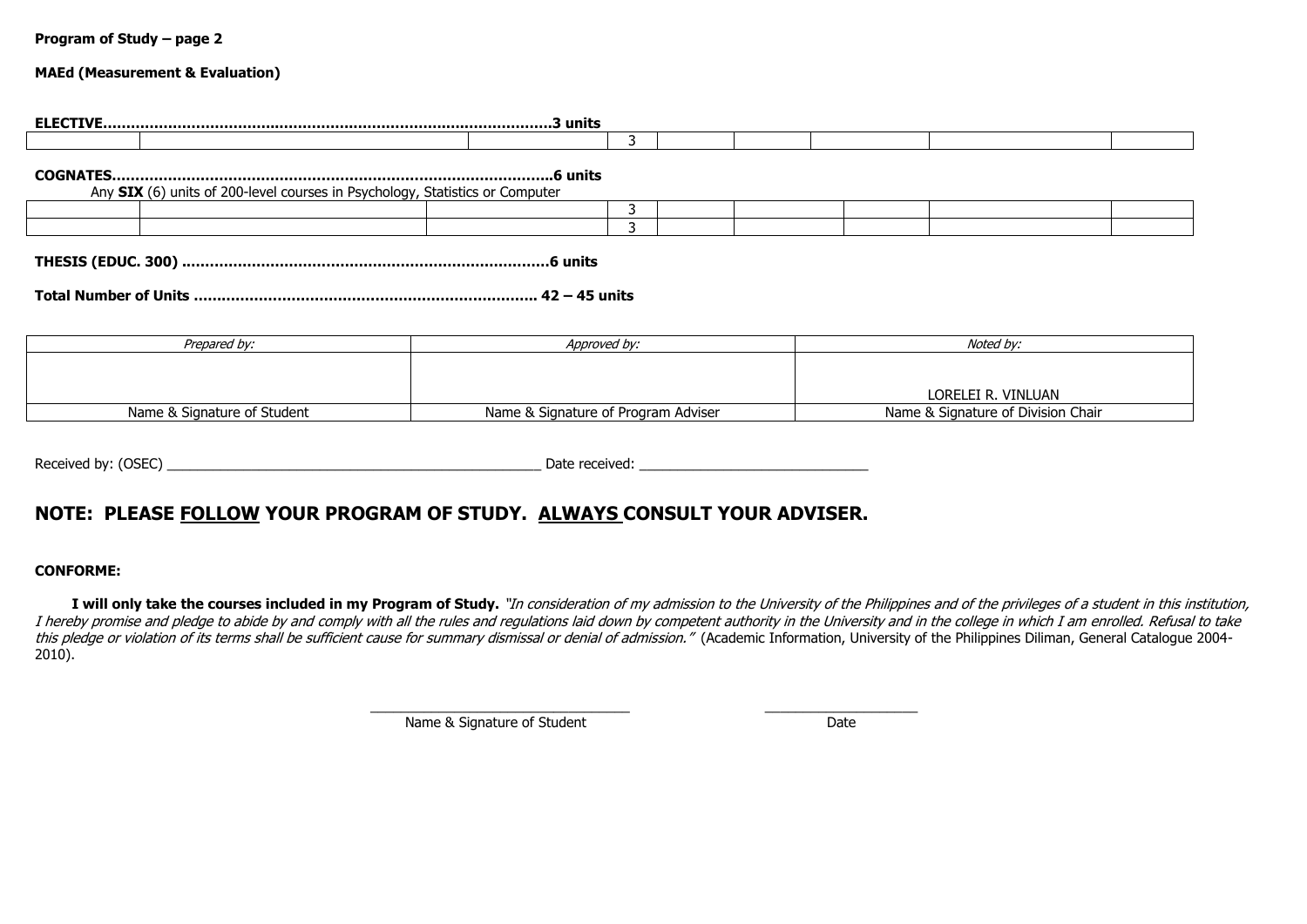**Program of Study – page 2**

**MAEd (Measurement & Evaluation)**

**ELECTIVE………………………………………………………………………………………3 units**

| | | | | | | | | |
|---|---|---|---|---|---|---|---|---|
| | | | 3 | | | | | |

**COGNATES………………………………………………………………………………………6 units**

Any **SIX** (6) units of 200-level courses in Psychology, Statistics or Computer

| | | | | | | | | |
|---|---|---|---|---|---|---|---|---|
| | | | 3 | | | | | |
| | | | 3 | | | | | |

**THESIS (EDUC. 300) ……………………………………………………………………6 units**

**Total Number of Units ……………………………………………………………… 42 – 45 units**

| *Prepared by:* | *Approved by:* | *Noted by:* |
|---|---|---|
| | | LORELEI R. VINLUAN |
| Name & Signature of Student | Name & Signature of Program Adviser | Name & Signature of Division Chair |

Received by: (OSEC) ____________________________________________ Date received: ____________________________

## NOTE: PLEASE FOLLOW YOUR PROGRAM OF STUDY. ALWAYS CONSULT YOUR ADVISER.

**CONFORME:**

**I will only take the courses included in my Program of Study.** *"In consideration of my admission to the University of the Philippines and of the privileges of a student in this institution, I hereby promise and pledge to abide by and comply with all the rules and regulations laid down by competent authority in the University and in the college in which I am enrolled. Refusal to take this pledge or violation of its terms shall be sufficient cause for summary dismissal or denial of admission."* (Academic Information, University of the Philippines Diliman, General Catalogue 2004-2010).

________________________________ Name & Signature of Student

____________________ Date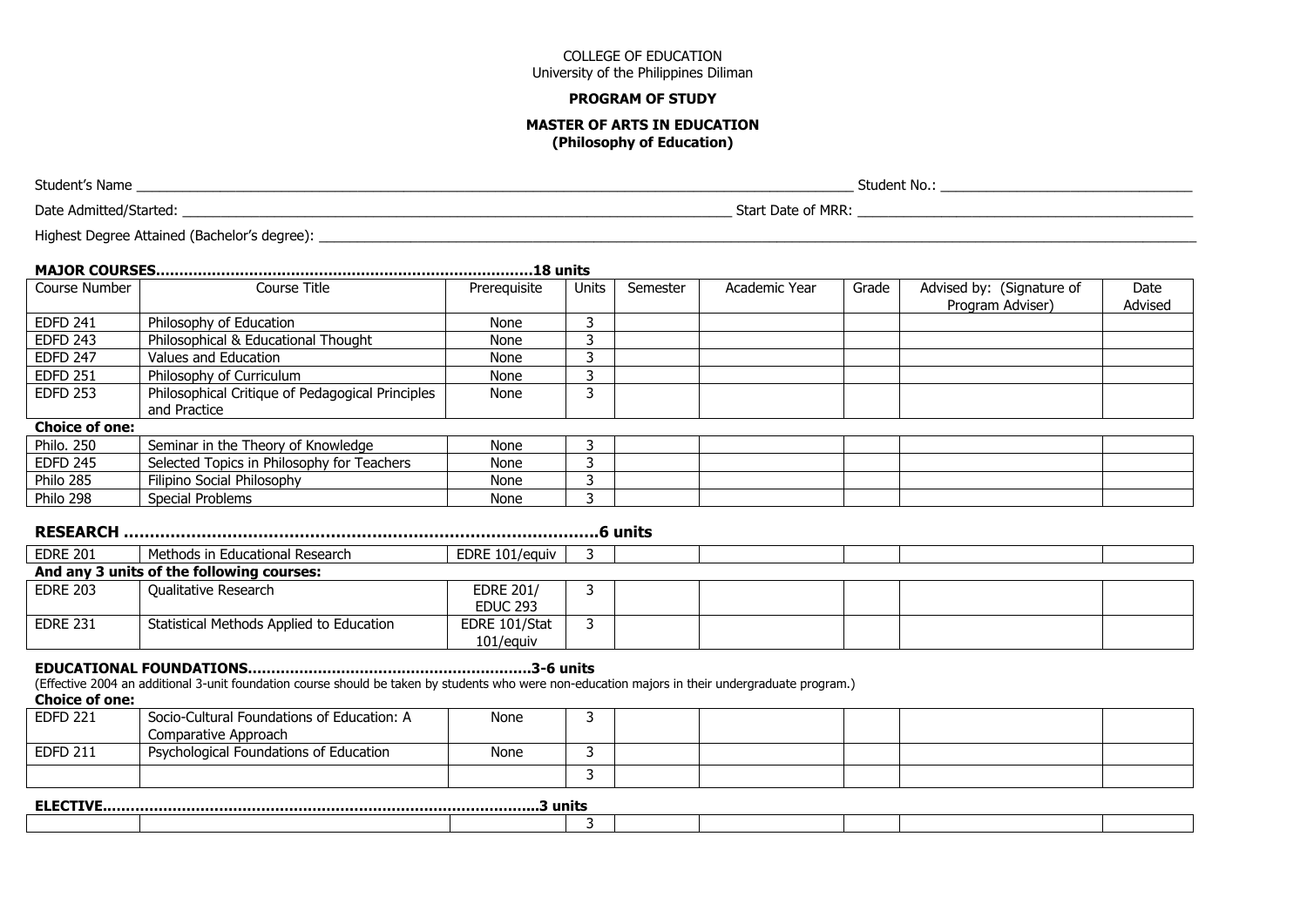COLLEGE OF EDUCATION
University of the Philippines Diliman

**PROGRAM OF STUDY**

**MASTER OF ARTS IN EDUCATION**
**(Philosophy of Education)**

Student's Name ______________________________ Student No.: ______________________________

Date Admitted/Started: ______________________________ Start Date of MRR: ______________________________

Highest Degree Attained (Bachelor's degree): ______________________________

**MAJOR COURSES……………………………………………………………………18 units**

| Course Number | Course Title | Prerequisite | Units | Semester | Academic Year | Grade | Advised by: (Signature of Program Adviser) | Date Advised |
|---|---|---|---|---|---|---|---|---|
| EDFD 241 | Philosophy of Education | None | 3 | | | | | |
| EDFD 243 | Philosophical & Educational Thought | None | 3 | | | | | |
| EDFD 247 | Values and Education | None | 3 | | | | | |
| EDFD 251 | Philosophy of Curriculum | None | 3 | | | | | |
| EDFD 253 | Philosophical Critique of Pedagogical Principles and Practice | None | 3 | | | | | |
| **Choice of one:** | | | | | | | | |
| Philo. 250 | Seminar in the Theory of Knowledge | None | 3 | | | | | |
| EDFD 245 | Selected Topics in Philosophy for Teachers | None | 3 | | | | | |
| Philo 285 | Filipino Social Philosophy | None | 3 | | | | | |
| Philo 298 | Special Problems | None | 3 | | | | | |

**RESEARCH ……………………………………………………………………………….6 units**

| Course Number | Course Title | Prerequisite | Units | Semester | Academic Year | Grade | Advised by: (Signature of Program Adviser) | Date Advised |
|---|---|---|---|---|---|---|---|---|
| EDRE 201 | Methods in Educational Research | EDRE 101/equiv | 3 | | | | | |
| **And any 3 units of the following courses:** | | | | | | | | |
| EDRE 203 | Qualitative Research | EDRE 201/ EDUC 293 | 3 | | | | | |
| EDRE 231 | Statistical Methods Applied to Education | EDRE 101/Stat 101/equiv | 3 | | | | | |

**EDUCATIONAL FOUNDATIONS……………………………………………………3-6 units**

(Effective 2004 an additional 3-unit foundation course should be taken by students who were non-education majors in their undergraduate program.)

**Choice of one:**

| Course Number | Course Title | Prerequisite | Units | Semester | Academic Year | Grade | Advised by: (Signature of Program Adviser) | Date Advised |
|---|---|---|---|---|---|---|---|---|
| EDFD 221 | Socio-Cultural Foundations of Education: A Comparative Approach | None | 3 | | | | | |
| EDFD 211 | Psychological Foundations of Education | None | 3 | | | | | |
| | | | 3 | | | | | |

**ELECTIVE………………………………………………………………………………..3 units**

| Course Number | Course Title | Prerequisite | Units | Semester | Academic Year | Grade | Advised by: (Signature of Program Adviser) | Date Advised |
|---|---|---|---|---|---|---|---|---|
| | | | 3 | | | | | |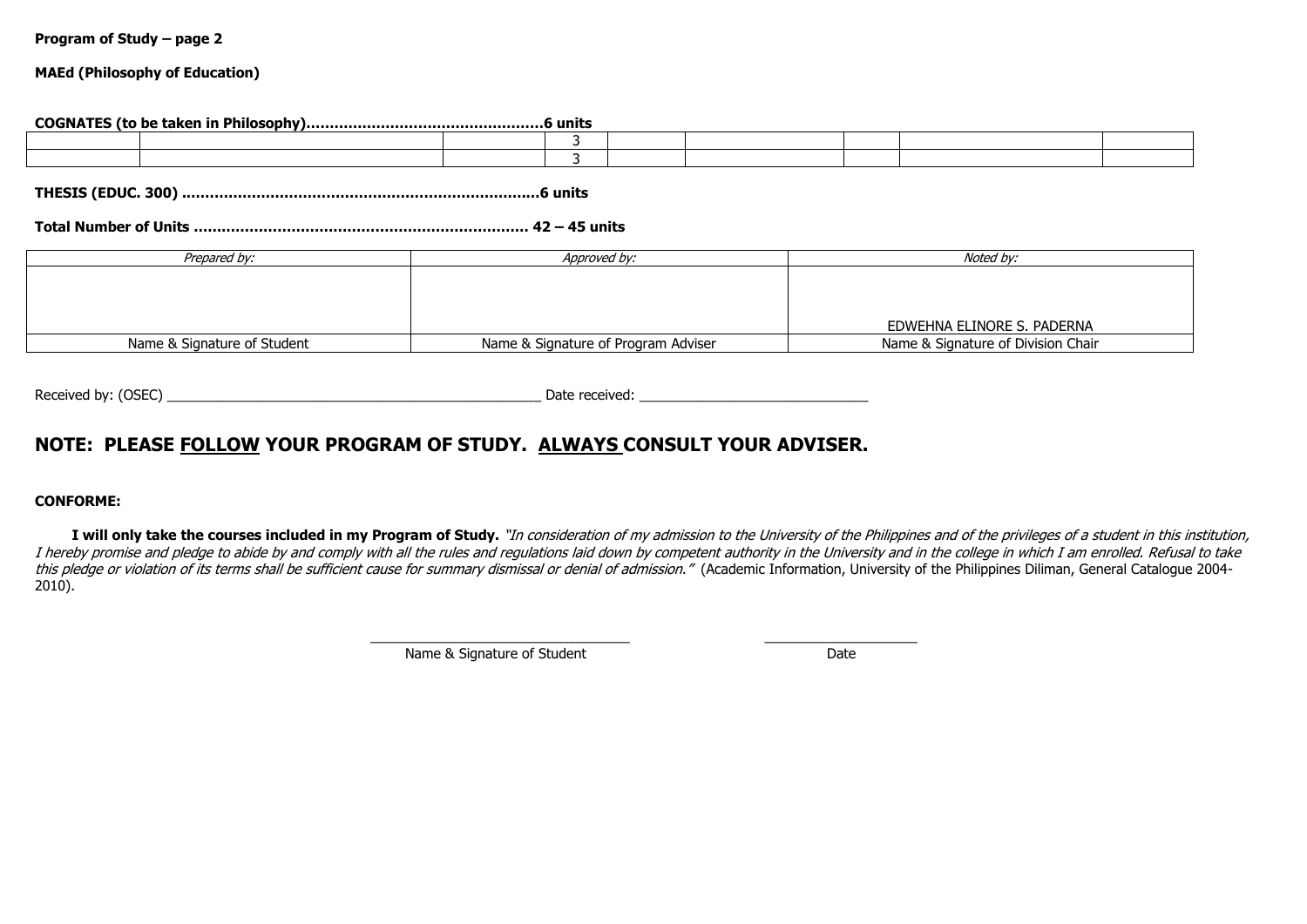**Program of Study – page 2**

**MAEd (Philosophy of Education)**

**COGNATES (to be taken in Philosophy)…………………………………………..6 units**

| | | | | | | | | |
|---|---|---|---|---|---|---|---|---|
| | | | 3 | | | | | |
| | | | 3 | | | | | |

**THESIS (EDUC. 300) ………………………………………………………………6 units**

**Total Number of Units ……………………………………………………………. 42 – 45 units**

| *Prepared by:* | *Approved by:* | *Noted by:* |
|---|---|---|
| | | EDWEHNA ELINORE S. PADERNA |
| Name & Signature of Student | Name & Signature of Program Adviser | Name & Signature of Division Chair |

Received by: (OSEC) ______________________________________________ Date received: ___________________________

## NOTE: PLEASE FOLLOW YOUR PROGRAM OF STUDY. ALWAYS CONSULT YOUR ADVISER.

**CONFORME:**

**I will only take the courses included in my Program of Study.** *"In consideration of my admission to the University of the Philippines and of the privileges of a student in this institution, I hereby promise and pledge to abide by and comply with all the rules and regulations laid down by competent authority in the University and in the college in which I am enrolled. Refusal to take this pledge or violation of its terms shall be sufficient cause for summary dismissal or denial of admission."* (Academic Information, University of the Philippines Diliman, General Catalogue 2004-2010).

_________________________________ ____________________

Name & Signature of Student Date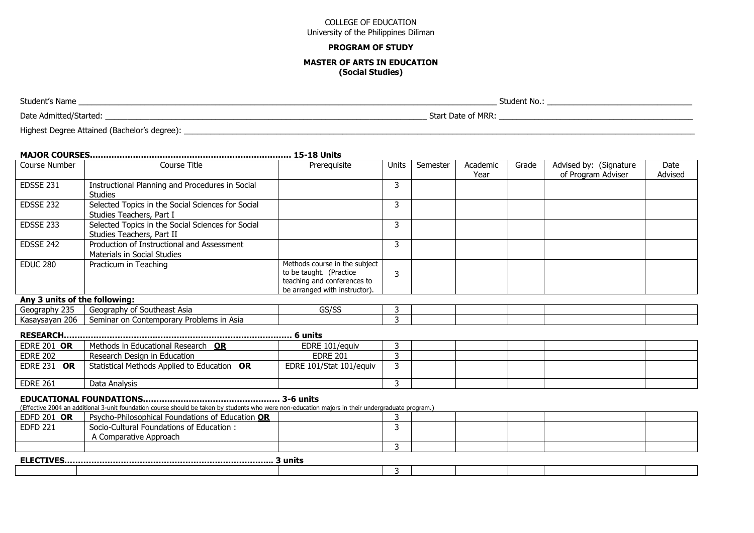COLLEGE OF EDUCATION
University of the Philippines Diliman

**PROGRAM OF STUDY**

**MASTER OF ARTS IN EDUCATION**
**(Social Studies)**

Student's Name ________________________________ Student No.: ____________________

Date Admitted/Started: ____________________ Start Date of MRR: ____________________

Highest Degree Attained (Bachelor's degree): ________________________________

**MAJOR COURSES…………………………………………………………………… 15-18 Units**

| Course Number | Course Title | Prerequisite | Units | Semester | Academic Year | Grade | Advised by: (Signature of Program Adviser | Date Advised |
|---|---|---|---|---|---|---|---|---|
| EDSSE 231 | Instructional Planning and Procedures in Social Studies | | 3 | | | | | |
| EDSSE 232 | Selected Topics in the Social Sciences for Social Studies Teachers, Part I | | 3 | | | | | |
| EDSSE 233 | Selected Topics in the Social Sciences for Social Studies Teachers, Part II | | 3 | | | | | |
| EDSSE 242 | Production of Instructional and Assessment Materials in Social Studies | | 3 | | | | | |
| EDUC 280 | Practicum in Teaching | Methods course in the subject to be taught. (Practice teaching and conferences to be arranged with instructor). | 3 | | | | | |
| **Any 3 units of the following:** | | | | | | | | |
| Geography 235 | Geography of Southeast Asia | GS/SS | 3 | | | | | |
| Kasaysayan 206 | Seminar on Contemporary Problems in Asia | | 3 | | | | | |

**RESEARCH………………………………………………………………………… 6 units**

| Course Number | Course Title | Prerequisite | Units | Semester | Academic Year | Grade | Advised by | Date Advised |
|---|---|---|---|---|---|---|---|---|
| EDRE 201 **OR** | Methods in Educational Research **OR** | EDRE 101/equiv | 3 | | | | | |
| EDRE 202 | Research Design in Education | EDRE 201 | 3 | | | | | |
| EDRE 231 **OR** | Statistical Methods Applied to Education **OR** | EDRE 101/Stat 101/equiv | 3 | | | | | |
| EDRE 261 | Data Analysis | | 3 | | | | | |

**EDUCATIONAL FOUNDATIONS…………………………………………… 3-6 units**

(Effective 2004 an additional 3-unit foundation course should be taken by students who were non-education majors in their undergraduate program.)

| Course Number | Course Title | Prerequisite | Units | Semester | Academic Year | Grade | Advised by | Date Advised |
|---|---|---|---|---|---|---|---|---|
| EDFD 201 **OR** | Psycho-Philosophical Foundations of Education **OR** | | 3 | | | | | |
| EDFD 221 | Socio-Cultural Foundations of Education : A Comparative Approach | | 3 | | | | | |
| | | | 3 | | | | | |

**ELECTIVES…………………………………………………………………….. 3 units**

| Course Number | Course Title | Prerequisite | Units | Semester | Academic Year | Grade | Advised by | Date Advised |
|---|---|---|---|---|---|---|---|---|
| | | | 3 | | | | | |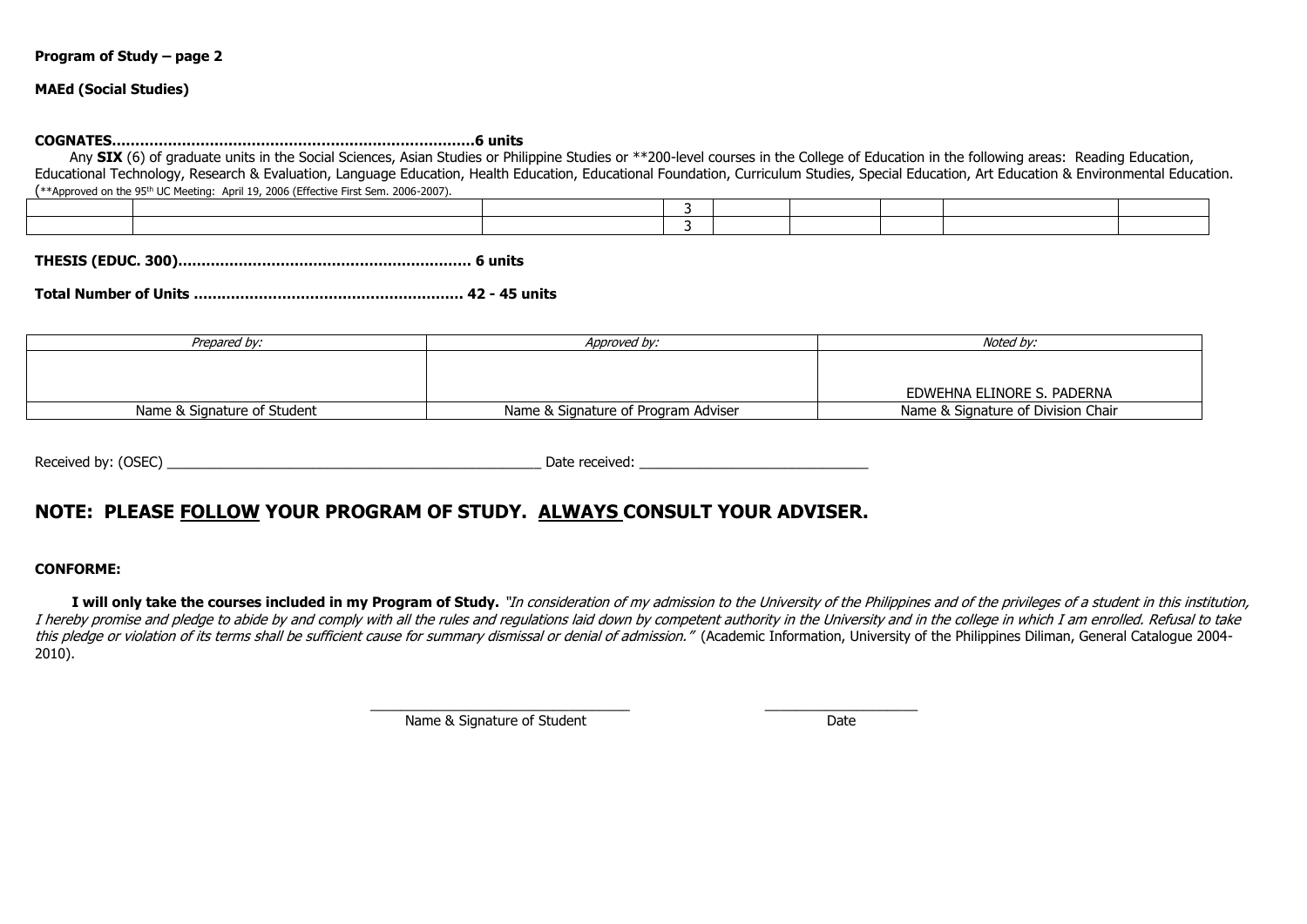**Program of Study – page 2**

**MAEd (Social Studies)**

**COGNATES……………………………………………………………………6 units**

Any **SIX** (6) of graduate units in the Social Sciences, Asian Studies or Philippine Studies or **200-level courses in the College of Education in the following areas: Reading Education, Educational Technology, Research & Evaluation, Language Education, Health Education, Educational Foundation, Curriculum Studies, Special Education, Art Education & Environmental Education. (**Approved on the 95th UC Meeting: April 19, 2006 (Effective First Sem. 2006-2007).

| | | | | | | | | |
|---|---|---|---|---|---|---|---|---|
| | | | 3 | | | | | |
| | | | 3 | | | | | |

**THESIS (EDUC. 300)……………………………………………………… 6 units**

**Total Number of Units ………………………………………………… 42 - 45 units**

| *Prepared by:* | *Approved by:* | *Noted by:* |
|---|---|---|
| | | EDWEHNA ELINORE S. PADERNA |
| Name & Signature of Student | Name & Signature of Program Adviser | Name & Signature of Division Chair |

Received by: (OSEC) ______________________________________________ Date received: ____________________________

## NOTE: PLEASE FOLLOW YOUR PROGRAM OF STUDY. ALWAYS CONSULT YOUR ADVISER.

**CONFORME:**

**I will only take the courses included in my Program of Study.** *"In consideration of my admission to the University of the Philippines and of the privileges of a student in this institution, I hereby promise and pledge to abide by and comply with all the rules and regulations laid down by competent authority in the University and in the college in which I am enrolled. Refusal to take this pledge or violation of its terms shall be sufficient cause for summary dismissal or denial of admission."* (Academic Information, University of the Philippines Diliman, General Catalogue 2004-2010).

________________________________ Name & Signature of Student

____________________ Date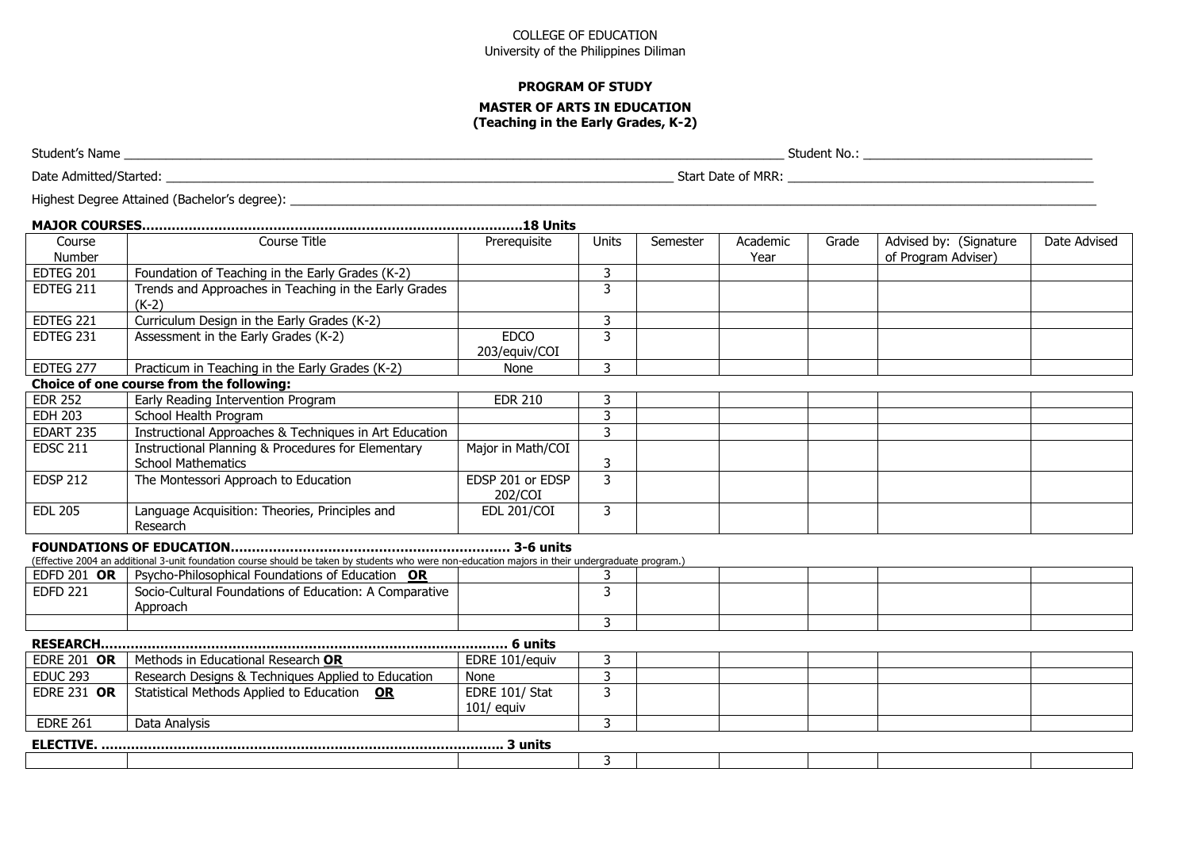COLLEGE OF EDUCATION
University of the Philippines Diliman

**PROGRAM OF STUDY**

**MASTER OF ARTS IN EDUCATION**
**(Teaching in the Early Grades, K-2)**

Student's Name \_\_\_\_\_\_\_\_\_\_\_\_\_\_\_\_\_\_\_\_\_\_\_\_\_\_\_\_\_\_\_\_\_\_\_\_\_\_\_\_ Student No.: \_\_\_\_\_\_\_\_\_\_\_\_\_\_\_\_\_\_\_\_

Date Admitted/Started: \_\_\_\_\_\_\_\_\_\_\_\_\_\_\_\_\_\_\_\_\_\_\_\_\_\_\_\_\_\_\_\_\_\_ Start Date of MRR: \_\_\_\_\_\_\_\_\_\_\_\_\_\_\_\_\_\_\_\_

Highest Degree Attained (Bachelor's degree): \_\_\_\_\_\_\_\_\_\_\_\_\_\_\_\_\_\_\_\_\_\_\_\_\_\_\_\_\_\_\_\_\_\_\_\_\_\_\_\_

**MAJOR COURSES……………………………………………………………………………18 Units**

| Course Number | Course Title | Prerequisite | Units | Semester | Academic Year | Grade | Advised by: (Signature of Program Adviser) | Date Advised |
|---|---|---|---|---|---|---|---|---|
| EDTEG 201 | Foundation of Teaching in the Early Grades (K-2) | | 3 | | | | | |
| EDTEG 211 | Trends and Approaches in Teaching in the Early Grades (K-2) | | 3 | | | | | |
| EDTEG 221 | Curriculum Design in the Early Grades (K-2) | | 3 | | | | | |
| EDTEG 231 | Assessment in the Early Grades (K-2) | EDCO 203/equiv/COI | 3 | | | | | |
| EDTEG 277 | Practicum in Teaching in the Early Grades (K-2) | None | 3 | | | | | |
| **Choice of one course from the following:** | | | | | | | | |
| EDR 252 | Early Reading Intervention Program | EDR 210 | 3 | | | | | |
| EDH 203 | School Health Program | | 3 | | | | | |
| EDART 235 | Instructional Approaches & Techniques in Art Education | | 3 | | | | | |
| EDSC 211 | Instructional Planning & Procedures for Elementary School Mathematics | Major in Math/COI | 3 | | | | | |
| EDSP 212 | The Montessori Approach to Education | EDSP 201 or EDSP 202/COI | 3 | | | | | |
| EDL 205 | Language Acquisition: Theories, Principles and Research | EDL 201/COI | 3 | | | | | |

**FOUNDATIONS OF EDUCATION………………………………………………………… 3-6 units**

(Effective 2004 an additional 3-unit foundation course should be taken by students who were non-education majors in their undergraduate program.)

| Course Number | Course Title | Prerequisite | Units | Semester | Academic Year | Grade | Advised by: (Signature of Program Adviser) | Date Advised |
|---|---|---|---|---|---|---|---|---|
| EDFD 201 **OR** | Psycho-Philosophical Foundations of Education **OR** | | 3 | | | | | |
| EDFD 221 | Socio-Cultural Foundations of Education: A Comparative Approach | | 3 | | | | | |
| | | | 3 | | | | | |

**RESEARCH…………………………………………………………………………………… 6 units**

| Course Number | Course Title | Prerequisite | Units | Semester | Academic Year | Grade | Advised by: (Signature of Program Adviser) | Date Advised |
|---|---|---|---|---|---|---|---|---|
| EDRE 201 **OR** | Methods in Educational Research **OR** | EDRE 101/equiv | 3 | | | | | |
| EDUC 293 | Research Designs & Techniques Applied to Education | None | 3 | | | | | |
| EDRE 231 **OR** | Statistical Methods Applied to Education **OR** | EDRE 101/ Stat 101/ equiv | 3 | | | | | |
| EDRE 261 | Data Analysis | | 3 | | | | | |

**ELECTIVE. …………………………………………………………………………………. 3 units**

| Course Number | Course Title | Prerequisite | Units | Semester | Academic Year | Grade | Advised by: (Signature of Program Adviser) | Date Advised |
|---|---|---|---|---|---|---|---|---|
| | | | 3 | | | | | |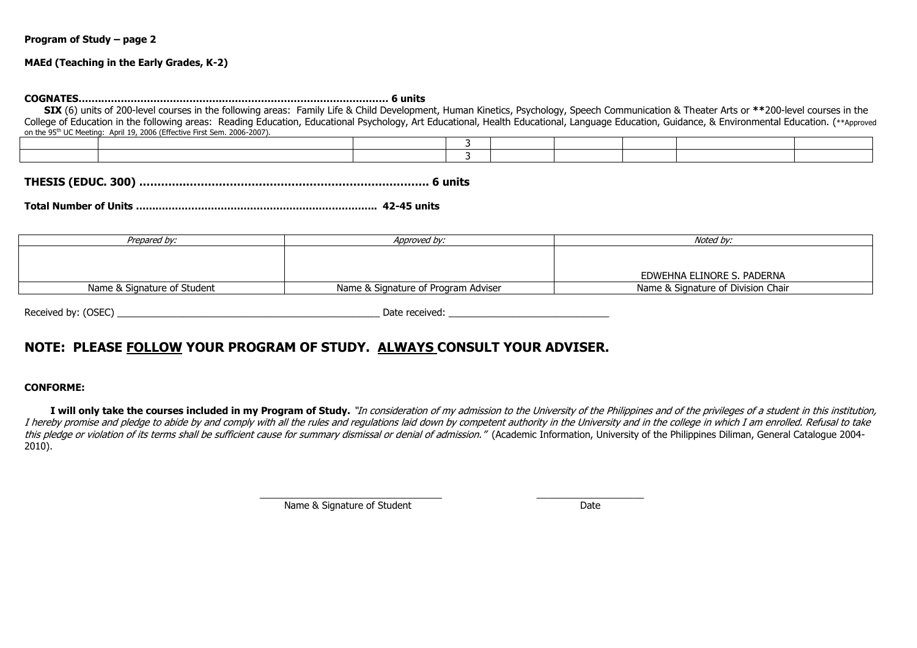**Program of Study – page 2**

**MAEd (Teaching in the Early Grades, K-2)**

**COGNATES.............................................................................................. 6 units**

**SIX** (6) units of 200-level courses in the following areas: Family Life & Child Development, Human Kinetics, Psychology, Speech Communication & Theater Arts or **200-level courses in the College of Education in the following areas: Reading Education, Educational Psychology, Art Educational, Health Educational, Language Education, Guidance, & Environmental Education. (**Approved on the 95th UC Meeting: April 19, 2006 (Effective First Sem. 2006-2007).

| | | | | | | | | |
|---|---|---|---|---|---|---|---|---|
| | | | 3 | | | | | |
| | | | 3 | | | | | |

**THESIS (EDUC. 300) ................................................................................ 6 units**

**Total Number of Units ........................................................................ 42-45 units**

| *Prepared by:* | *Approved by:* | *Noted by:* |
|---|---|---|
| | | EDWEHNA ELINORE S. PADERNA |
| Name & Signature of Student | Name & Signature of Program Adviser | Name & Signature of Division Chair |

Received by: (OSEC) ________________________________________________ Date received: ____________________________

## NOTE: PLEASE FOLLOW YOUR PROGRAM OF STUDY. ALWAYS CONSULT YOUR ADVISER.

**CONFORME:**

**I will only take the courses included in my Program of Study.** *"In consideration of my admission to the University of the Philippines and of the privileges of a student in this institution, I hereby promise and pledge to abide by and comply with all the rules and regulations laid down by competent authority in the University and in the college in which I am enrolled. Refusal to take this pledge or violation of its terms shall be sufficient cause for summary dismissal or denial of admission."* (Academic Information, University of the Philippines Diliman, General Catalogue 2004-2010).

_________________________________ ____________________

Name & Signature of Student Date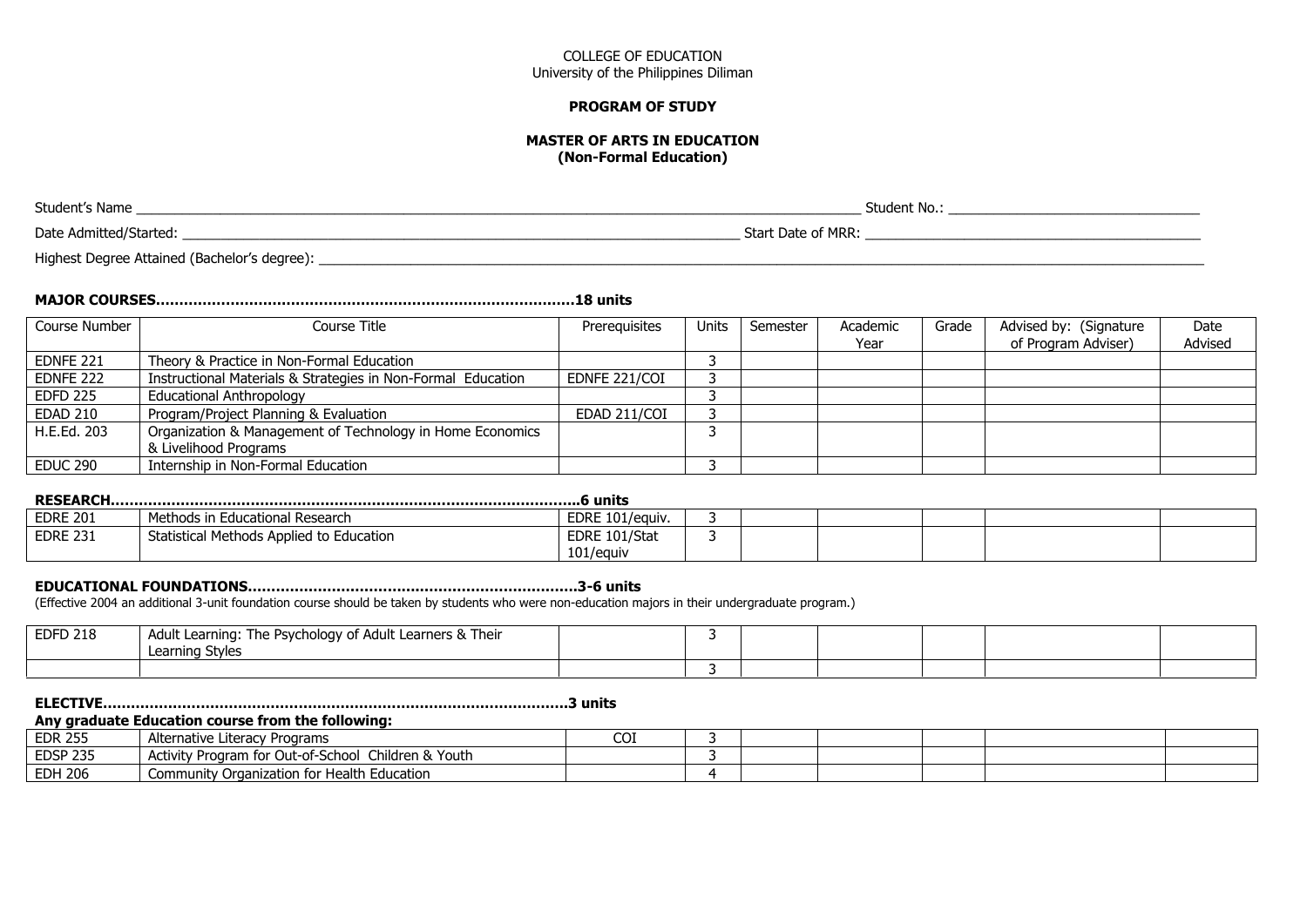COLLEGE OF EDUCATION
University of the Philippines Diliman

**PROGRAM OF STUDY**

**MASTER OF ARTS IN EDUCATION**
**(Non-Formal Education)**

Student's Name ______________________________ Student No.: ______________________________

Date Admitted/Started: ______________________________ Start Date of MRR: ______________________________

Highest Degree Attained (Bachelor's degree): ______________________________

**MAJOR COURSES………………………………………………………………………………18 units**

| Course Number | Course Title | Prerequisites | Units | Semester | Academic Year | Grade | Advised by: (Signature of Program Adviser) | Date Advised |
|---|---|---|---|---|---|---|---|---|
| EDNFE 221 | Theory & Practice in Non-Formal Education | | 3 | | | | | |
| EDNFE 222 | Instructional Materials & Strategies in Non-Formal Education | EDNFE 221/COI | 3 | | | | | |
| EDFD 225 | Educational Anthropology | | 3 | | | | | |
| EDAD 210 | Program/Project Planning & Evaluation | EDAD 211/COI | 3 | | | | | |
| H.E.Ed. 203 | Organization & Management of Technology in Home Economics & Livelihood Programs | | 3 | | | | | |
| EDUC 290 | Internship in Non-Formal Education | | 3 | | | | | |

**RESEARCH……………………………………………………………………………………….6 units**

| Course Number | Course Title | Prerequisites | Units | Semester | Academic Year | Grade | Advised by: (Signature of Program Adviser) | Date Advised |
|---|---|---|---|---|---|---|---|---|
| EDRE 201 | Methods in Educational Research | EDRE 101/equiv. | 3 | | | | | |
| EDRE 231 | Statistical Methods Applied to Education | EDRE 101/Stat 101/equiv | 3 | | | | | |

**EDUCATIONAL FOUNDATIONS……………………………………………………………3-6 units**

(Effective 2004 an additional 3-unit foundation course should be taken by students who were non-education majors in their undergraduate program.)

| Course Number | Course Title | Prerequisites | Units | Semester | Academic Year | Grade | Advised by: (Signature of Program Adviser) | Date Advised |
|---|---|---|---|---|---|---|---|---|
| EDFD 218 | Adult Learning: The Psychology of Adult Learners & Their Learning Styles | | 3 | | | | | |
| | | | 3 | | | | | |

**ELECTIVE……………………………………………………………………………………….3 units**

**Any graduate Education course from the following:**

| Course Number | Course Title | Prerequisites | Units | Semester | Academic Year | Grade | Advised by: (Signature of Program Adviser) | Date Advised |
|---|---|---|---|---|---|---|---|---|
| EDR 255 | Alternative Literacy Programs | COI | 3 | | | | | |
| EDSP 235 | Activity Program for Out-of-School Children & Youth | | 3 | | | | | |
| EDH 206 | Community Organization for Health Education | | 4 | | | | | |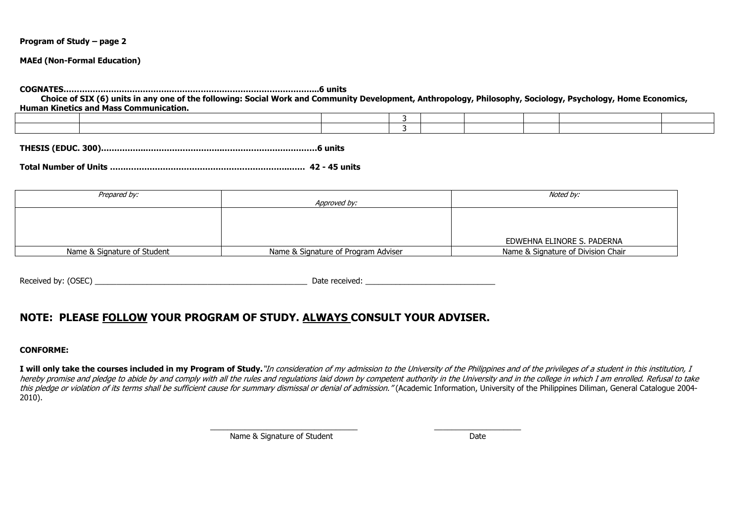**Program of Study – page 2**

**MAEd (Non-Formal Education)**

**COGNATES……………………………………………………………………………………..6 units**

**Choice of SIX (6) units in any one of the following: Social Work and Community Development, Anthropology, Philosophy, Sociology, Psychology, Home Economics, Human Kinetics and Mass Communication.**

| | | | | | | | | |
|---|---|---|---|---|---|---|---|---|
| | | | 3 | | | | | |
| | | | 3 | | | | | |

**THESIS (EDUC. 300)………………………………………………………………………6 units**

**Total Number of Units ……………………………………………………………… 42 - 45 units**

| *Prepared by:* | *Approved by:* | *Noted by:* |
|---|---|---|
| | | EDWEHNA ELINORE S. PADERNA |
| Name & Signature of Student | Name & Signature of Program Adviser | Name & Signature of Division Chair |

Received by: (OSEC) ________________________________________________ Date received: ______________________________

## NOTE: PLEASE FOLLOW YOUR PROGRAM OF STUDY. ALWAYS CONSULT YOUR ADVISER.

**CONFORME:**

**I will only take the courses included in my Program of Study.** *"In consideration of my admission to the University of the Philippines and of the privileges of a student in this institution, I hereby promise and pledge to abide by and comply with all the rules and regulations laid down by competent authority in the University and in the college in which I am enrolled. Refusal to take this pledge or violation of its terms shall be sufficient cause for summary dismissal or denial of admission."* (Academic Information, University of the Philippines Diliman, General Catalogue 2004-2010).

_________________________________ ____________________

Name & Signature of Student Date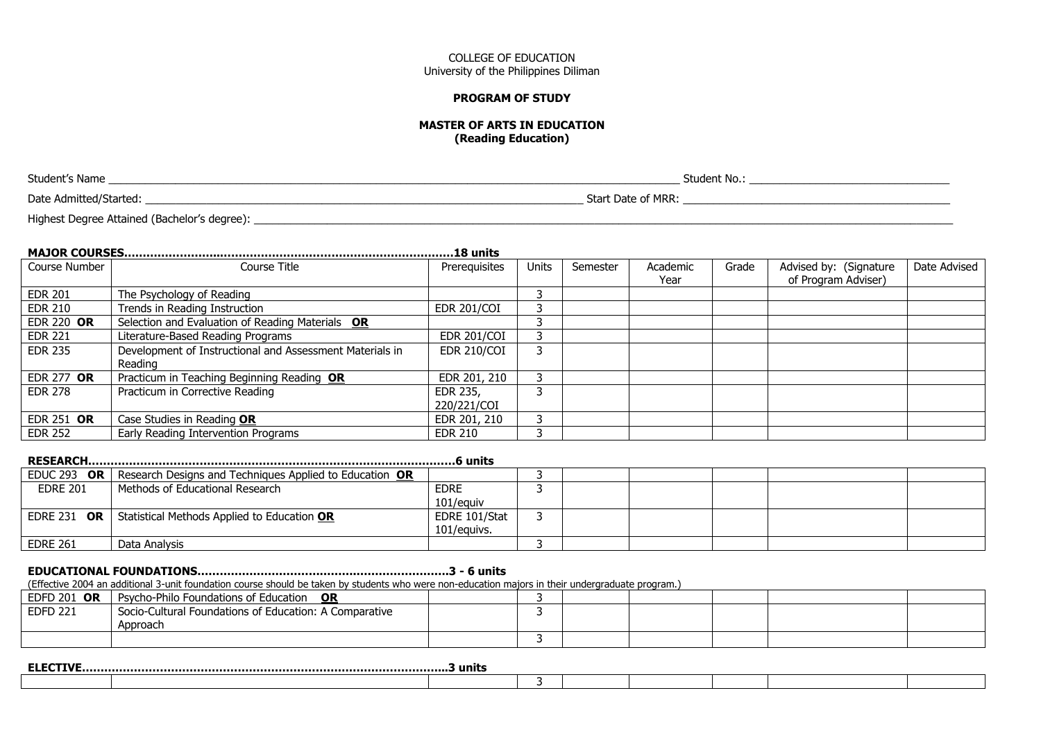COLLEGE OF EDUCATION
University of the Philippines Diliman

**PROGRAM OF STUDY**

**MASTER OF ARTS IN EDUCATION**
**(Reading Education)**

Student's Name ______________________________ Student No.: ______________________________

Date Admitted/Started: ______________________________ Start Date of MRR: ______________________________

Highest Degree Attained (Bachelor's degree): ______________________________

**MAJOR COURSES……………………………………………………………………………18 units**

| Course Number | Course Title | Prerequisites | Units | Semester | Academic Year | Grade | Advised by: (Signature of Program Adviser) | Date Advised |
|---|---|---|---|---|---|---|---|---|
| EDR 201 | The Psychology of Reading | | 3 | | | | | |
| EDR 210 | Trends in Reading Instruction | EDR 201/COI | 3 | | | | | |
| EDR 220 **OR** | Selection and Evaluation of Reading Materials **OR** | | 3 | | | | | |
| EDR 221 | Literature-Based Reading Programs | EDR 201/COI | 3 | | | | | |
| EDR 235 | Development of Instructional and Assessment Materials in Reading | EDR 210/COI | 3 | | | | | |
| EDR 277 **OR** | Practicum in Teaching Beginning Reading **OR** | EDR 201, 210 | 3 | | | | | |
| EDR 278 | Practicum in Corrective Reading | EDR 235, 220/221/COI | 3 | | | | | |
| EDR 251 **OR** | Case Studies in Reading **OR** | EDR 201, 210 | 3 | | | | | |
| EDR 252 | Early Reading Intervention Programs | EDR 210 | 3 | | | | | |

**RESEARCH……………………………………………………………………………………6 units**

| Course Number | Course Title | Prerequisites | Units | Semester | Academic Year | Grade | Advised by: (Signature of Program Adviser) | Date Advised |
|---|---|---|---|---|---|---|---|---|
| EDUC 293 **OR** | Research Designs and Techniques Applied to Education **OR** | | 3 | | | | | |
| EDRE 201 | Methods of Educational Research | EDRE 101/equiv | 3 | | | | | |
| EDRE 231 **OR** | Statistical Methods Applied to Education **OR** | EDRE 101/Stat 101/equivs. | 3 | | | | | |
| EDRE 261 | Data Analysis | | 3 | | | | | |

**EDUCATIONAL FOUNDATIONS……………………………………………………………3 - 6 units**

(Effective 2004 an additional 3-unit foundation course should be taken by students who were non-education majors in their undergraduate program.)

| Course Number | Course Title | Prerequisites | Units | Semester | Academic Year | Grade | Advised by: (Signature of Program Adviser) | Date Advised |
|---|---|---|---|---|---|---|---|---|
| EDFD 201 **OR** | Psycho-Philo Foundations of Education **OR** | | 3 | | | | | |
| EDFD 221 | Socio-Cultural Foundations of Education: A Comparative Approach | | 3 | | | | | |
| | | | 3 | | | | | |

**ELECTIVE……………………………………………………………………………………3 units**

| Course Number | Course Title | Prerequisites | Units | Semester | Academic Year | Grade | Advised by: (Signature of Program Adviser) | Date Advised |
|---|---|---|---|---|---|---|---|---|
| | | | 3 | | | | | |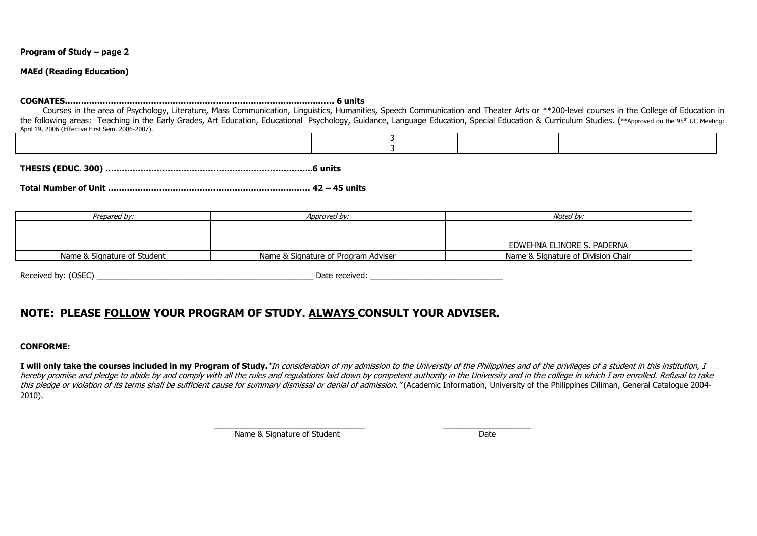**Program of Study – page 2**

**MAEd (Reading Education)**

**COGNATES....................................................................................................... 6 units**

Courses in the area of Psychology, Literature, Mass Communication, Linguistics, Humanities, Speech Communication and Theater Arts or **200-level courses in the College of Education in the following areas: Teaching in the Early Grades, Art Education, Educational Psychology, Guidance, Language Education, Special Education & Curriculum Studies. (**Approved on the 95th UC Meeting: April 19, 2006 (Effective First Sem. 2006-2007).

| | | | | | | | | |
|---|---|---|---|---|---|---|---|---|
| | | | 3 | | | | | |
| | | | 3 | | | | | |

**THESIS (EDUC. 300) ..............................................................................6 units**

**Total Number of Unit ............................................................................ 42 – 45 units**

| *Prepared by:* | *Approved by:* | *Noted by:* |
|---|---|---|
| | | EDWEHNA ELINORE S. PADERNA |
| Name & Signature of Student | Name & Signature of Program Adviser | Name & Signature of Division Chair |

Received by: (OSEC) ______________________________________________ Date received: ____________________________

## NOTE: PLEASE FOLLOW YOUR PROGRAM OF STUDY. ALWAYS CONSULT YOUR ADVISER.

**CONFORME:**

**I will only take the courses included in my Program of Study.** *"In consideration of my admission to the University of the Philippines and of the privileges of a student in this institution, I hereby promise and pledge to abide by and comply with all the rules and regulations laid down by competent authority in the University and in the college in which I am enrolled. Refusal to take this pledge or violation of its terms shall be sufficient cause for summary dismissal or denial of admission."* (Academic Information, University of the Philippines Diliman, General Catalogue 2004-2010).

_______________________________ Name & Signature of Student

____________________ Date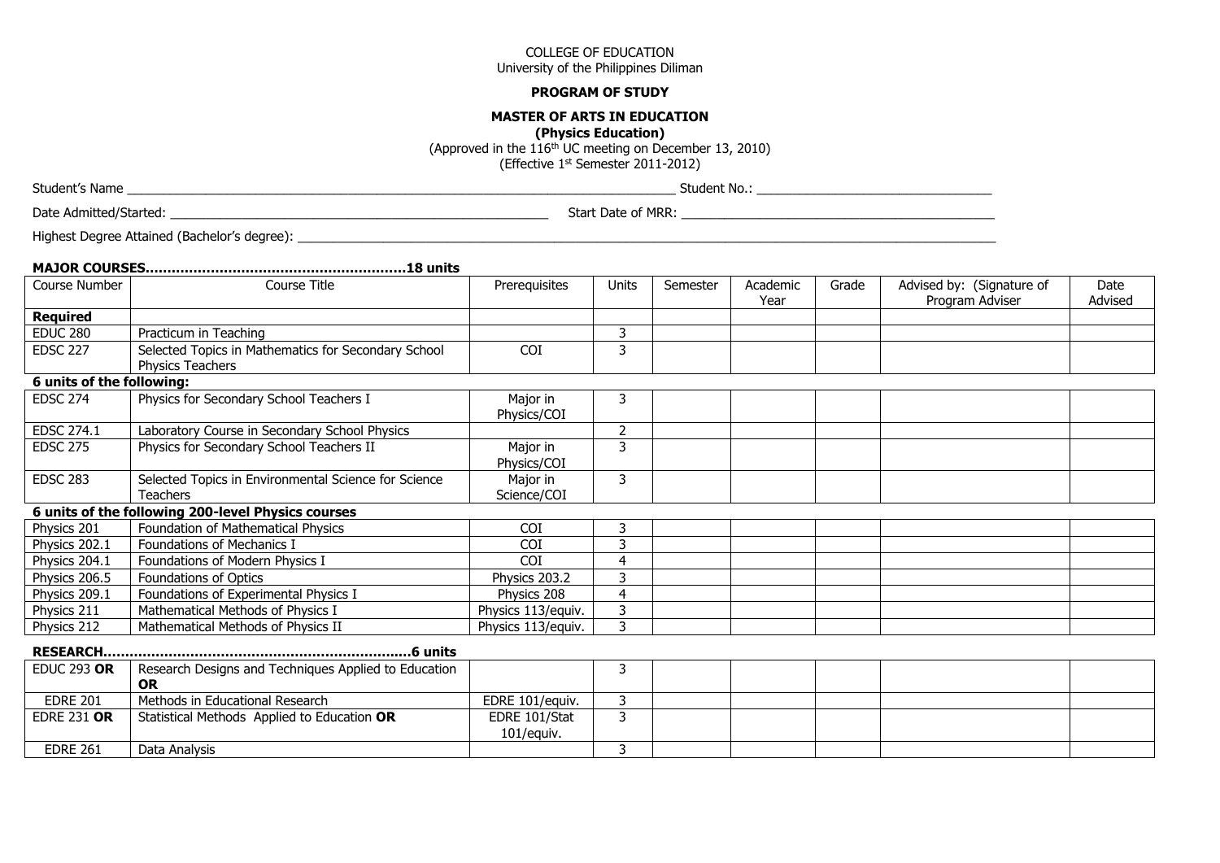COLLEGE OF EDUCATION
University of the Philippines Diliman

**PROGRAM OF STUDY**

**MASTER OF ARTS IN EDUCATION**
**(Physics Education)**
(Approved in the 116th UC meeting on December 13, 2010)
(Effective 1st Semester 2011-2012)

Student's Name ______________________________ Student No.: ______________________

Date Admitted/Started: ______________________ Start Date of MRR: ______________________

Highest Degree Attained (Bachelor's degree): ______________________________

**MAJOR COURSES.............................................................18 units**

| Course Number | Course Title | Prerequisites | Units | Semester | Academic Year | Grade | Advised by: (Signature of Program Adviser | Date Advised |
|---|---|---|---|---|---|---|---|---|
| **Required** | | | | | | | | |
| EDUC 280 | Practicum in Teaching | | 3 | | | | | |
| EDSC 227 | Selected Topics in Mathematics for Secondary School Physics Teachers | COI | 3 | | | | | |
| **6 units of the following:** | | | | | | | | |
| EDSC 274 | Physics for Secondary School Teachers I | Major in Physics/COI | 3 | | | | | |
| EDSC 274.1 | Laboratory Course in Secondary School Physics | | 2 | | | | | |
| EDSC 275 | Physics for Secondary School Teachers II | Major in Physics/COI | 3 | | | | | |
| EDSC 283 | Selected Topics in Environmental Science for Science Teachers | Major in Science/COI | 3 | | | | | |
| **6 units of the following 200-level Physics courses** | | | | | | | | |
| Physics 201 | Foundation of Mathematical Physics | COI | 3 | | | | | |
| Physics 202.1 | Foundations of Mechanics I | COI | 3 | | | | | |
| Physics 204.1 | Foundations of Modern Physics I | COI | 4 | | | | | |
| Physics 206.5 | Foundations of Optics | Physics 203.2 | 3 | | | | | |
| Physics 209.1 | Foundations of Experimental Physics I | Physics 208 | 4 | | | | | |
| Physics 211 | Mathematical Methods of Physics I | Physics 113/equiv. | 3 | | | | | |
| Physics 212 | Mathematical Methods of Physics II | Physics 113/equiv. | 3 | | | | | |

**RESEARCH.......................................................................6 units**

| Course Number | Course Title | Prerequisites | Units | Semester | Academic Year | Grade | Advised by: (Signature of Program Adviser | Date Advised |
|---|---|---|---|---|---|---|---|---|
| EDUC 293 **OR** | Research Designs and Techniques Applied to Education **OR** | | 3 | | | | | |
| EDRE 201 | Methods in Educational Research | EDRE 101/equiv. | 3 | | | | | |
| EDRE 231 **OR** | Statistical Methods Applied to Education **OR** | EDRE 101/Stat 101/equiv. | 3 | | | | | |
| EDRE 261 | Data Analysis | | 3 | | | | | |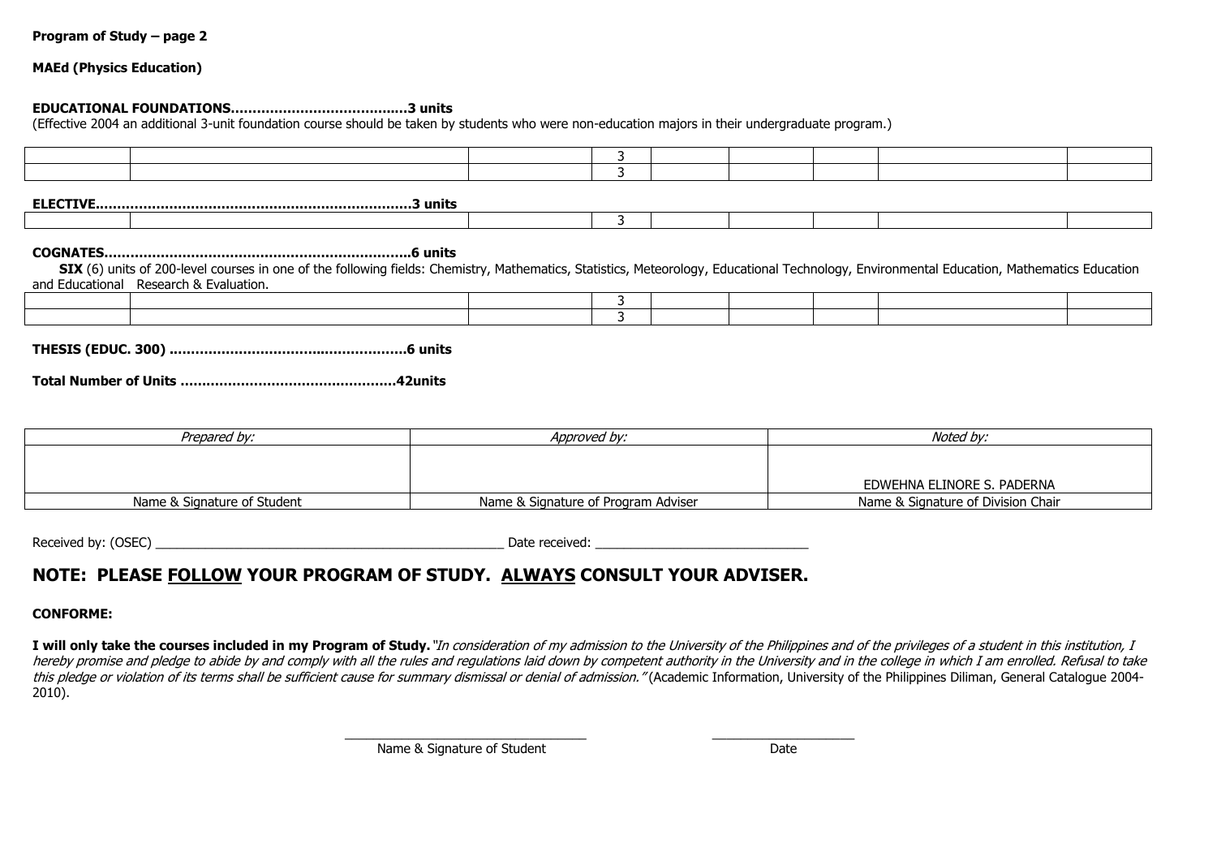**Program of Study – page 2**

**MAEd (Physics Education)**

**EDUCATIONAL FOUNDATIONS…………………………………..3 units**
(Effective 2004 an additional 3-unit foundation course should be taken by students who were non-education majors in their undergraduate program.)

| | | | | | | | | |
|---|---|---|---|---|---|---|---|---|
| | | | 3 | | | | | |
| | | | 3 | | | | | |

**ELECTIVE………………………………………………………………3 units**

| | | | | | | | | |
|---|---|---|---|---|---|---|---|---|
| | | | 3 | | | | | |

**COGNATES……………………………………………………………..6 units**

**SIX** (6) units of 200-level courses in one of the following fields: Chemistry, Mathematics, Statistics, Meteorology, Educational Technology, Environmental Education, Mathematics Education and Educational Research & Evaluation.

| | | | | | | | | |
|---|---|---|---|---|---|---|---|---|
| | | | 3 | | | | | |
| | | | 3 | | | | | |

**THESIS (EDUC. 300) ………………………………………………6 units**

**Total Number of Units ………………………………………….42units**

| *Prepared by:* | *Approved by:* | *Noted by:* |
|---|---|---|
| | | EDWEHNA ELINORE S. PADERNA |
| Name & Signature of Student | Name & Signature of Program Adviser | Name & Signature of Division Chair |

Received by: (OSEC) ____________________________________________ Date received: ____________________________

## NOTE: PLEASE FOLLOW YOUR PROGRAM OF STUDY. ALWAYS CONSULT YOUR ADVISER.

**CONFORME:**

**I will only take the courses included in my Program of Study.** *"In consideration of my admission to the University of the Philippines and of the privileges of a student in this institution, I hereby promise and pledge to abide by and comply with all the rules and regulations laid down by competent authority in the University and in the college in which I am enrolled. Refusal to take this pledge or violation of its terms shall be sufficient cause for summary dismissal or denial of admission."* (Academic Information, University of the Philippines Diliman, General Catalogue 2004-2010).

_______________________________ Name & Signature of Student

____________________ Date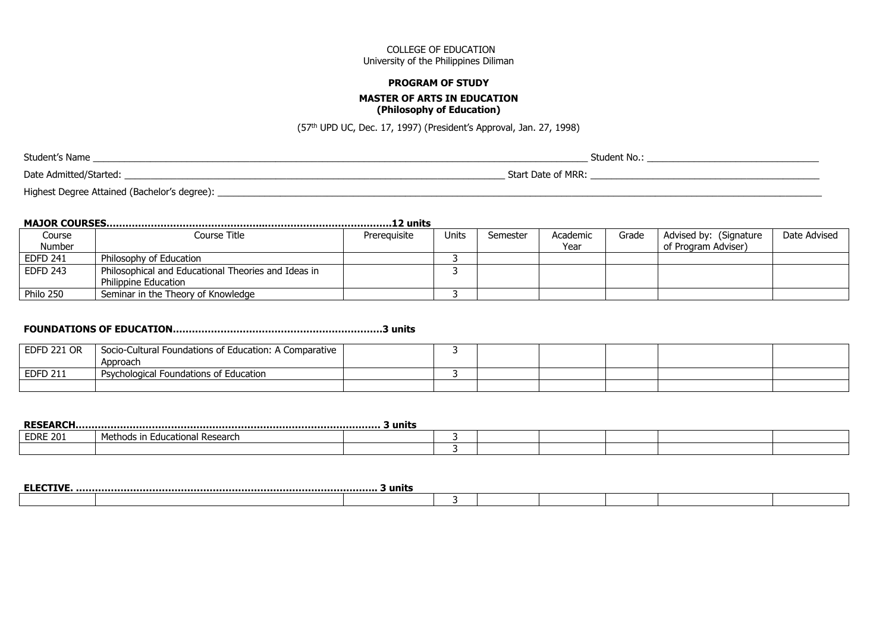COLLEGE OF EDUCATION
University of the Philippines Diliman

**PROGRAM OF STUDY**

**MASTER OF ARTS IN EDUCATION**
**(Philosophy of Education)**

(57th UPD UC, Dec. 17, 1997) (President's Approval, Jan. 27, 1998)

Student's Name ______________________________ Student No.: ______________________

Date Admitted/Started: ______________________________ Start Date of MRR: ______________________

Highest Degree Attained (Bachelor's degree): ______________________________

**MAJOR COURSES……………………………………………………………………………12 units**

| Course Number | Course Title | Prerequisite | Units | Semester | Academic Year | Grade | Advised by: (Signature of Program Adviser) | Date Advised |
|---|---|---|---|---|---|---|---|---|
| EDFD 241 | Philosophy of Education | | 3 | | | | | |
| EDFD 243 | Philosophical and Educational Theories and Ideas in Philippine Education | | 3 | | | | | |
| Philo 250 | Seminar in the Theory of Knowledge | | 3 | | | | | |

**FOUNDATIONS OF EDUCATION…………………………………………………………3 units**

| | | | | | | | | |
|---|---|---|---|---|---|---|---|---|
| EDFD 221 OR | Socio-Cultural Foundations of Education: A Comparative Approach | | 3 | | | | | |
| EDFD 211 | Psychological Foundations of Education | | 3 | | | | | |
| | | | | | | | | |

**RESEARCH……………………………………………………………………………………… 3 units**

| | | | | | | | | |
|---|---|---|---|---|---|---|---|---|
| EDRE 201 | Methods in Educational Research | | 3 | | | | | |
| | | | 3 | | | | | |

**ELECTIVE. ……………………………………………………………………………………… 3 units**

| | | | | | | | | |
|---|---|---|---|---|---|---|---|---|
| | | | 3 | | | | | |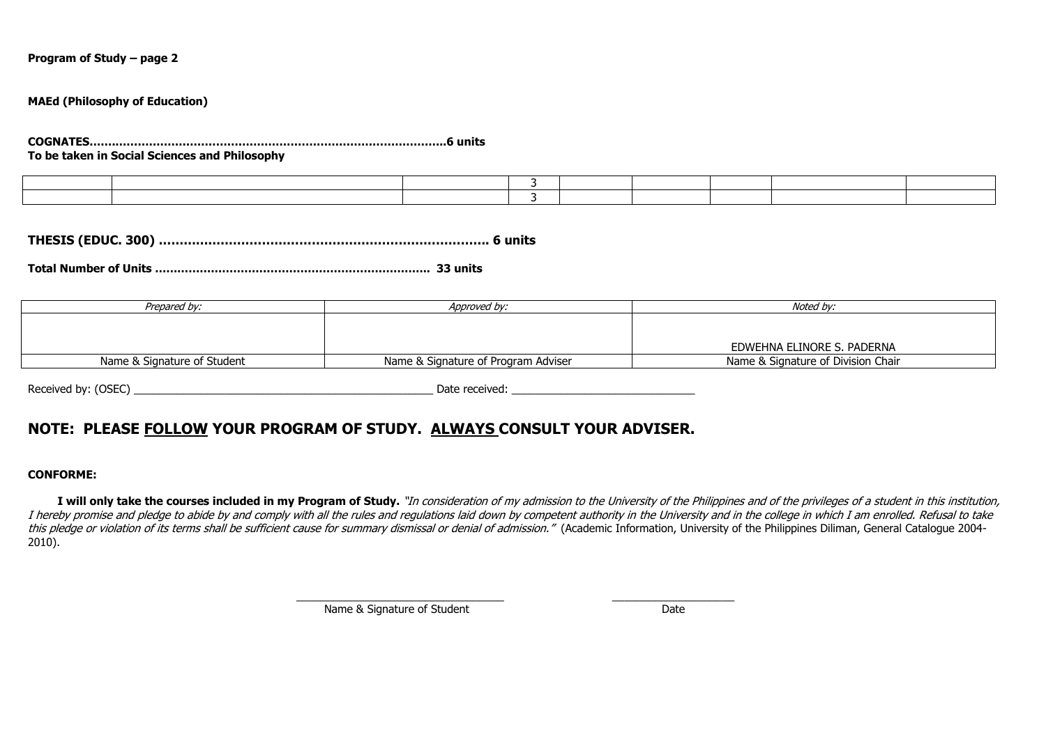**Program of Study – page 2**

**MAEd (Philosophy of Education)**

**COGNATES……………………………………………………………………………………6 units**
**To be taken in Social Sciences and Philosophy**

| | | | | | | | | |
|---|---|---|---|---|---|---|---|---|
| | | | 3 | | | | | |
| | | | 3 | | | | | |

**THESIS (EDUC. 300) ……………………………………………………………………. 6 units**

**Total Number of Units ……………………………………………………………….. 33 units**

| *Prepared by:* | *Approved by:* | *Noted by:* |
|---|---|---|
| | | EDWEHNA ELINORE S. PADERNA |
| Name & Signature of Student | Name & Signature of Program Adviser | Name & Signature of Division Chair |

Received by: (OSEC) ______________________________ Date received: ______________________

## NOTE: PLEASE FOLLOW YOUR PROGRAM OF STUDY. ALWAYS CONSULT YOUR ADVISER.

**CONFORME:**

**I will only take the courses included in my Program of Study.** *"In consideration of my admission to the University of the Philippines and of the privileges of a student in this institution, I hereby promise and pledge to abide by and comply with all the rules and regulations laid down by competent authority in the University and in the college in which I am enrolled. Refusal to take this pledge or violation of its terms shall be sufficient cause for summary dismissal or denial of admission."* (Academic Information, University of the Philippines Diliman, General Catalogue 2004-2010).

______________________________ ____________________
Name & Signature of Student Date